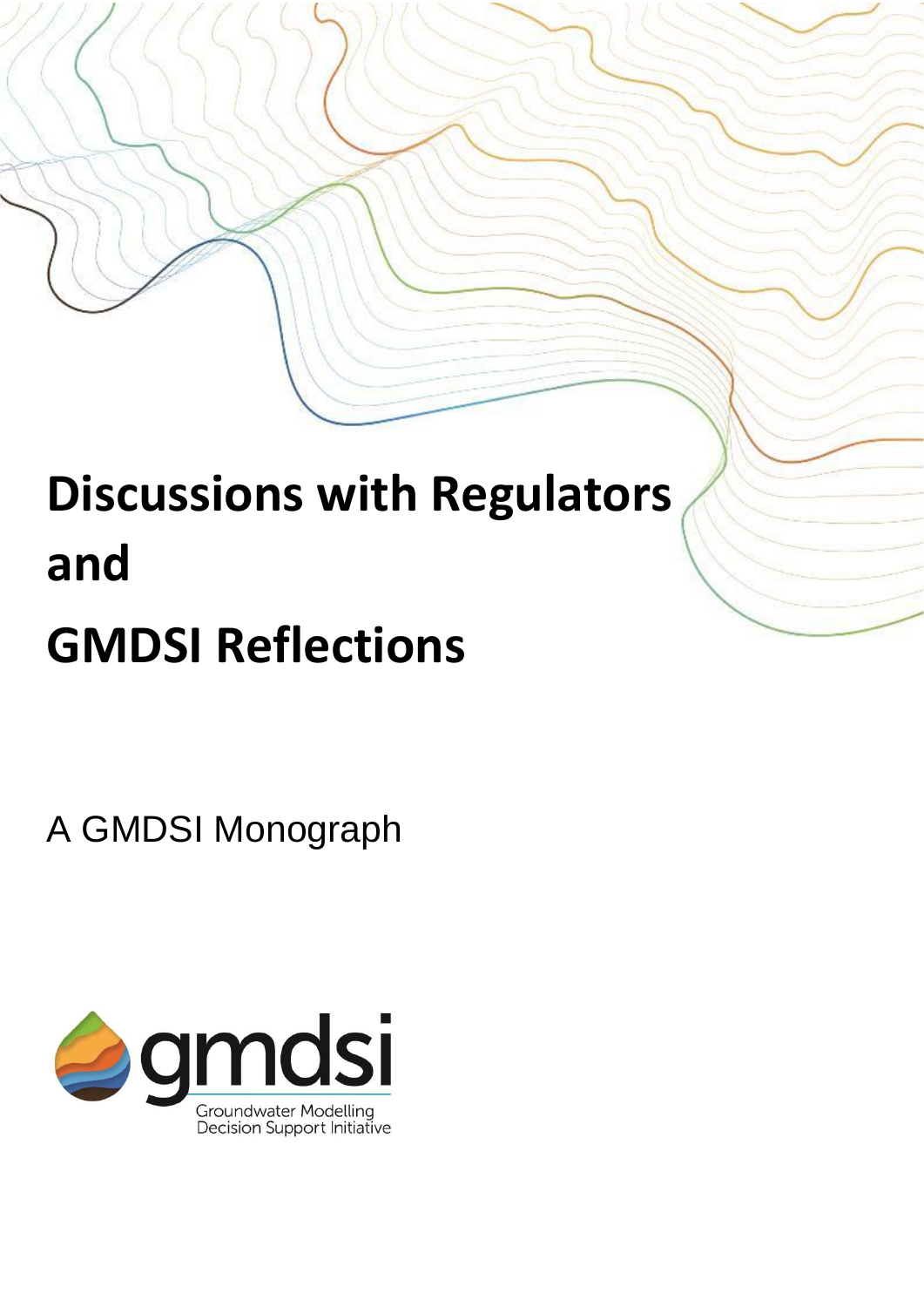# Discussions with Regulators and GMDSI Reflections

A GMDSI Monograph

gmdsi

Groundwater Modelling Decision Support Initiative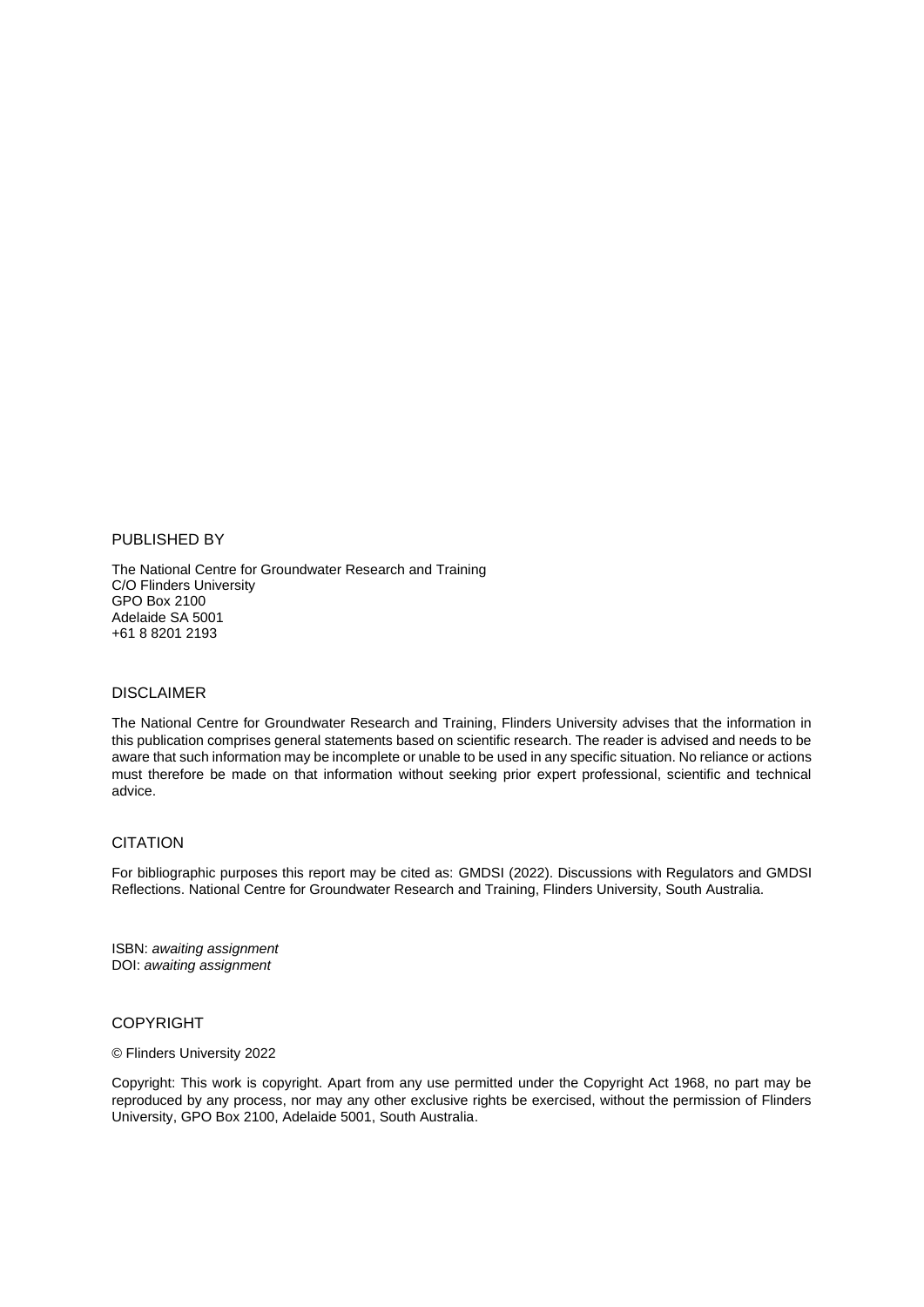## PUBLISHED BY

The National Centre for Groundwater Research and Training
C/O Flinders University
GPO Box 2100
Adelaide SA 5001
+61 8 8201 2193

## DISCLAIMER

The National Centre for Groundwater Research and Training, Flinders University advises that the information in this publication comprises general statements based on scientific research. The reader is advised and needs to be aware that such information may be incomplete or unable to be used in any specific situation. No reliance or actions must therefore be made on that information without seeking prior expert professional, scientific and technical advice.

## CITATION

For bibliographic purposes this report may be cited as: GMDSI (2022). Discussions with Regulators and GMDSI Reflections. National Centre for Groundwater Research and Training, Flinders University, South Australia.

ISBN: *awaiting assignment*
DOI: *awaiting assignment*

## COPYRIGHT

© Flinders University 2022

Copyright: This work is copyright. Apart from any use permitted under the Copyright Act 1968, no part may be reproduced by any process, nor may any other exclusive rights be exercised, without the permission of Flinders University, GPO Box 2100, Adelaide 5001, South Australia.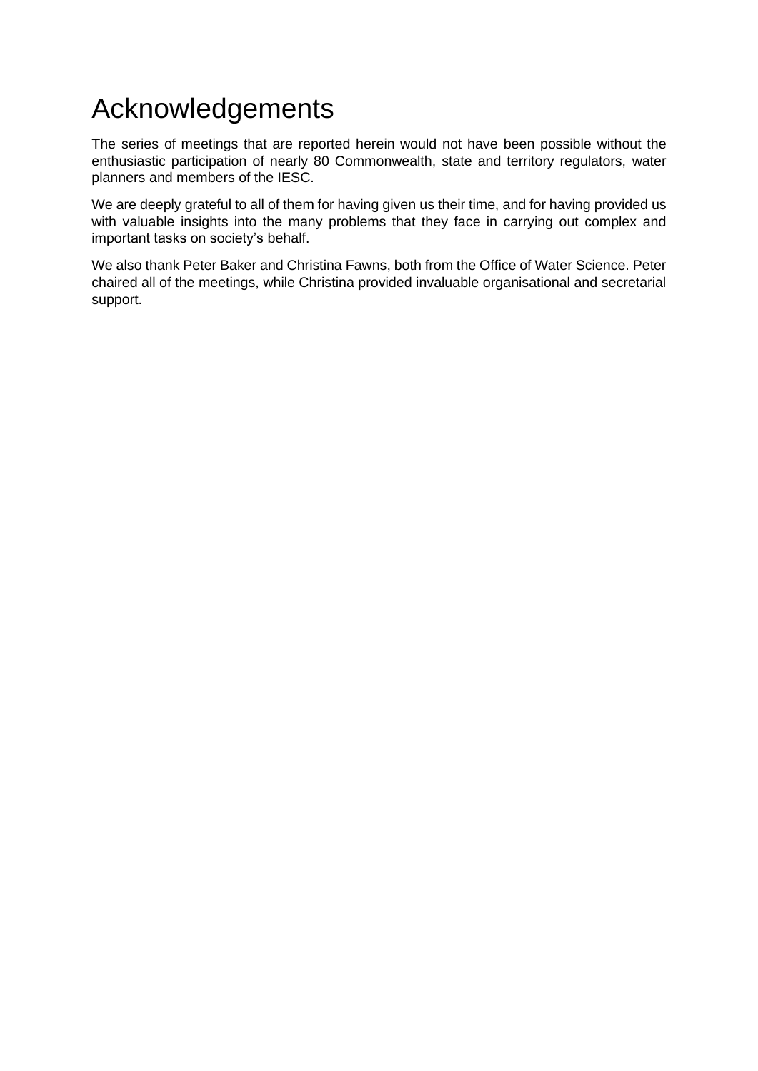# Acknowledgements

The series of meetings that are reported herein would not have been possible without the enthusiastic participation of nearly 80 Commonwealth, state and territory regulators, water planners and members of the IESC.

We are deeply grateful to all of them for having given us their time, and for having provided us with valuable insights into the many problems that they face in carrying out complex and important tasks on society's behalf.

We also thank Peter Baker and Christina Fawns, both from the Office of Water Science. Peter chaired all of the meetings, while Christina provided invaluable organisational and secretarial support.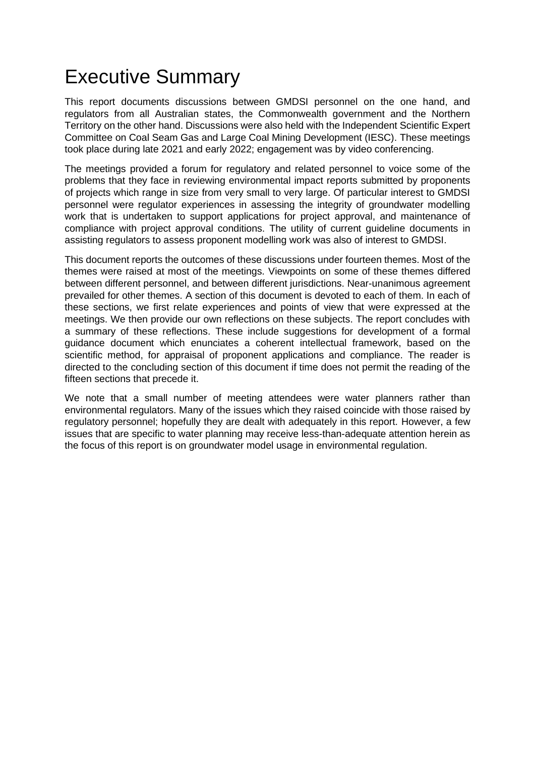# Executive Summary

This report documents discussions between GMDSI personnel on the one hand, and regulators from all Australian states, the Commonwealth government and the Northern Territory on the other hand. Discussions were also held with the Independent Scientific Expert Committee on Coal Seam Gas and Large Coal Mining Development (IESC). These meetings took place during late 2021 and early 2022; engagement was by video conferencing.

The meetings provided a forum for regulatory and related personnel to voice some of the problems that they face in reviewing environmental impact reports submitted by proponents of projects which range in size from very small to very large. Of particular interest to GMDSI personnel were regulator experiences in assessing the integrity of groundwater modelling work that is undertaken to support applications for project approval, and maintenance of compliance with project approval conditions. The utility of current guideline documents in assisting regulators to assess proponent modelling work was also of interest to GMDSI.

This document reports the outcomes of these discussions under fourteen themes. Most of the themes were raised at most of the meetings. Viewpoints on some of these themes differed between different personnel, and between different jurisdictions. Near-unanimous agreement prevailed for other themes. A section of this document is devoted to each of them. In each of these sections, we first relate experiences and points of view that were expressed at the meetings. We then provide our own reflections on these subjects. The report concludes with a summary of these reflections. These include suggestions for development of a formal guidance document which enunciates a coherent intellectual framework, based on the scientific method, for appraisal of proponent applications and compliance. The reader is directed to the concluding section of this document if time does not permit the reading of the fifteen sections that precede it.

We note that a small number of meeting attendees were water planners rather than environmental regulators. Many of the issues which they raised coincide with those raised by regulatory personnel; hopefully they are dealt with adequately in this report. However, a few issues that are specific to water planning may receive less-than-adequate attention herein as the focus of this report is on groundwater model usage in environmental regulation.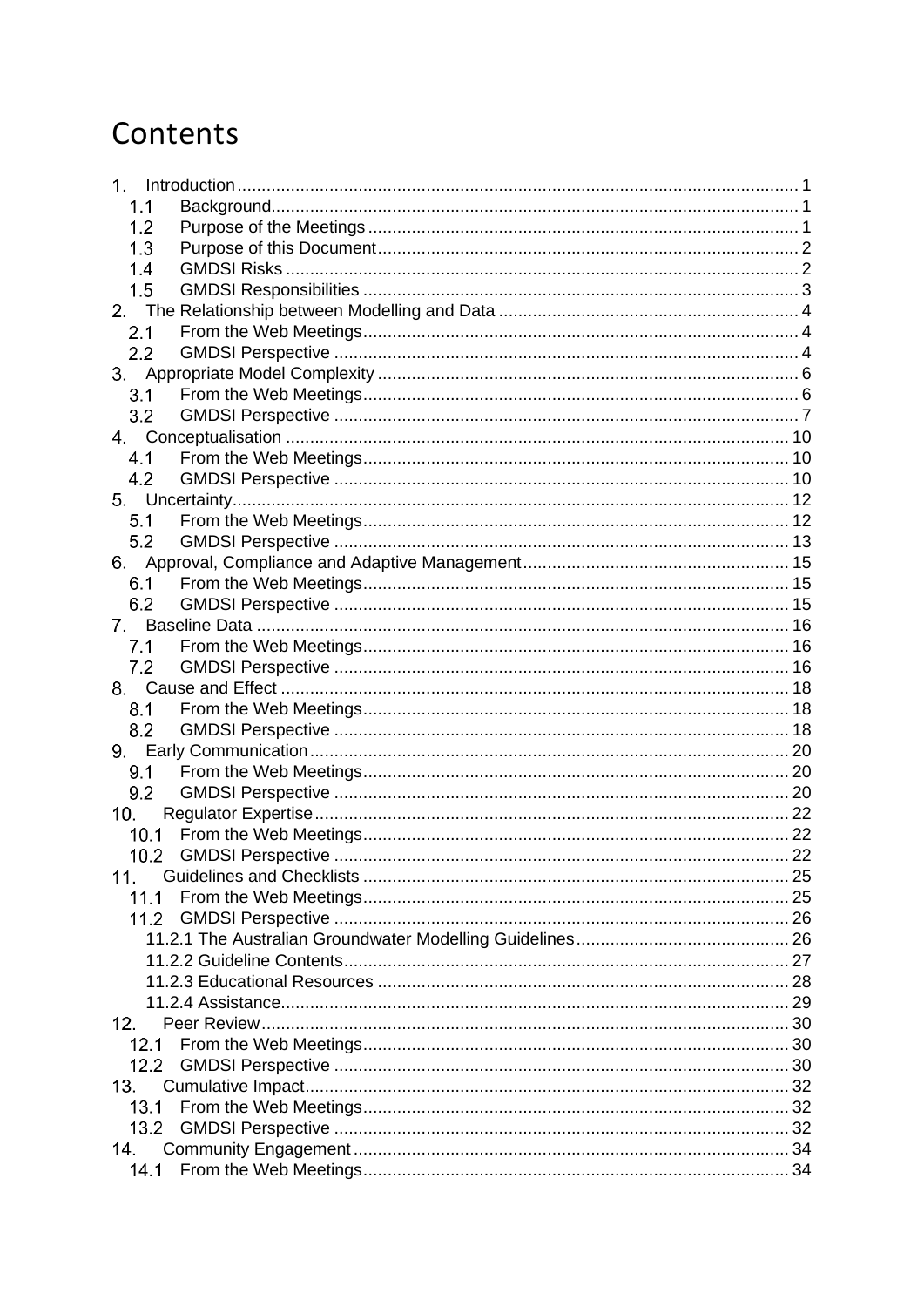# Contents

1. Introduction .......... 1
   - 1.1 Background .......... 1
   - 1.2 Purpose of the Meetings .......... 1
   - 1.3 Purpose of this Document .......... 2
   - 1.4 GMDSI Risks .......... 2
   - 1.5 GMDSI Responsibilities .......... 3
2. The Relationship between Modelling and Data .......... 4
   - 2.1 From the Web Meetings .......... 4
   - 2.2 GMDSI Perspective .......... 4
3. Appropriate Model Complexity .......... 6
   - 3.1 From the Web Meetings .......... 6
   - 3.2 GMDSI Perspective .......... 7
4. Conceptualisation .......... 10
   - 4.1 From the Web Meetings .......... 10
   - 4.2 GMDSI Perspective .......... 10
5. Uncertainty .......... 12
   - 5.1 From the Web Meetings .......... 12
   - 5.2 GMDSI Perspective .......... 13
6. Approval, Compliance and Adaptive Management .......... 15
   - 6.1 From the Web Meetings .......... 15
   - 6.2 GMDSI Perspective .......... 15
7. Baseline Data .......... 16
   - 7.1 From the Web Meetings .......... 16
   - 7.2 GMDSI Perspective .......... 16
8. Cause and Effect .......... 18
   - 8.1 From the Web Meetings .......... 18
   - 8.2 GMDSI Perspective .......... 18
9. Early Communication .......... 20
   - 9.1 From the Web Meetings .......... 20
   - 9.2 GMDSI Perspective .......... 20
10. Regulator Expertise .......... 22
    - 10.1 From the Web Meetings .......... 22
    - 10.2 GMDSI Perspective .......... 22
11. Guidelines and Checklists .......... 25
    - 11.1 From the Web Meetings .......... 25
    - 11.2 GMDSI Perspective .......... 26
      - 11.2.1 The Australian Groundwater Modelling Guidelines .......... 26
      - 11.2.2 Guideline Contents .......... 27
      - 11.2.3 Educational Resources .......... 28
      - 11.2.4 Assistance .......... 29
12. Peer Review .......... 30
    - 12.1 From the Web Meetings .......... 30
    - 12.2 GMDSI Perspective .......... 30
13. Cumulative Impact .......... 32
    - 13.1 From the Web Meetings .......... 32
    - 13.2 GMDSI Perspective .......... 32
14. Community Engagement .......... 34
    - 14.1 From the Web Meetings .......... 34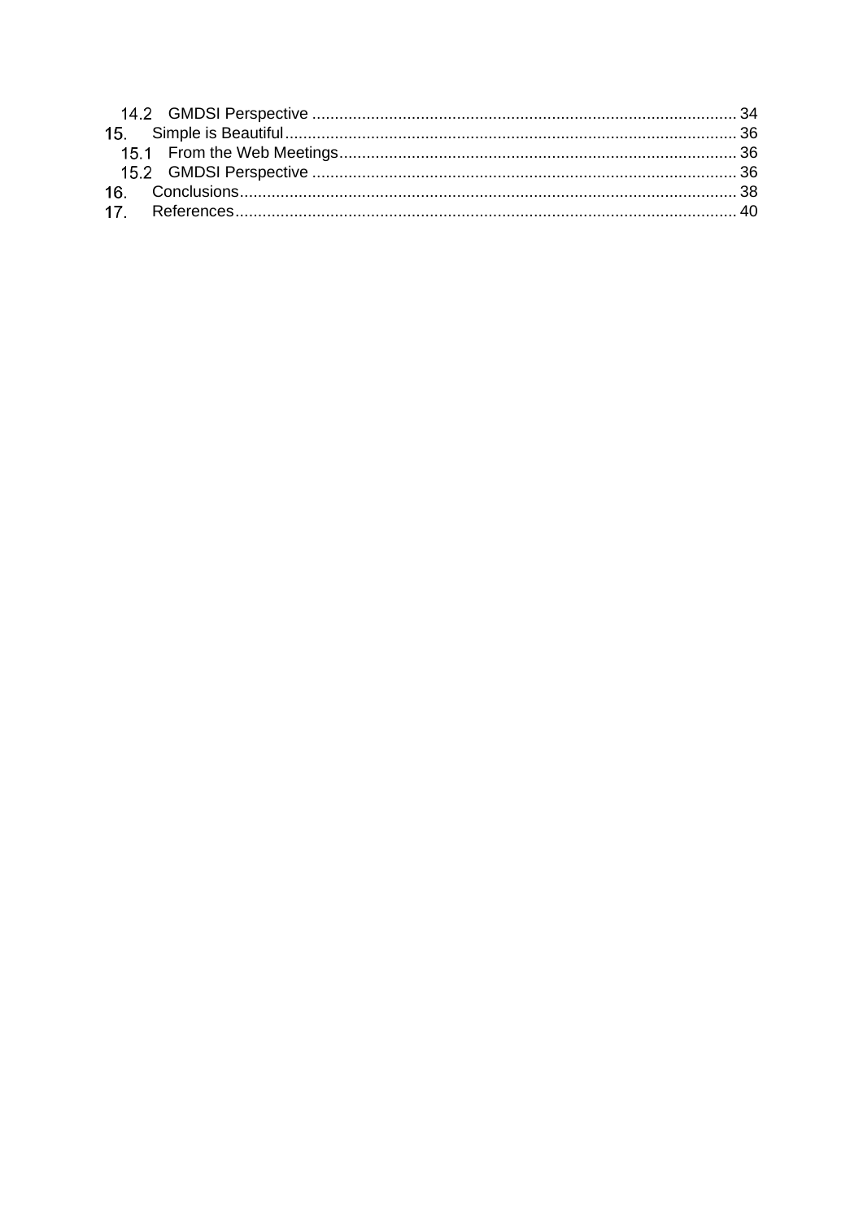14.2 GMDSI Perspective ............................................................................................. 34
15. Simple is Beautiful.................................................................................................... 36
15.1 From the Web Meetings........................................................................................ 36
15.2 GMDSI Perspective ............................................................................................. 36
16. Conclusions............................................................................................................. 38
17. References............................................................................................................... 40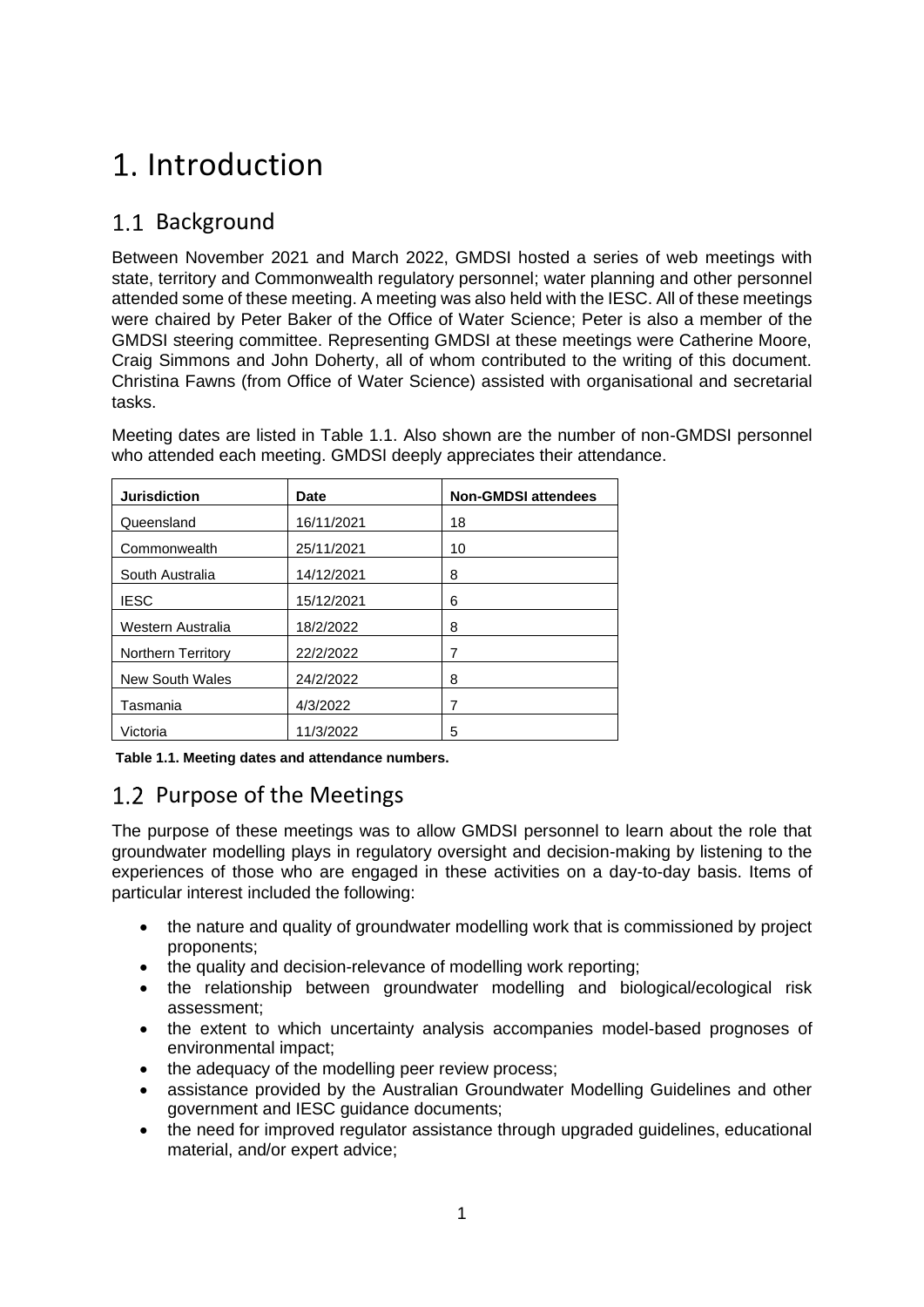# 1. Introduction

## 1.1 Background

Between November 2021 and March 2022, GMDSI hosted a series of web meetings with state, territory and Commonwealth regulatory personnel; water planning and other personnel attended some of these meeting. A meeting was also held with the IESC. All of these meetings were chaired by Peter Baker of the Office of Water Science; Peter is also a member of the GMDSI steering committee. Representing GMDSI at these meetings were Catherine Moore, Craig Simmons and John Doherty, all of whom contributed to the writing of this document. Christina Fawns (from Office of Water Science) assisted with organisational and secretarial tasks.

Meeting dates are listed in Table 1.1. Also shown are the number of non-GMDSI personnel who attended each meeting. GMDSI deeply appreciates their attendance.

| Jurisdiction | Date | Non-GMDSI attendees |
|---|---|---|
| Queensland | 16/11/2021 | 18 |
| Commonwealth | 25/11/2021 | 10 |
| South Australia | 14/12/2021 | 8 |
| IESC | 15/12/2021 | 6 |
| Western Australia | 18/2/2022 | 8 |
| Northern Territory | 22/2/2022 | 7 |
| New South Wales | 24/2/2022 | 8 |
| Tasmania | 4/3/2022 | 7 |
| Victoria | 11/3/2022 | 5 |

**Table 1.1. Meeting dates and attendance numbers.**

## 1.2 Purpose of the Meetings

The purpose of these meetings was to allow GMDSI personnel to learn about the role that groundwater modelling plays in regulatory oversight and decision-making by listening to the experiences of those who are engaged in these activities on a day-to-day basis. Items of particular interest included the following:

- the nature and quality of groundwater modelling work that is commissioned by project proponents;
- the quality and decision-relevance of modelling work reporting;
- the relationship between groundwater modelling and biological/ecological risk assessment;
- the extent to which uncertainty analysis accompanies model-based prognoses of environmental impact;
- the adequacy of the modelling peer review process;
- assistance provided by the Australian Groundwater Modelling Guidelines and other government and IESC guidance documents;
- the need for improved regulator assistance through upgraded guidelines, educational material, and/or expert advice;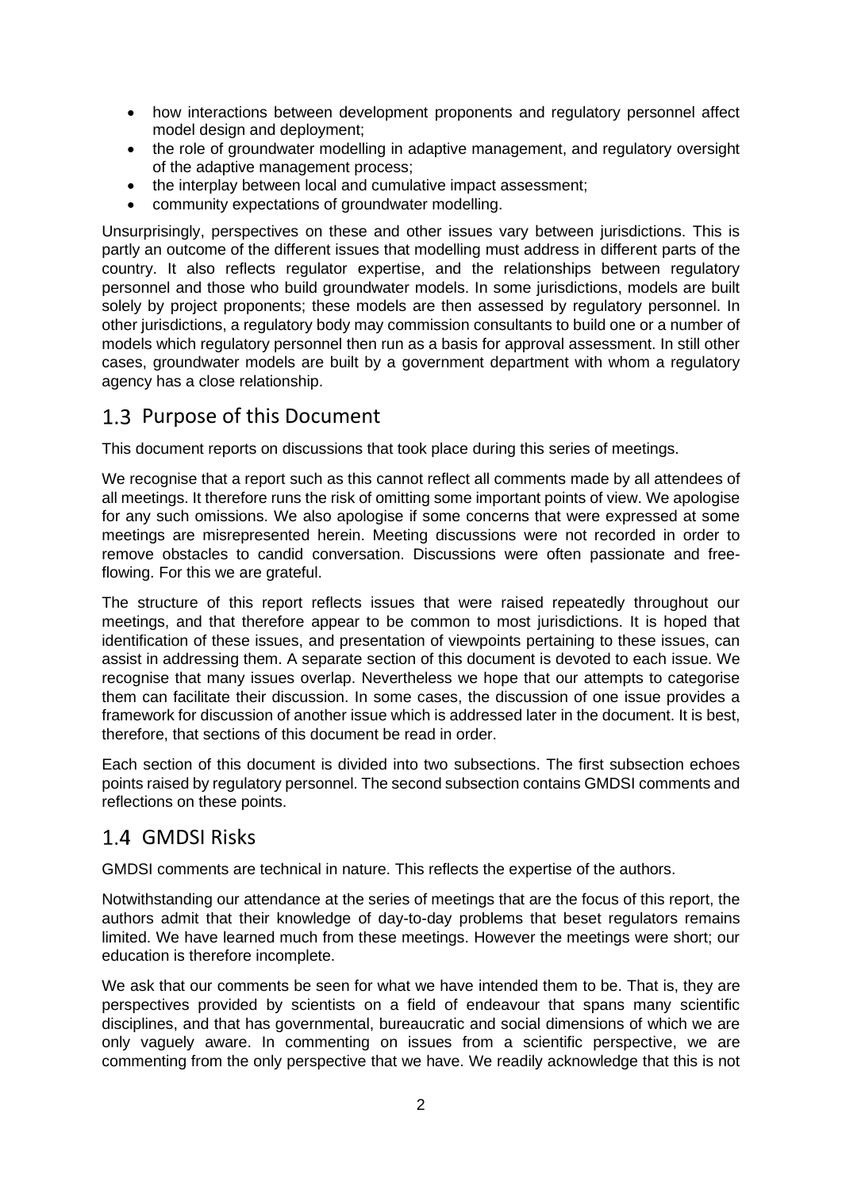- how interactions between development proponents and regulatory personnel affect model design and deployment;
- the role of groundwater modelling in adaptive management, and regulatory oversight of the adaptive management process;
- the interplay between local and cumulative impact assessment;
- community expectations of groundwater modelling.

Unsurprisingly, perspectives on these and other issues vary between jurisdictions. This is partly an outcome of the different issues that modelling must address in different parts of the country. It also reflects regulator expertise, and the relationships between regulatory personnel and those who build groundwater models. In some jurisdictions, models are built solely by project proponents; these models are then assessed by regulatory personnel. In other jurisdictions, a regulatory body may commission consultants to build one or a number of models which regulatory personnel then run as a basis for approval assessment. In still other cases, groundwater models are built by a government department with whom a regulatory agency has a close relationship.

## 1.3 Purpose of this Document

This document reports on discussions that took place during this series of meetings.

We recognise that a report such as this cannot reflect all comments made by all attendees of all meetings. It therefore runs the risk of omitting some important points of view. We apologise for any such omissions. We also apologise if some concerns that were expressed at some meetings are misrepresented herein. Meeting discussions were not recorded in order to remove obstacles to candid conversation. Discussions were often passionate and free-flowing. For this we are grateful.

The structure of this report reflects issues that were raised repeatedly throughout our meetings, and that therefore appear to be common to most jurisdictions. It is hoped that identification of these issues, and presentation of viewpoints pertaining to these issues, can assist in addressing them. A separate section of this document is devoted to each issue. We recognise that many issues overlap. Nevertheless we hope that our attempts to categorise them can facilitate their discussion. In some cases, the discussion of one issue provides a framework for discussion of another issue which is addressed later in the document. It is best, therefore, that sections of this document be read in order.

Each section of this document is divided into two subsections. The first subsection echoes points raised by regulatory personnel. The second subsection contains GMDSI comments and reflections on these points.

## 1.4 GMDSI Risks

GMDSI comments are technical in nature. This reflects the expertise of the authors.

Notwithstanding our attendance at the series of meetings that are the focus of this report, the authors admit that their knowledge of day-to-day problems that beset regulators remains limited. We have learned much from these meetings. However the meetings were short; our education is therefore incomplete.

We ask that our comments be seen for what we have intended them to be. That is, they are perspectives provided by scientists on a field of endeavour that spans many scientific disciplines, and that has governmental, bureaucratic and social dimensions of which we are only vaguely aware. In commenting on issues from a scientific perspective, we are commenting from the only perspective that we have. We readily acknowledge that this is not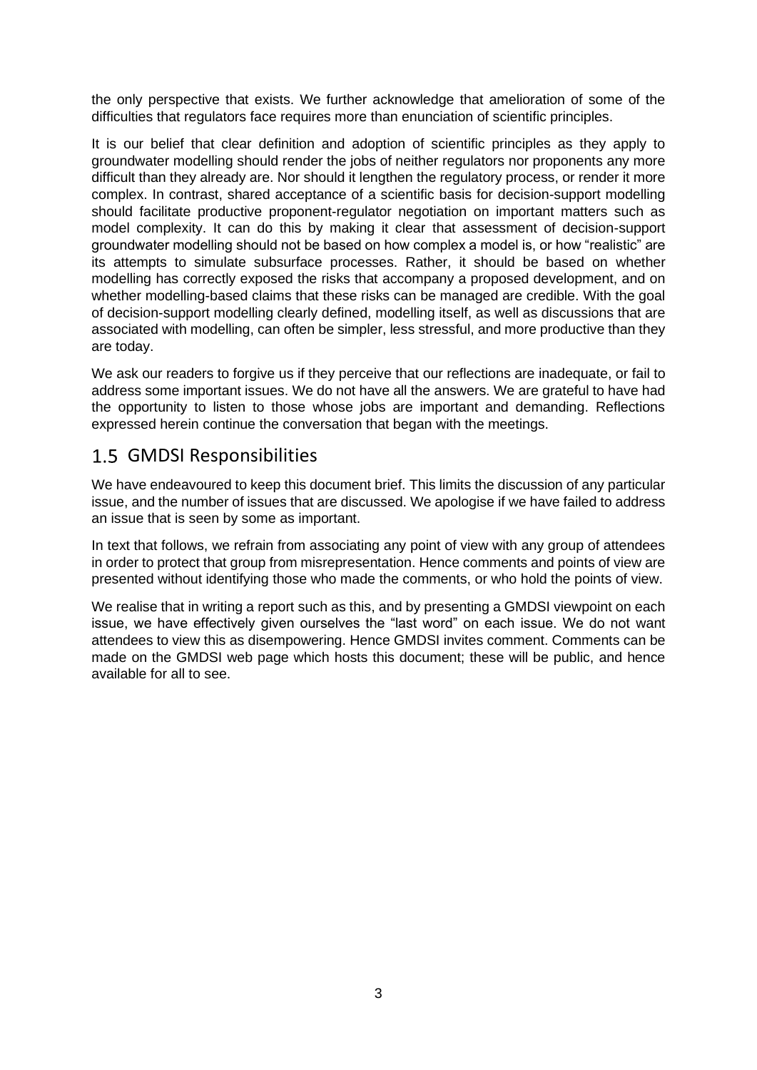the only perspective that exists. We further acknowledge that amelioration of some of the difficulties that regulators face requires more than enunciation of scientific principles.

It is our belief that clear definition and adoption of scientific principles as they apply to groundwater modelling should render the jobs of neither regulators nor proponents any more difficult than they already are. Nor should it lengthen the regulatory process, or render it more complex. In contrast, shared acceptance of a scientific basis for decision-support modelling should facilitate productive proponent-regulator negotiation on important matters such as model complexity. It can do this by making it clear that assessment of decision-support groundwater modelling should not be based on how complex a model is, or how "realistic" are its attempts to simulate subsurface processes. Rather, it should be based on whether modelling has correctly exposed the risks that accompany a proposed development, and on whether modelling-based claims that these risks can be managed are credible. With the goal of decision-support modelling clearly defined, modelling itself, as well as discussions that are associated with modelling, can often be simpler, less stressful, and more productive than they are today.

We ask our readers to forgive us if they perceive that our reflections are inadequate, or fail to address some important issues. We do not have all the answers. We are grateful to have had the opportunity to listen to those whose jobs are important and demanding. Reflections expressed herein continue the conversation that began with the meetings.

## 1.5 GMDSI Responsibilities

We have endeavoured to keep this document brief. This limits the discussion of any particular issue, and the number of issues that are discussed. We apologise if we have failed to address an issue that is seen by some as important.

In text that follows, we refrain from associating any point of view with any group of attendees in order to protect that group from misrepresentation. Hence comments and points of view are presented without identifying those who made the comments, or who hold the points of view.

We realise that in writing a report such as this, and by presenting a GMDSI viewpoint on each issue, we have effectively given ourselves the "last word" on each issue. We do not want attendees to view this as disempowering. Hence GMDSI invites comment. Comments can be made on the GMDSI web page which hosts this document; these will be public, and hence available for all to see.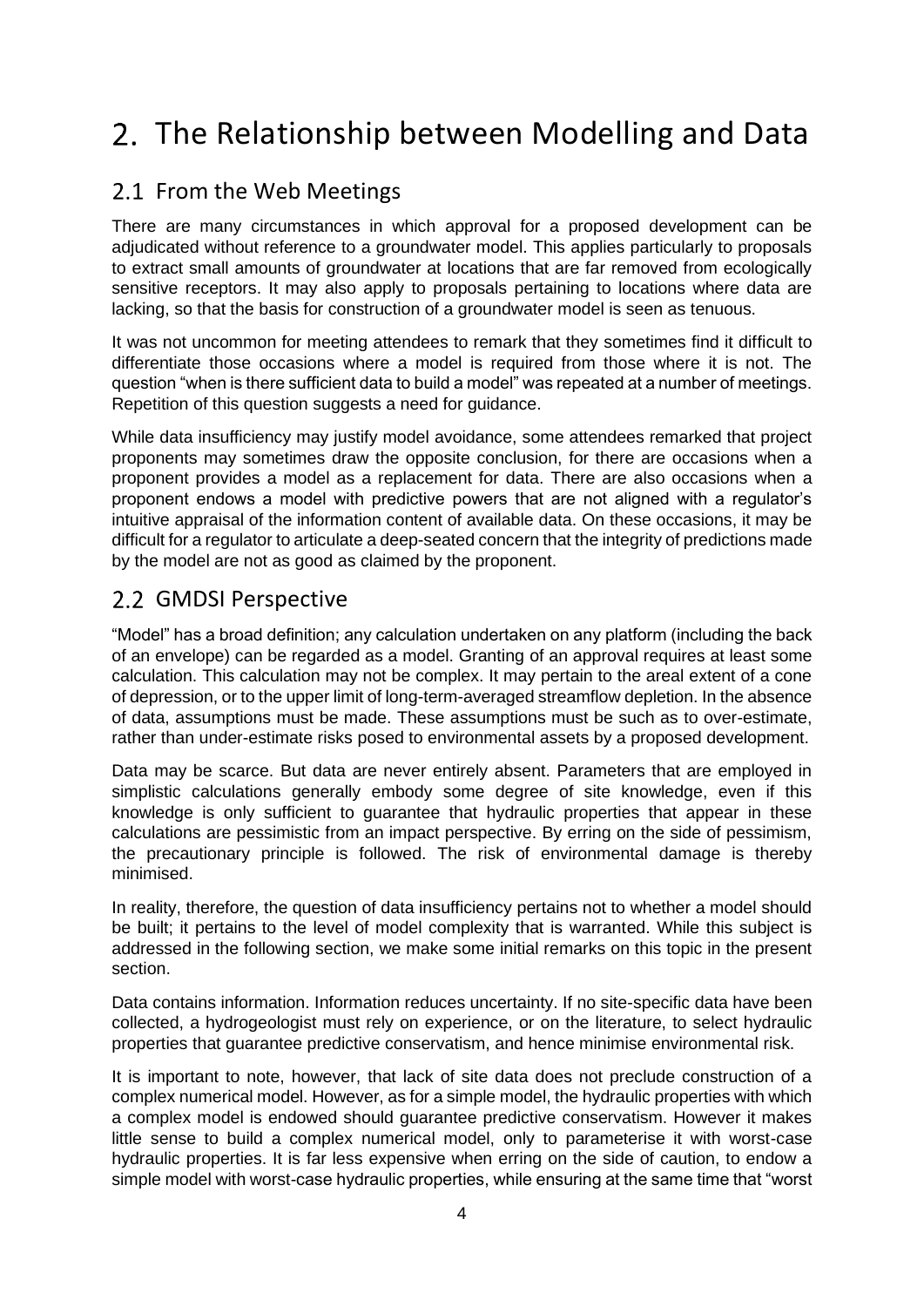# 2. The Relationship between Modelling and Data

## 2.1 From the Web Meetings

There are many circumstances in which approval for a proposed development can be adjudicated without reference to a groundwater model. This applies particularly to proposals to extract small amounts of groundwater at locations that are far removed from ecologically sensitive receptors. It may also apply to proposals pertaining to locations where data are lacking, so that the basis for construction of a groundwater model is seen as tenuous.

It was not uncommon for meeting attendees to remark that they sometimes find it difficult to differentiate those occasions where a model is required from those where it is not. The question "when is there sufficient data to build a model" was repeated at a number of meetings. Repetition of this question suggests a need for guidance.

While data insufficiency may justify model avoidance, some attendees remarked that project proponents may sometimes draw the opposite conclusion, for there are occasions when a proponent provides a model as a replacement for data. There are also occasions when a proponent endows a model with predictive powers that are not aligned with a regulator's intuitive appraisal of the information content of available data. On these occasions, it may be difficult for a regulator to articulate a deep-seated concern that the integrity of predictions made by the model are not as good as claimed by the proponent.

## 2.2 GMDSI Perspective

"Model" has a broad definition; any calculation undertaken on any platform (including the back of an envelope) can be regarded as a model. Granting of an approval requires at least some calculation. This calculation may not be complex. It may pertain to the areal extent of a cone of depression, or to the upper limit of long-term-averaged streamflow depletion. In the absence of data, assumptions must be made. These assumptions must be such as to over-estimate, rather than under-estimate risks posed to environmental assets by a proposed development.

Data may be scarce. But data are never entirely absent. Parameters that are employed in simplistic calculations generally embody some degree of site knowledge, even if this knowledge is only sufficient to guarantee that hydraulic properties that appear in these calculations are pessimistic from an impact perspective. By erring on the side of pessimism, the precautionary principle is followed. The risk of environmental damage is thereby minimised.

In reality, therefore, the question of data insufficiency pertains not to whether a model should be built; it pertains to the level of model complexity that is warranted. While this subject is addressed in the following section, we make some initial remarks on this topic in the present section.

Data contains information. Information reduces uncertainty. If no site-specific data have been collected, a hydrogeologist must rely on experience, or on the literature, to select hydraulic properties that guarantee predictive conservatism, and hence minimise environmental risk.

It is important to note, however, that lack of site data does not preclude construction of a complex numerical model. However, as for a simple model, the hydraulic properties with which a complex model is endowed should guarantee predictive conservatism. However it makes little sense to build a complex numerical model, only to parameterise it with worst-case hydraulic properties. It is far less expensive when erring on the side of caution, to endow a simple model with worst-case hydraulic properties, while ensuring at the same time that "worst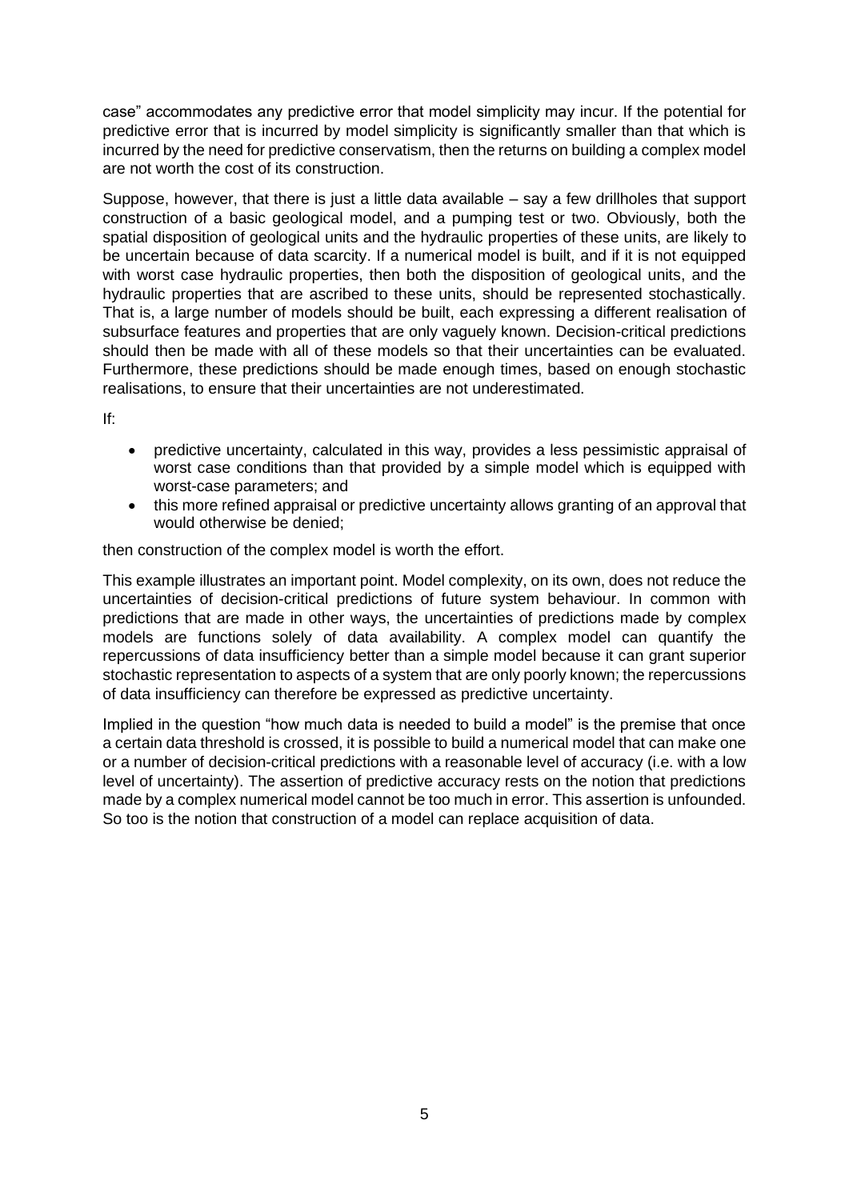case" accommodates any predictive error that model simplicity may incur. If the potential for predictive error that is incurred by model simplicity is significantly smaller than that which is incurred by the need for predictive conservatism, then the returns on building a complex model are not worth the cost of its construction.

Suppose, however, that there is just a little data available – say a few drillholes that support construction of a basic geological model, and a pumping test or two. Obviously, both the spatial disposition of geological units and the hydraulic properties of these units, are likely to be uncertain because of data scarcity. If a numerical model is built, and if it is not equipped with worst case hydraulic properties, then both the disposition of geological units, and the hydraulic properties that are ascribed to these units, should be represented stochastically. That is, a large number of models should be built, each expressing a different realisation of subsurface features and properties that are only vaguely known. Decision-critical predictions should then be made with all of these models so that their uncertainties can be evaluated. Furthermore, these predictions should be made enough times, based on enough stochastic realisations, to ensure that their uncertainties are not underestimated.

If:

- predictive uncertainty, calculated in this way, provides a less pessimistic appraisal of worst case conditions than that provided by a simple model which is equipped with worst-case parameters; and
- this more refined appraisal or predictive uncertainty allows granting of an approval that would otherwise be denied;

then construction of the complex model is worth the effort.

This example illustrates an important point. Model complexity, on its own, does not reduce the uncertainties of decision-critical predictions of future system behaviour. In common with predictions that are made in other ways, the uncertainties of predictions made by complex models are functions solely of data availability. A complex model can quantify the repercussions of data insufficiency better than a simple model because it can grant superior stochastic representation to aspects of a system that are only poorly known; the repercussions of data insufficiency can therefore be expressed as predictive uncertainty.

Implied in the question "how much data is needed to build a model" is the premise that once a certain data threshold is crossed, it is possible to build a numerical model that can make one or a number of decision-critical predictions with a reasonable level of accuracy (i.e. with a low level of uncertainty). The assertion of predictive accuracy rests on the notion that predictions made by a complex numerical model cannot be too much in error. This assertion is unfounded. So too is the notion that construction of a model can replace acquisition of data.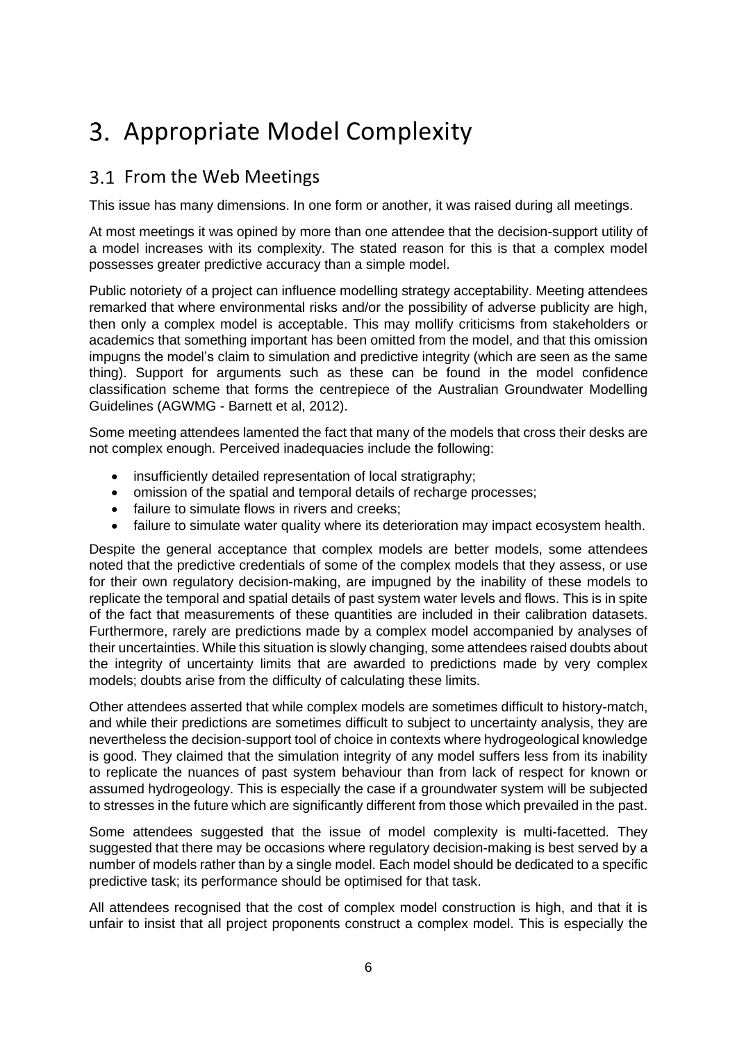# 3. Appropriate Model Complexity

## 3.1 From the Web Meetings

This issue has many dimensions. In one form or another, it was raised during all meetings.

At most meetings it was opined by more than one attendee that the decision-support utility of a model increases with its complexity. The stated reason for this is that a complex model possesses greater predictive accuracy than a simple model.

Public notoriety of a project can influence modelling strategy acceptability. Meeting attendees remarked that where environmental risks and/or the possibility of adverse publicity are high, then only a complex model is acceptable. This may mollify criticisms from stakeholders or academics that something important has been omitted from the model, and that this omission impugns the model's claim to simulation and predictive integrity (which are seen as the same thing). Support for arguments such as these can be found in the model confidence classification scheme that forms the centrepiece of the Australian Groundwater Modelling Guidelines (AGWMG - Barnett et al, 2012).

Some meeting attendees lamented the fact that many of the models that cross their desks are not complex enough. Perceived inadequacies include the following:

- insufficiently detailed representation of local stratigraphy;
- omission of the spatial and temporal details of recharge processes;
- failure to simulate flows in rivers and creeks;
- failure to simulate water quality where its deterioration may impact ecosystem health.

Despite the general acceptance that complex models are better models, some attendees noted that the predictive credentials of some of the complex models that they assess, or use for their own regulatory decision-making, are impugned by the inability of these models to replicate the temporal and spatial details of past system water levels and flows. This is in spite of the fact that measurements of these quantities are included in their calibration datasets. Furthermore, rarely are predictions made by a complex model accompanied by analyses of their uncertainties. While this situation is slowly changing, some attendees raised doubts about the integrity of uncertainty limits that are awarded to predictions made by very complex models; doubts arise from the difficulty of calculating these limits.

Other attendees asserted that while complex models are sometimes difficult to history-match, and while their predictions are sometimes difficult to subject to uncertainty analysis, they are nevertheless the decision-support tool of choice in contexts where hydrogeological knowledge is good. They claimed that the simulation integrity of any model suffers less from its inability to replicate the nuances of past system behaviour than from lack of respect for known or assumed hydrogeology. This is especially the case if a groundwater system will be subjected to stresses in the future which are significantly different from those which prevailed in the past.

Some attendees suggested that the issue of model complexity is multi-facetted. They suggested that there may be occasions where regulatory decision-making is best served by a number of models rather than by a single model. Each model should be dedicated to a specific predictive task; its performance should be optimised for that task.

All attendees recognised that the cost of complex model construction is high, and that it is unfair to insist that all project proponents construct a complex model. This is especially the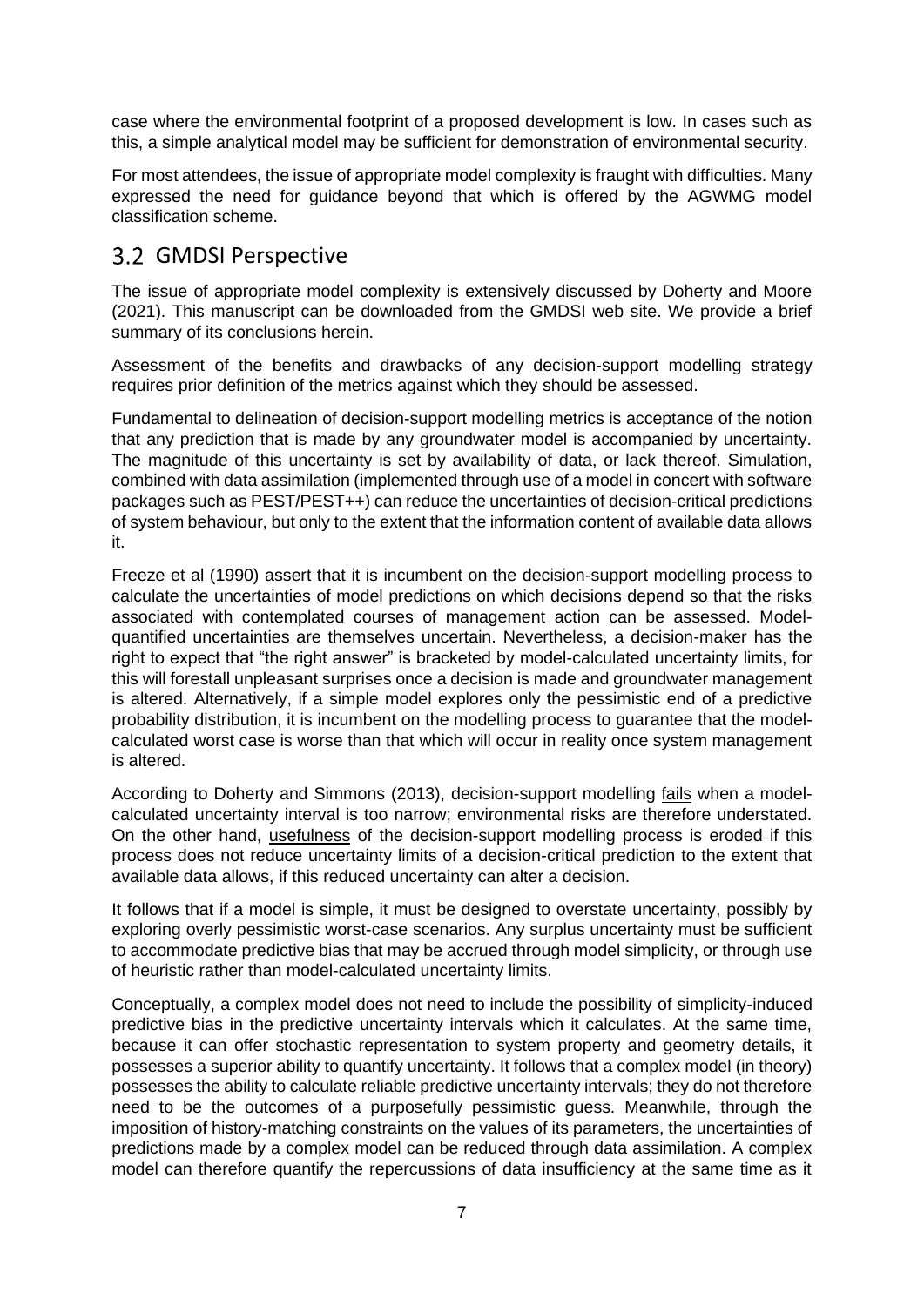case where the environmental footprint of a proposed development is low. In cases such as this, a simple analytical model may be sufficient for demonstration of environmental security.

For most attendees, the issue of appropriate model complexity is fraught with difficulties. Many expressed the need for guidance beyond that which is offered by the AGWMG model classification scheme.

## 3.2 GMDSI Perspective

The issue of appropriate model complexity is extensively discussed by Doherty and Moore (2021). This manuscript can be downloaded from the GMDSI web site. We provide a brief summary of its conclusions herein.

Assessment of the benefits and drawbacks of any decision-support modelling strategy requires prior definition of the metrics against which they should be assessed.

Fundamental to delineation of decision-support modelling metrics is acceptance of the notion that any prediction that is made by any groundwater model is accompanied by uncertainty. The magnitude of this uncertainty is set by availability of data, or lack thereof. Simulation, combined with data assimilation (implemented through use of a model in concert with software packages such as PEST/PEST++) can reduce the uncertainties of decision-critical predictions of system behaviour, but only to the extent that the information content of available data allows it.

Freeze et al (1990) assert that it is incumbent on the decision-support modelling process to calculate the uncertainties of model predictions on which decisions depend so that the risks associated with contemplated courses of management action can be assessed. Model-quantified uncertainties are themselves uncertain. Nevertheless, a decision-maker has the right to expect that "the right answer" is bracketed by model-calculated uncertainty limits, for this will forestall unpleasant surprises once a decision is made and groundwater management is altered. Alternatively, if a simple model explores only the pessimistic end of a predictive probability distribution, it is incumbent on the modelling process to guarantee that the model-calculated worst case is worse than that which will occur in reality once system management is altered.

According to Doherty and Simmons (2013), decision-support modelling fails when a model-calculated uncertainty interval is too narrow; environmental risks are therefore understated. On the other hand, usefulness of the decision-support modelling process is eroded if this process does not reduce uncertainty limits of a decision-critical prediction to the extent that available data allows, if this reduced uncertainty can alter a decision.

It follows that if a model is simple, it must be designed to overstate uncertainty, possibly by exploring overly pessimistic worst-case scenarios. Any surplus uncertainty must be sufficient to accommodate predictive bias that may be accrued through model simplicity, or through use of heuristic rather than model-calculated uncertainty limits.

Conceptually, a complex model does not need to include the possibility of simplicity-induced predictive bias in the predictive uncertainty intervals which it calculates. At the same time, because it can offer stochastic representation to system property and geometry details, it possesses a superior ability to quantify uncertainty. It follows that a complex model (in theory) possesses the ability to calculate reliable predictive uncertainty intervals; they do not therefore need to be the outcomes of a purposefully pessimistic guess. Meanwhile, through the imposition of history-matching constraints on the values of its parameters, the uncertainties of predictions made by a complex model can be reduced through data assimilation. A complex model can therefore quantify the repercussions of data insufficiency at the same time as it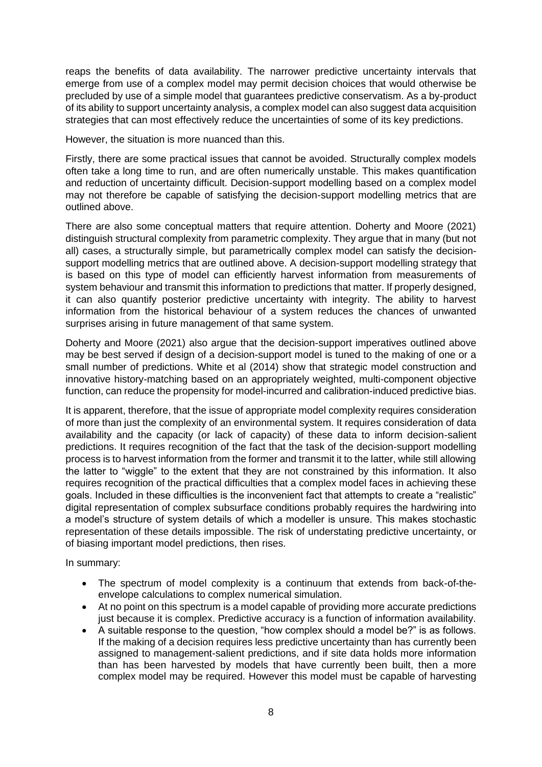reaps the benefits of data availability. The narrower predictive uncertainty intervals that emerge from use of a complex model may permit decision choices that would otherwise be precluded by use of a simple model that guarantees predictive conservatism. As a by-product of its ability to support uncertainty analysis, a complex model can also suggest data acquisition strategies that can most effectively reduce the uncertainties of some of its key predictions.

However, the situation is more nuanced than this.

Firstly, there are some practical issues that cannot be avoided. Structurally complex models often take a long time to run, and are often numerically unstable. This makes quantification and reduction of uncertainty difficult. Decision-support modelling based on a complex model may not therefore be capable of satisfying the decision-support modelling metrics that are outlined above.

There are also some conceptual matters that require attention. Doherty and Moore (2021) distinguish structural complexity from parametric complexity. They argue that in many (but not all) cases, a structurally simple, but parametrically complex model can satisfy the decision-support modelling metrics that are outlined above. A decision-support modelling strategy that is based on this type of model can efficiently harvest information from measurements of system behaviour and transmit this information to predictions that matter. If properly designed, it can also quantify posterior predictive uncertainty with integrity. The ability to harvest information from the historical behaviour of a system reduces the chances of unwanted surprises arising in future management of that same system.

Doherty and Moore (2021) also argue that the decision-support imperatives outlined above may be best served if design of a decision-support model is tuned to the making of one or a small number of predictions. White et al (2014) show that strategic model construction and innovative history-matching based on an appropriately weighted, multi-component objective function, can reduce the propensity for model-incurred and calibration-induced predictive bias.

It is apparent, therefore, that the issue of appropriate model complexity requires consideration of more than just the complexity of an environmental system. It requires consideration of data availability and the capacity (or lack of capacity) of these data to inform decision-salient predictions. It requires recognition of the fact that the task of the decision-support modelling process is to harvest information from the former and transmit it to the latter, while still allowing the latter to "wiggle" to the extent that they are not constrained by this information. It also requires recognition of the practical difficulties that a complex model faces in achieving these goals. Included in these difficulties is the inconvenient fact that attempts to create a "realistic" digital representation of complex subsurface conditions probably requires the hardwiring into a model's structure of system details of which a modeller is unsure. This makes stochastic representation of these details impossible. The risk of understating predictive uncertainty, or of biasing important model predictions, then rises.

In summary:

- The spectrum of model complexity is a continuum that extends from back-of-the-envelope calculations to complex numerical simulation.
- At no point on this spectrum is a model capable of providing more accurate predictions just because it is complex. Predictive accuracy is a function of information availability.
- A suitable response to the question, "how complex should a model be?" is as follows. If the making of a decision requires less predictive uncertainty than has currently been assigned to management-salient predictions, and if site data holds more information than has been harvested by models that have currently been built, then a more complex model may be required. However this model must be capable of harvesting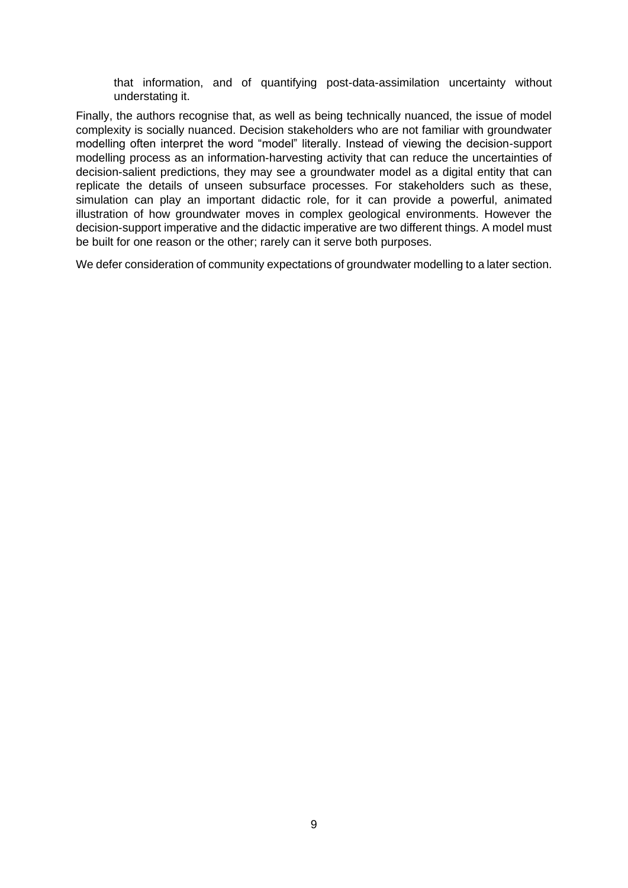that information, and of quantifying post-data-assimilation uncertainty without understating it.

Finally, the authors recognise that, as well as being technically nuanced, the issue of model complexity is socially nuanced. Decision stakeholders who are not familiar with groundwater modelling often interpret the word “model” literally. Instead of viewing the decision-support modelling process as an information-harvesting activity that can reduce the uncertainties of decision-salient predictions, they may see a groundwater model as a digital entity that can replicate the details of unseen subsurface processes. For stakeholders such as these, simulation can play an important didactic role, for it can provide a powerful, animated illustration of how groundwater moves in complex geological environments. However the decision-support imperative and the didactic imperative are two different things. A model must be built for one reason or the other; rarely can it serve both purposes.

We defer consideration of community expectations of groundwater modelling to a later section.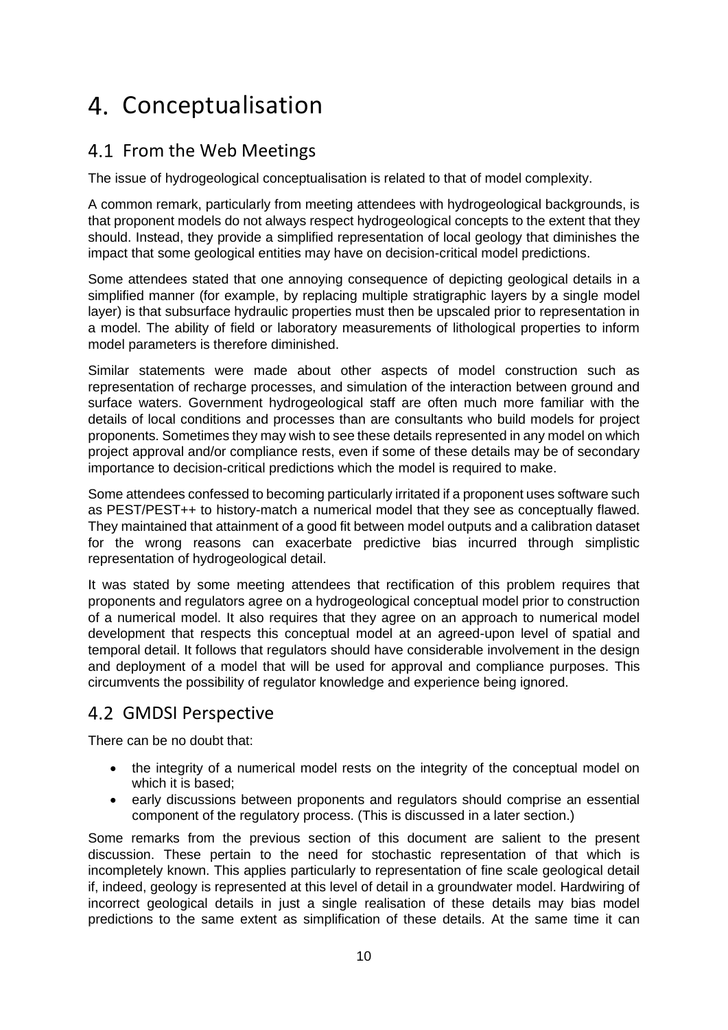# 4. Conceptualisation

## 4.1 From the Web Meetings

The issue of hydrogeological conceptualisation is related to that of model complexity.

A common remark, particularly from meeting attendees with hydrogeological backgrounds, is that proponent models do not always respect hydrogeological concepts to the extent that they should. Instead, they provide a simplified representation of local geology that diminishes the impact that some geological entities may have on decision-critical model predictions.

Some attendees stated that one annoying consequence of depicting geological details in a simplified manner (for example, by replacing multiple stratigraphic layers by a single model layer) is that subsurface hydraulic properties must then be upscaled prior to representation in a model. The ability of field or laboratory measurements of lithological properties to inform model parameters is therefore diminished.

Similar statements were made about other aspects of model construction such as representation of recharge processes, and simulation of the interaction between ground and surface waters. Government hydrogeological staff are often much more familiar with the details of local conditions and processes than are consultants who build models for project proponents. Sometimes they may wish to see these details represented in any model on which project approval and/or compliance rests, even if some of these details may be of secondary importance to decision-critical predictions which the model is required to make.

Some attendees confessed to becoming particularly irritated if a proponent uses software such as PEST/PEST++ to history-match a numerical model that they see as conceptually flawed. They maintained that attainment of a good fit between model outputs and a calibration dataset for the wrong reasons can exacerbate predictive bias incurred through simplistic representation of hydrogeological detail.

It was stated by some meeting attendees that rectification of this problem requires that proponents and regulators agree on a hydrogeological conceptual model prior to construction of a numerical model. It also requires that they agree on an approach to numerical model development that respects this conceptual model at an agreed-upon level of spatial and temporal detail. It follows that regulators should have considerable involvement in the design and deployment of a model that will be used for approval and compliance purposes. This circumvents the possibility of regulator knowledge and experience being ignored.

## 4.2 GMDSI Perspective

There can be no doubt that:

- the integrity of a numerical model rests on the integrity of the conceptual model on which it is based;
- early discussions between proponents and regulators should comprise an essential component of the regulatory process. (This is discussed in a later section.)

Some remarks from the previous section of this document are salient to the present discussion. These pertain to the need for stochastic representation of that which is incompletely known. This applies particularly to representation of fine scale geological detail if, indeed, geology is represented at this level of detail in a groundwater model. Hardwiring of incorrect geological details in just a single realisation of these details may bias model predictions to the same extent as simplification of these details. At the same time it can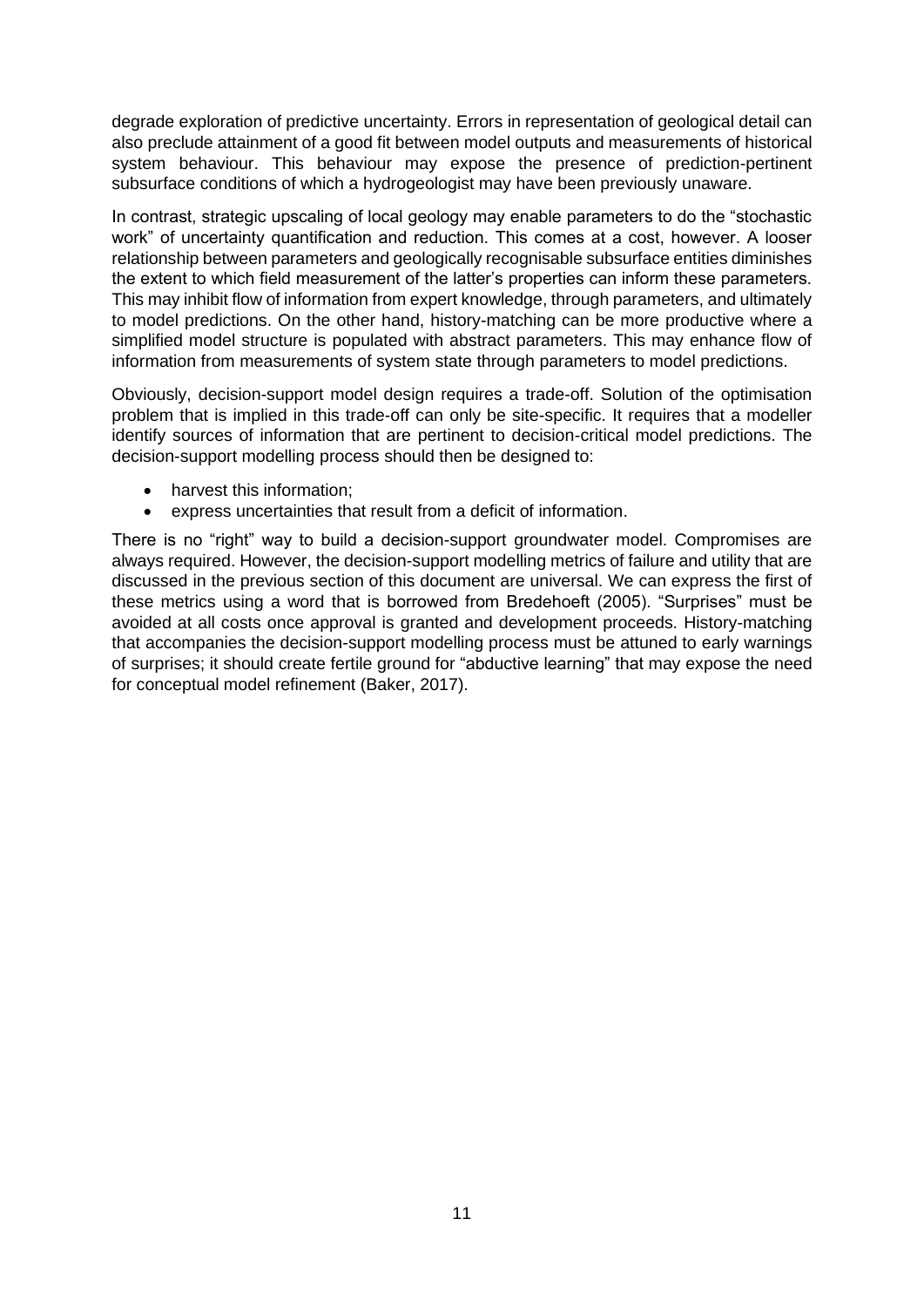degrade exploration of predictive uncertainty. Errors in representation of geological detail can also preclude attainment of a good fit between model outputs and measurements of historical system behaviour. This behaviour may expose the presence of prediction-pertinent subsurface conditions of which a hydrogeologist may have been previously unaware.

In contrast, strategic upscaling of local geology may enable parameters to do the "stochastic work" of uncertainty quantification and reduction. This comes at a cost, however. A looser relationship between parameters and geologically recognisable subsurface entities diminishes the extent to which field measurement of the latter's properties can inform these parameters. This may inhibit flow of information from expert knowledge, through parameters, and ultimately to model predictions. On the other hand, history-matching can be more productive where a simplified model structure is populated with abstract parameters. This may enhance flow of information from measurements of system state through parameters to model predictions.

Obviously, decision-support model design requires a trade-off. Solution of the optimisation problem that is implied in this trade-off can only be site-specific. It requires that a modeller identify sources of information that are pertinent to decision-critical model predictions. The decision-support modelling process should then be designed to:

- harvest this information;
- express uncertainties that result from a deficit of information.

There is no "right" way to build a decision-support groundwater model. Compromises are always required. However, the decision-support modelling metrics of failure and utility that are discussed in the previous section of this document are universal. We can express the first of these metrics using a word that is borrowed from Bredehoeft (2005). "Surprises" must be avoided at all costs once approval is granted and development proceeds. History-matching that accompanies the decision-support modelling process must be attuned to early warnings of surprises; it should create fertile ground for "abductive learning" that may expose the need for conceptual model refinement (Baker, 2017).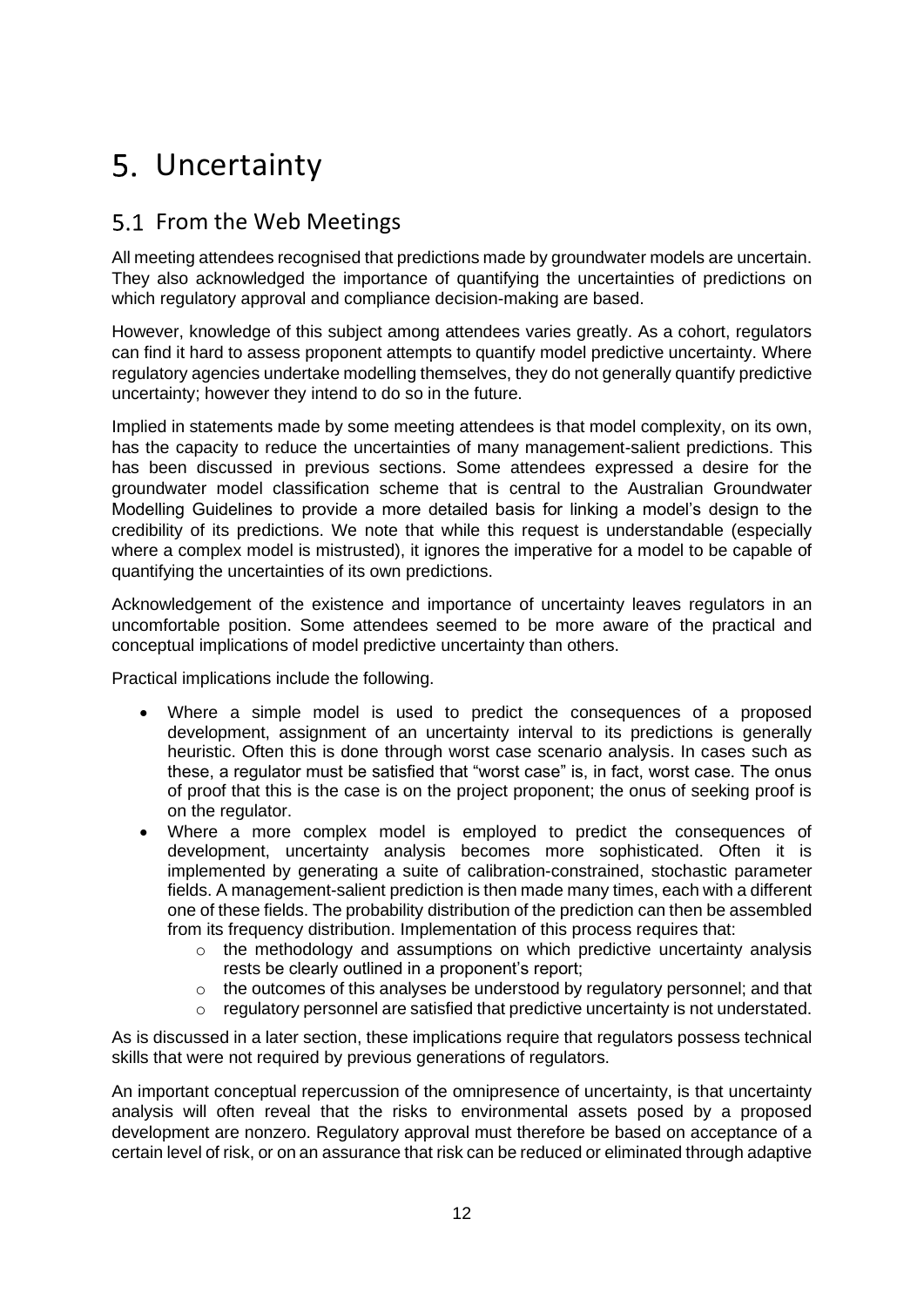# 5. Uncertainty

## 5.1 From the Web Meetings

All meeting attendees recognised that predictions made by groundwater models are uncertain. They also acknowledged the importance of quantifying the uncertainties of predictions on which regulatory approval and compliance decision-making are based.

However, knowledge of this subject among attendees varies greatly. As a cohort, regulators can find it hard to assess proponent attempts to quantify model predictive uncertainty. Where regulatory agencies undertake modelling themselves, they do not generally quantify predictive uncertainty; however they intend to do so in the future.

Implied in statements made by some meeting attendees is that model complexity, on its own, has the capacity to reduce the uncertainties of many management-salient predictions. This has been discussed in previous sections. Some attendees expressed a desire for the groundwater model classification scheme that is central to the Australian Groundwater Modelling Guidelines to provide a more detailed basis for linking a model's design to the credibility of its predictions. We note that while this request is understandable (especially where a complex model is mistrusted), it ignores the imperative for a model to be capable of quantifying the uncertainties of its own predictions.

Acknowledgement of the existence and importance of uncertainty leaves regulators in an uncomfortable position. Some attendees seemed to be more aware of the practical and conceptual implications of model predictive uncertainty than others.

Practical implications include the following.

- Where a simple model is used to predict the consequences of a proposed development, assignment of an uncertainty interval to its predictions is generally heuristic. Often this is done through worst case scenario analysis. In cases such as these, a regulator must be satisfied that "worst case" is, in fact, worst case. The onus of proof that this is the case is on the project proponent; the onus of seeking proof is on the regulator.
- Where a more complex model is employed to predict the consequences of development, uncertainty analysis becomes more sophisticated. Often it is implemented by generating a suite of calibration-constrained, stochastic parameter fields. A management-salient prediction is then made many times, each with a different one of these fields. The probability distribution of the prediction can then be assembled from its frequency distribution. Implementation of this process requires that:
  - the methodology and assumptions on which predictive uncertainty analysis rests be clearly outlined in a proponent's report;
  - the outcomes of this analyses be understood by regulatory personnel; and that
  - regulatory personnel are satisfied that predictive uncertainty is not understated.

As is discussed in a later section, these implications require that regulators possess technical skills that were not required by previous generations of regulators.

An important conceptual repercussion of the omnipresence of uncertainty, is that uncertainty analysis will often reveal that the risks to environmental assets posed by a proposed development are nonzero. Regulatory approval must therefore be based on acceptance of a certain level of risk, or on an assurance that risk can be reduced or eliminated through adaptive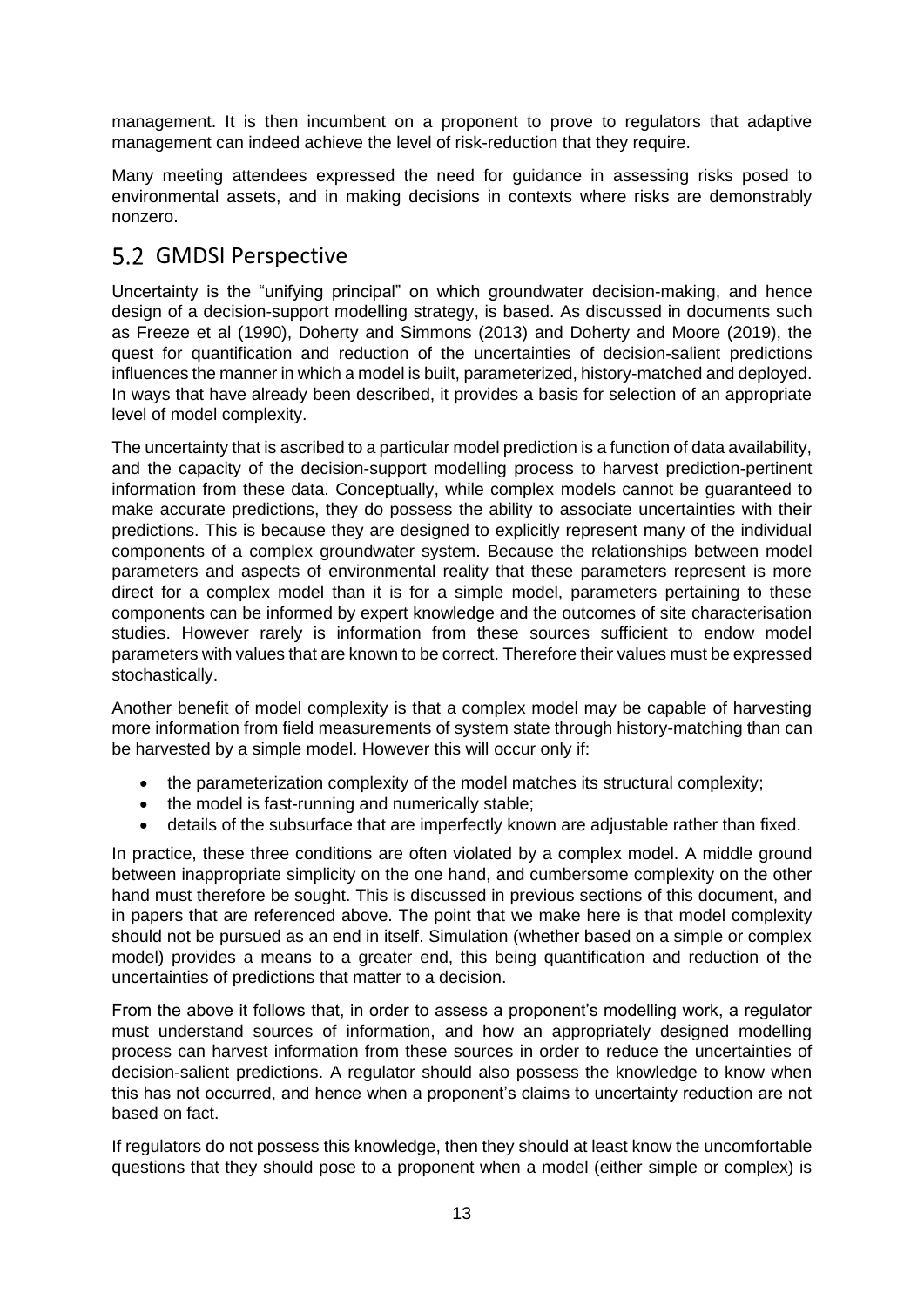management. It is then incumbent on a proponent to prove to regulators that adaptive management can indeed achieve the level of risk-reduction that they require.

Many meeting attendees expressed the need for guidance in assessing risks posed to environmental assets, and in making decisions in contexts where risks are demonstrably nonzero.

## 5.2 GMDSI Perspective

Uncertainty is the "unifying principal" on which groundwater decision-making, and hence design of a decision-support modelling strategy, is based. As discussed in documents such as Freeze et al (1990), Doherty and Simmons (2013) and Doherty and Moore (2019), the quest for quantification and reduction of the uncertainties of decision-salient predictions influences the manner in which a model is built, parameterized, history-matched and deployed. In ways that have already been described, it provides a basis for selection of an appropriate level of model complexity.

The uncertainty that is ascribed to a particular model prediction is a function of data availability, and the capacity of the decision-support modelling process to harvest prediction-pertinent information from these data. Conceptually, while complex models cannot be guaranteed to make accurate predictions, they do possess the ability to associate uncertainties with their predictions. This is because they are designed to explicitly represent many of the individual components of a complex groundwater system. Because the relationships between model parameters and aspects of environmental reality that these parameters represent is more direct for a complex model than it is for a simple model, parameters pertaining to these components can be informed by expert knowledge and the outcomes of site characterisation studies. However rarely is information from these sources sufficient to endow model parameters with values that are known to be correct. Therefore their values must be expressed stochastically.

Another benefit of model complexity is that a complex model may be capable of harvesting more information from field measurements of system state through history-matching than can be harvested by a simple model. However this will occur only if:

- the parameterization complexity of the model matches its structural complexity;
- the model is fast-running and numerically stable;
- details of the subsurface that are imperfectly known are adjustable rather than fixed.

In practice, these three conditions are often violated by a complex model. A middle ground between inappropriate simplicity on the one hand, and cumbersome complexity on the other hand must therefore be sought. This is discussed in previous sections of this document, and in papers that are referenced above. The point that we make here is that model complexity should not be pursued as an end in itself. Simulation (whether based on a simple or complex model) provides a means to a greater end, this being quantification and reduction of the uncertainties of predictions that matter to a decision.

From the above it follows that, in order to assess a proponent's modelling work, a regulator must understand sources of information, and how an appropriately designed modelling process can harvest information from these sources in order to reduce the uncertainties of decision-salient predictions. A regulator should also possess the knowledge to know when this has not occurred, and hence when a proponent's claims to uncertainty reduction are not based on fact.

If regulators do not possess this knowledge, then they should at least know the uncomfortable questions that they should pose to a proponent when a model (either simple or complex) is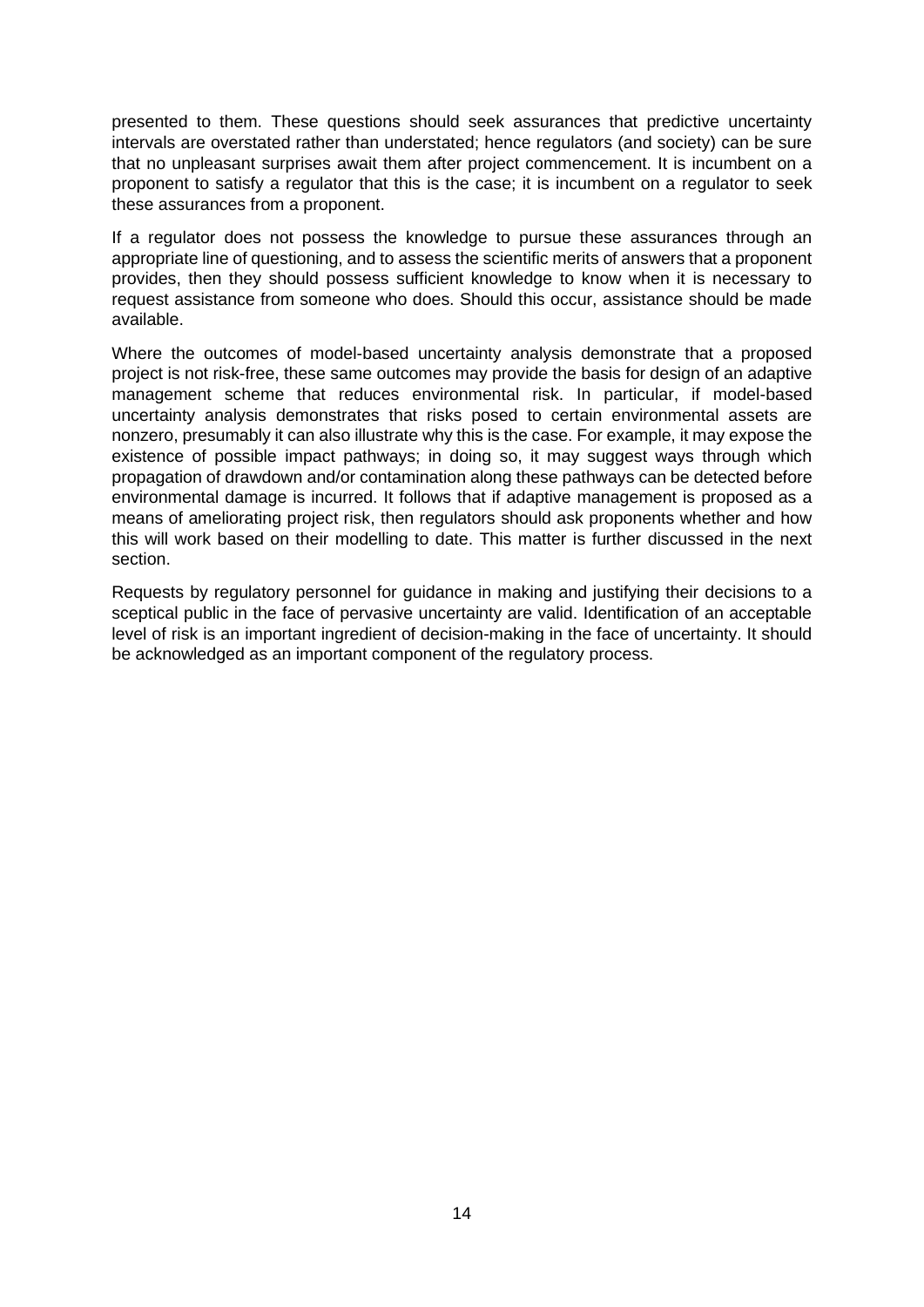presented to them. These questions should seek assurances that predictive uncertainty intervals are overstated rather than understated; hence regulators (and society) can be sure that no unpleasant surprises await them after project commencement. It is incumbent on a proponent to satisfy a regulator that this is the case; it is incumbent on a regulator to seek these assurances from a proponent.

If a regulator does not possess the knowledge to pursue these assurances through an appropriate line of questioning, and to assess the scientific merits of answers that a proponent provides, then they should possess sufficient knowledge to know when it is necessary to request assistance from someone who does. Should this occur, assistance should be made available.

Where the outcomes of model-based uncertainty analysis demonstrate that a proposed project is not risk-free, these same outcomes may provide the basis for design of an adaptive management scheme that reduces environmental risk. In particular, if model-based uncertainty analysis demonstrates that risks posed to certain environmental assets are nonzero, presumably it can also illustrate why this is the case. For example, it may expose the existence of possible impact pathways; in doing so, it may suggest ways through which propagation of drawdown and/or contamination along these pathways can be detected before environmental damage is incurred. It follows that if adaptive management is proposed as a means of ameliorating project risk, then regulators should ask proponents whether and how this will work based on their modelling to date. This matter is further discussed in the next section.

Requests by regulatory personnel for guidance in making and justifying their decisions to a sceptical public in the face of pervasive uncertainty are valid. Identification of an acceptable level of risk is an important ingredient of decision-making in the face of uncertainty. It should be acknowledged as an important component of the regulatory process.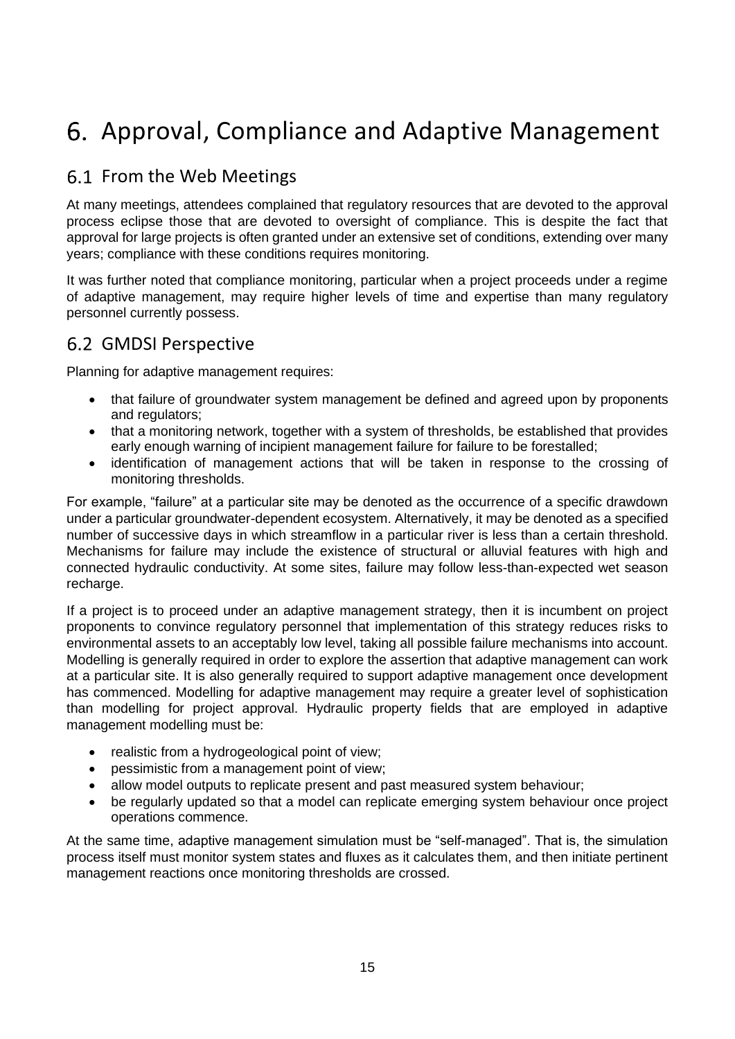# 6. Approval, Compliance and Adaptive Management

## 6.1 From the Web Meetings

At many meetings, attendees complained that regulatory resources that are devoted to the approval process eclipse those that are devoted to oversight of compliance. This is despite the fact that approval for large projects is often granted under an extensive set of conditions, extending over many years; compliance with these conditions requires monitoring.

It was further noted that compliance monitoring, particular when a project proceeds under a regime of adaptive management, may require higher levels of time and expertise than many regulatory personnel currently possess.

## 6.2 GMDSI Perspective

Planning for adaptive management requires:

- that failure of groundwater system management be defined and agreed upon by proponents and regulators;
- that a monitoring network, together with a system of thresholds, be established that provides early enough warning of incipient management failure for failure to be forestalled;
- identification of management actions that will be taken in response to the crossing of monitoring thresholds.

For example, "failure" at a particular site may be denoted as the occurrence of a specific drawdown under a particular groundwater-dependent ecosystem. Alternatively, it may be denoted as a specified number of successive days in which streamflow in a particular river is less than a certain threshold. Mechanisms for failure may include the existence of structural or alluvial features with high and connected hydraulic conductivity. At some sites, failure may follow less-than-expected wet season recharge.

If a project is to proceed under an adaptive management strategy, then it is incumbent on project proponents to convince regulatory personnel that implementation of this strategy reduces risks to environmental assets to an acceptably low level, taking all possible failure mechanisms into account. Modelling is generally required in order to explore the assertion that adaptive management can work at a particular site. It is also generally required to support adaptive management once development has commenced. Modelling for adaptive management may require a greater level of sophistication than modelling for project approval. Hydraulic property fields that are employed in adaptive management modelling must be:

- realistic from a hydrogeological point of view;
- pessimistic from a management point of view;
- allow model outputs to replicate present and past measured system behaviour;
- be regularly updated so that a model can replicate emerging system behaviour once project operations commence.

At the same time, adaptive management simulation must be "self-managed". That is, the simulation process itself must monitor system states and fluxes as it calculates them, and then initiate pertinent management reactions once monitoring thresholds are crossed.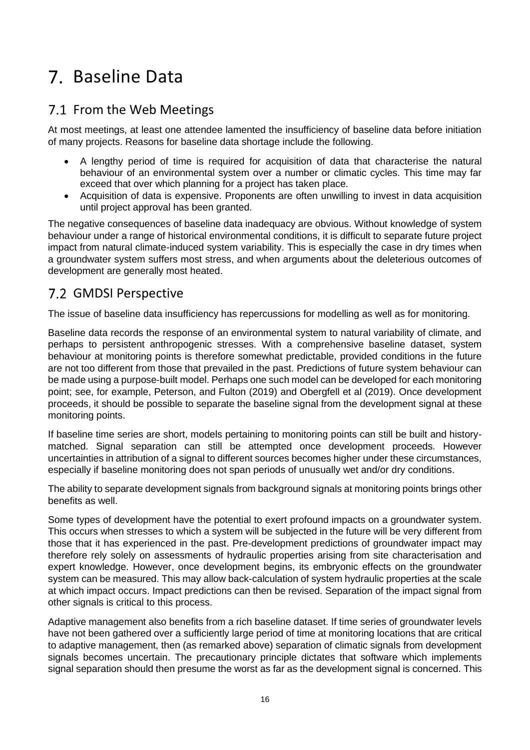# 7. Baseline Data

## 7.1 From the Web Meetings

At most meetings, at least one attendee lamented the insufficiency of baseline data before initiation of many projects. Reasons for baseline data shortage include the following.

- A lengthy period of time is required for acquisition of data that characterise the natural behaviour of an environmental system over a number or climatic cycles. This time may far exceed that over which planning for a project has taken place.
- Acquisition of data is expensive. Proponents are often unwilling to invest in data acquisition until project approval has been granted.

The negative consequences of baseline data inadequacy are obvious. Without knowledge of system behaviour under a range of historical environmental conditions, it is difficult to separate future project impact from natural climate-induced system variability. This is especially the case in dry times when a groundwater system suffers most stress, and when arguments about the deleterious outcomes of development are generally most heated.

## 7.2 GMDSI Perspective

The issue of baseline data insufficiency has repercussions for modelling as well as for monitoring.

Baseline data records the response of an environmental system to natural variability of climate, and perhaps to persistent anthropogenic stresses. With a comprehensive baseline dataset, system behaviour at monitoring points is therefore somewhat predictable, provided conditions in the future are not too different from those that prevailed in the past. Predictions of future system behaviour can be made using a purpose-built model. Perhaps one such model can be developed for each monitoring point; see, for example, Peterson, and Fulton (2019) and Obergfell et al (2019). Once development proceeds, it should be possible to separate the baseline signal from the development signal at these monitoring points.

If baseline time series are short, models pertaining to monitoring points can still be built and history-matched. Signal separation can still be attempted once development proceeds. However uncertainties in attribution of a signal to different sources becomes higher under these circumstances, especially if baseline monitoring does not span periods of unusually wet and/or dry conditions.

The ability to separate development signals from background signals at monitoring points brings other benefits as well.

Some types of development have the potential to exert profound impacts on a groundwater system. This occurs when stresses to which a system will be subjected in the future will be very different from those that it has experienced in the past. Pre-development predictions of groundwater impact may therefore rely solely on assessments of hydraulic properties arising from site characterisation and expert knowledge. However, once development begins, its embryonic effects on the groundwater system can be measured. This may allow back-calculation of system hydraulic properties at the scale at which impact occurs. Impact predictions can then be revised. Separation of the impact signal from other signals is critical to this process.

Adaptive management also benefits from a rich baseline dataset. If time series of groundwater levels have not been gathered over a sufficiently large period of time at monitoring locations that are critical to adaptive management, then (as remarked above) separation of climatic signals from development signals becomes uncertain. The precautionary principle dictates that software which implements signal separation should then presume the worst as far as the development signal is concerned. This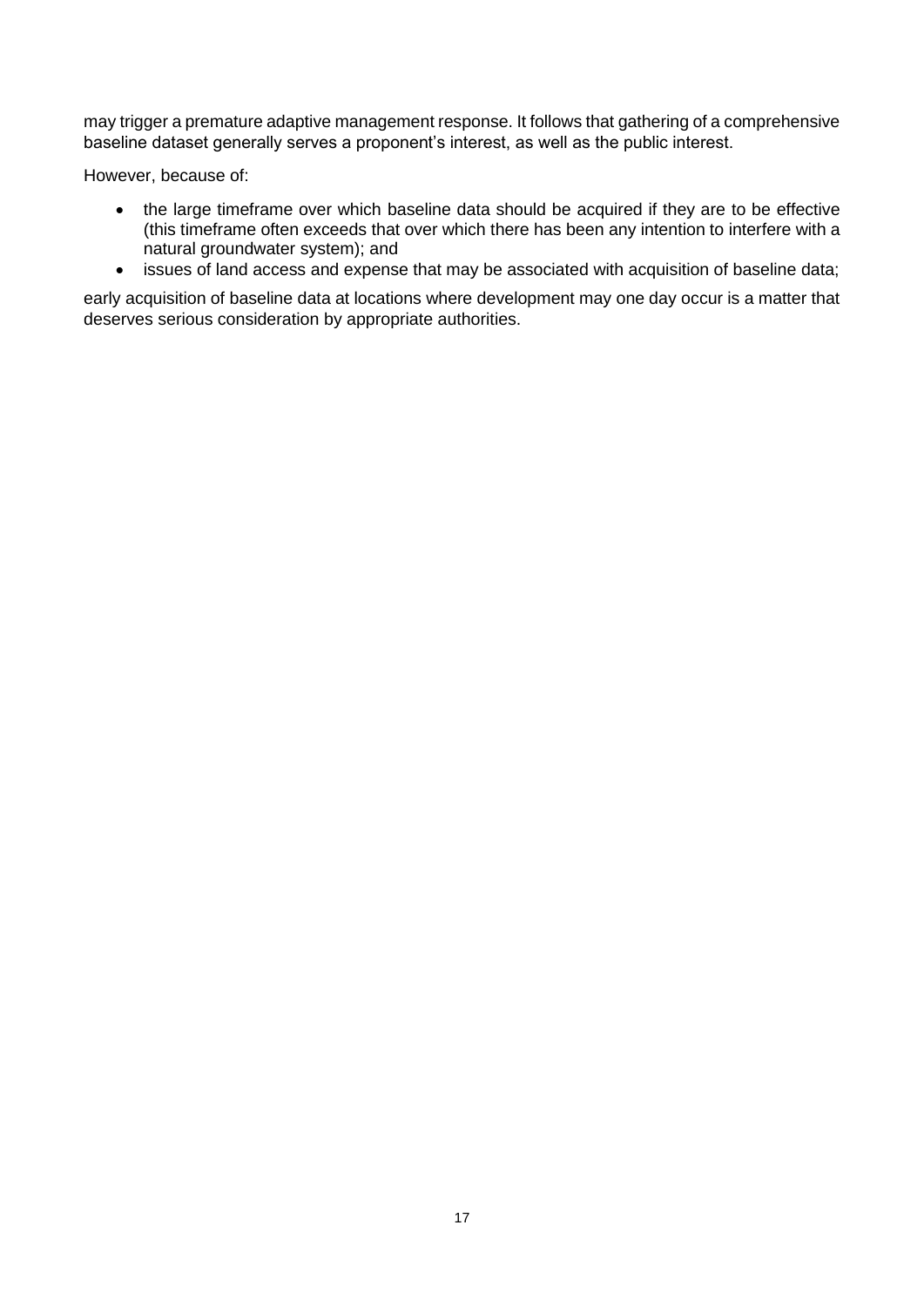may trigger a premature adaptive management response. It follows that gathering of a comprehensive baseline dataset generally serves a proponent's interest, as well as the public interest.

However, because of:

- the large timeframe over which baseline data should be acquired if they are to be effective (this timeframe often exceeds that over which there has been any intention to interfere with a natural groundwater system); and
- issues of land access and expense that may be associated with acquisition of baseline data;

early acquisition of baseline data at locations where development may one day occur is a matter that deserves serious consideration by appropriate authorities.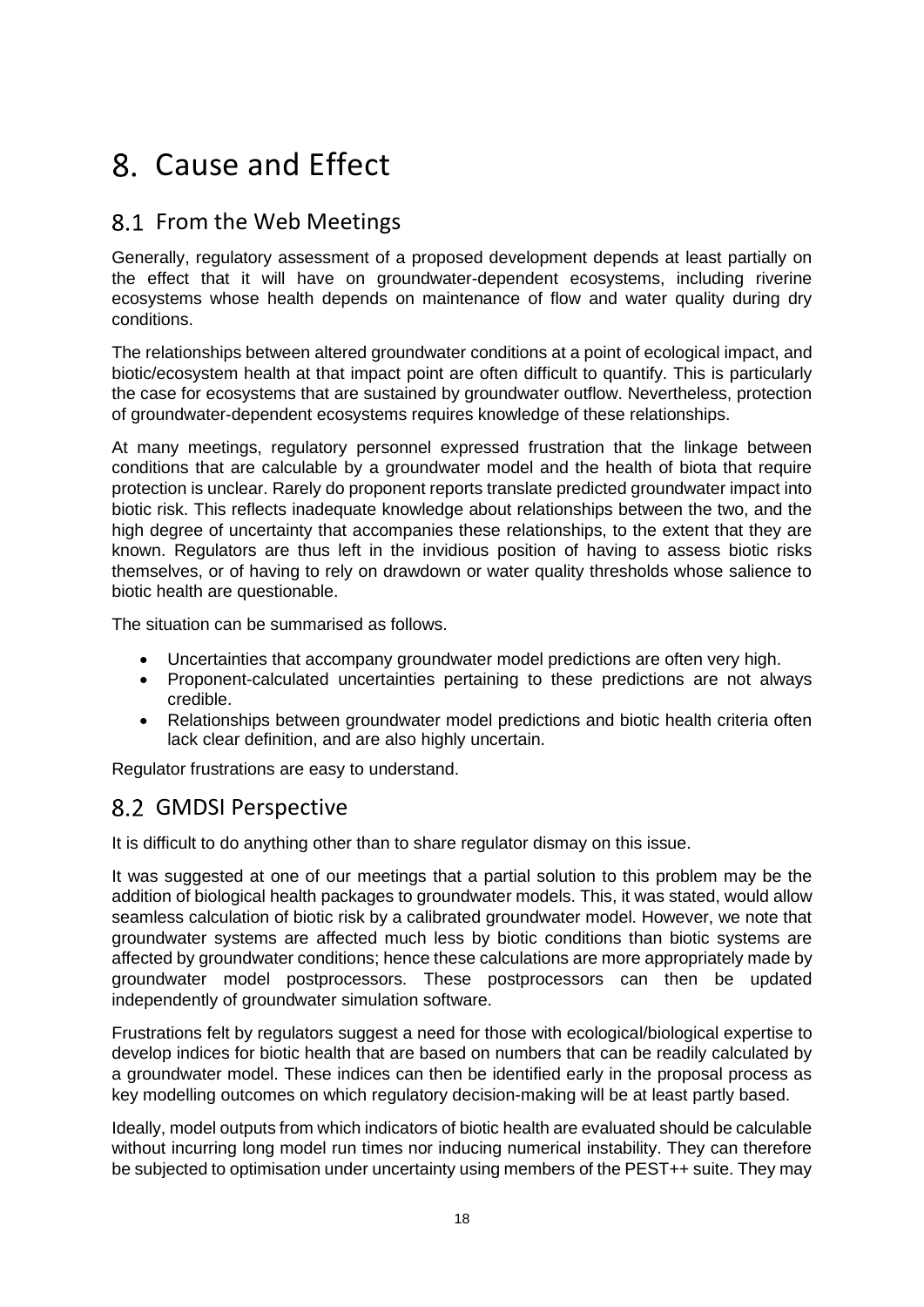# 8. Cause and Effect

## 8.1 From the Web Meetings

Generally, regulatory assessment of a proposed development depends at least partially on the effect that it will have on groundwater-dependent ecosystems, including riverine ecosystems whose health depends on maintenance of flow and water quality during dry conditions.

The relationships between altered groundwater conditions at a point of ecological impact, and biotic/ecosystem health at that impact point are often difficult to quantify. This is particularly the case for ecosystems that are sustained by groundwater outflow. Nevertheless, protection of groundwater-dependent ecosystems requires knowledge of these relationships.

At many meetings, regulatory personnel expressed frustration that the linkage between conditions that are calculable by a groundwater model and the health of biota that require protection is unclear. Rarely do proponent reports translate predicted groundwater impact into biotic risk. This reflects inadequate knowledge about relationships between the two, and the high degree of uncertainty that accompanies these relationships, to the extent that they are known. Regulators are thus left in the invidious position of having to assess biotic risks themselves, or of having to rely on drawdown or water quality thresholds whose salience to biotic health are questionable.

The situation can be summarised as follows.

- Uncertainties that accompany groundwater model predictions are often very high.
- Proponent-calculated uncertainties pertaining to these predictions are not always credible.
- Relationships between groundwater model predictions and biotic health criteria often lack clear definition, and are also highly uncertain.

Regulator frustrations are easy to understand.

## 8.2 GMDSI Perspective

It is difficult to do anything other than to share regulator dismay on this issue.

It was suggested at one of our meetings that a partial solution to this problem may be the addition of biological health packages to groundwater models. This, it was stated, would allow seamless calculation of biotic risk by a calibrated groundwater model. However, we note that groundwater systems are affected much less by biotic conditions than biotic systems are affected by groundwater conditions; hence these calculations are more appropriately made by groundwater model postprocessors. These postprocessors can then be updated independently of groundwater simulation software.

Frustrations felt by regulators suggest a need for those with ecological/biological expertise to develop indices for biotic health that are based on numbers that can be readily calculated by a groundwater model. These indices can then be identified early in the proposal process as key modelling outcomes on which regulatory decision-making will be at least partly based.

Ideally, model outputs from which indicators of biotic health are evaluated should be calculable without incurring long model run times nor inducing numerical instability. They can therefore be subjected to optimisation under uncertainty using members of the PEST++ suite. They may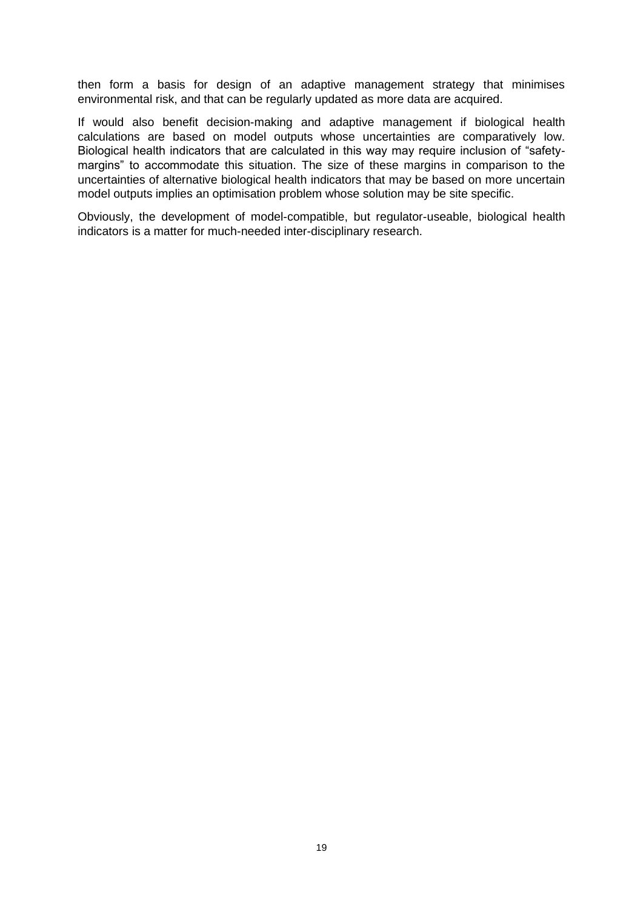then form a basis for design of an adaptive management strategy that minimises environmental risk, and that can be regularly updated as more data are acquired.

If would also benefit decision-making and adaptive management if biological health calculations are based on model outputs whose uncertainties are comparatively low. Biological health indicators that are calculated in this way may require inclusion of "safety-margins" to accommodate this situation. The size of these margins in comparison to the uncertainties of alternative biological health indicators that may be based on more uncertain model outputs implies an optimisation problem whose solution may be site specific.

Obviously, the development of model-compatible, but regulator-useable, biological health indicators is a matter for much-needed inter-disciplinary research.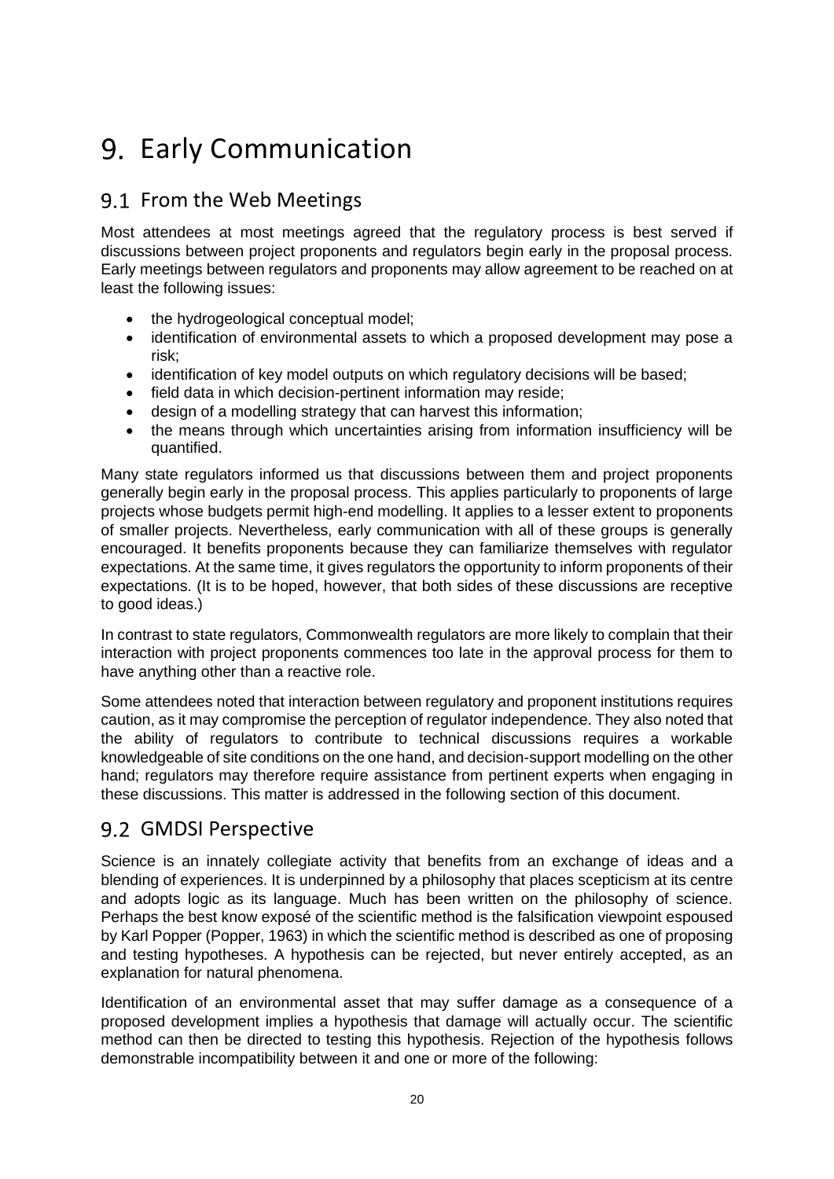# 9. Early Communication

## 9.1 From the Web Meetings

Most attendees at most meetings agreed that the regulatory process is best served if discussions between project proponents and regulators begin early in the proposal process. Early meetings between regulators and proponents may allow agreement to be reached on at least the following issues:

- the hydrogeological conceptual model;
- identification of environmental assets to which a proposed development may pose a risk;
- identification of key model outputs on which regulatory decisions will be based;
- field data in which decision-pertinent information may reside;
- design of a modelling strategy that can harvest this information;
- the means through which uncertainties arising from information insufficiency will be quantified.

Many state regulators informed us that discussions between them and project proponents generally begin early in the proposal process. This applies particularly to proponents of large projects whose budgets permit high-end modelling. It applies to a lesser extent to proponents of smaller projects. Nevertheless, early communication with all of these groups is generally encouraged. It benefits proponents because they can familiarize themselves with regulator expectations. At the same time, it gives regulators the opportunity to inform proponents of their expectations. (It is to be hoped, however, that both sides of these discussions are receptive to good ideas.)

In contrast to state regulators, Commonwealth regulators are more likely to complain that their interaction with project proponents commences too late in the approval process for them to have anything other than a reactive role.

Some attendees noted that interaction between regulatory and proponent institutions requires caution, as it may compromise the perception of regulator independence. They also noted that the ability of regulators to contribute to technical discussions requires a workable knowledgeable of site conditions on the one hand, and decision-support modelling on the other hand; regulators may therefore require assistance from pertinent experts when engaging in these discussions. This matter is addressed in the following section of this document.

## 9.2 GMDSI Perspective

Science is an innately collegiate activity that benefits from an exchange of ideas and a blending of experiences. It is underpinned by a philosophy that places scepticism at its centre and adopts logic as its language. Much has been written on the philosophy of science. Perhaps the best know exposé of the scientific method is the falsification viewpoint espoused by Karl Popper (Popper, 1963) in which the scientific method is described as one of proposing and testing hypotheses. A hypothesis can be rejected, but never entirely accepted, as an explanation for natural phenomena.

Identification of an environmental asset that may suffer damage as a consequence of a proposed development implies a hypothesis that damage will actually occur. The scientific method can then be directed to testing this hypothesis. Rejection of the hypothesis follows demonstrable incompatibility between it and one or more of the following: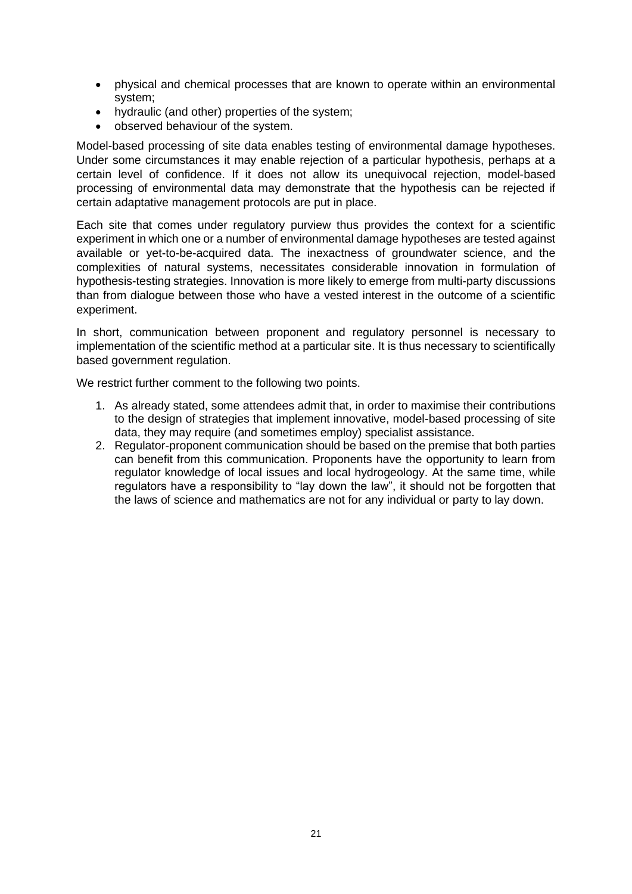- physical and chemical processes that are known to operate within an environmental system;
- hydraulic (and other) properties of the system;
- observed behaviour of the system.

Model-based processing of site data enables testing of environmental damage hypotheses. Under some circumstances it may enable rejection of a particular hypothesis, perhaps at a certain level of confidence. If it does not allow its unequivocal rejection, model-based processing of environmental data may demonstrate that the hypothesis can be rejected if certain adaptative management protocols are put in place.

Each site that comes under regulatory purview thus provides the context for a scientific experiment in which one or a number of environmental damage hypotheses are tested against available or yet-to-be-acquired data. The inexactness of groundwater science, and the complexities of natural systems, necessitates considerable innovation in formulation of hypothesis-testing strategies. Innovation is more likely to emerge from multi-party discussions than from dialogue between those who have a vested interest in the outcome of a scientific experiment.

In short, communication between proponent and regulatory personnel is necessary to implementation of the scientific method at a particular site. It is thus necessary to scientifically based government regulation.

We restrict further comment to the following two points.

1. As already stated, some attendees admit that, in order to maximise their contributions to the design of strategies that implement innovative, model-based processing of site data, they may require (and sometimes employ) specialist assistance.
2. Regulator-proponent communication should be based on the premise that both parties can benefit from this communication. Proponents have the opportunity to learn from regulator knowledge of local issues and local hydrogeology. At the same time, while regulators have a responsibility to "lay down the law", it should not be forgotten that the laws of science and mathematics are not for any individual or party to lay down.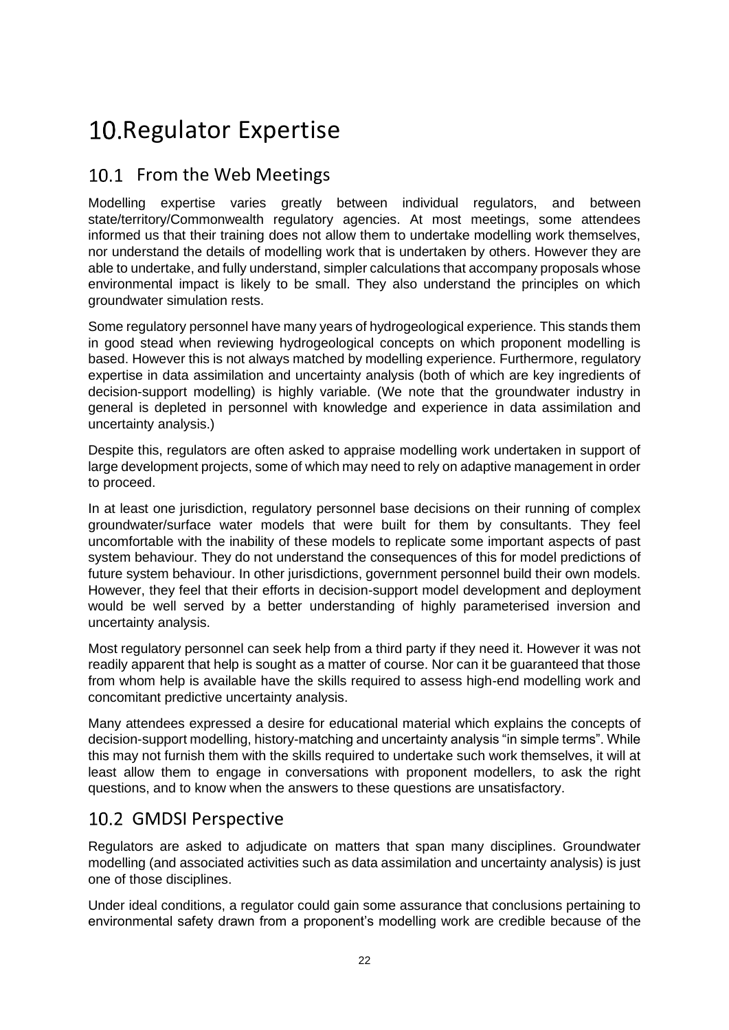# 10. Regulator Expertise

## 10.1 From the Web Meetings

Modelling expertise varies greatly between individual regulators, and between state/territory/Commonwealth regulatory agencies. At most meetings, some attendees informed us that their training does not allow them to undertake modelling work themselves, nor understand the details of modelling work that is undertaken by others. However they are able to undertake, and fully understand, simpler calculations that accompany proposals whose environmental impact is likely to be small. They also understand the principles on which groundwater simulation rests.

Some regulatory personnel have many years of hydrogeological experience. This stands them in good stead when reviewing hydrogeological concepts on which proponent modelling is based. However this is not always matched by modelling experience. Furthermore, regulatory expertise in data assimilation and uncertainty analysis (both of which are key ingredients of decision-support modelling) is highly variable. (We note that the groundwater industry in general is depleted in personnel with knowledge and experience in data assimilation and uncertainty analysis.)

Despite this, regulators are often asked to appraise modelling work undertaken in support of large development projects, some of which may need to rely on adaptive management in order to proceed.

In at least one jurisdiction, regulatory personnel base decisions on their running of complex groundwater/surface water models that were built for them by consultants. They feel uncomfortable with the inability of these models to replicate some important aspects of past system behaviour. They do not understand the consequences of this for model predictions of future system behaviour. In other jurisdictions, government personnel build their own models. However, they feel that their efforts in decision-support model development and deployment would be well served by a better understanding of highly parameterised inversion and uncertainty analysis.

Most regulatory personnel can seek help from a third party if they need it. However it was not readily apparent that help is sought as a matter of course. Nor can it be guaranteed that those from whom help is available have the skills required to assess high-end modelling work and concomitant predictive uncertainty analysis.

Many attendees expressed a desire for educational material which explains the concepts of decision-support modelling, history-matching and uncertainty analysis "in simple terms". While this may not furnish them with the skills required to undertake such work themselves, it will at least allow them to engage in conversations with proponent modellers, to ask the right questions, and to know when the answers to these questions are unsatisfactory.

## 10.2 GMDSI Perspective

Regulators are asked to adjudicate on matters that span many disciplines. Groundwater modelling (and associated activities such as data assimilation and uncertainty analysis) is just one of those disciplines.

Under ideal conditions, a regulator could gain some assurance that conclusions pertaining to environmental safety drawn from a proponent's modelling work are credible because of the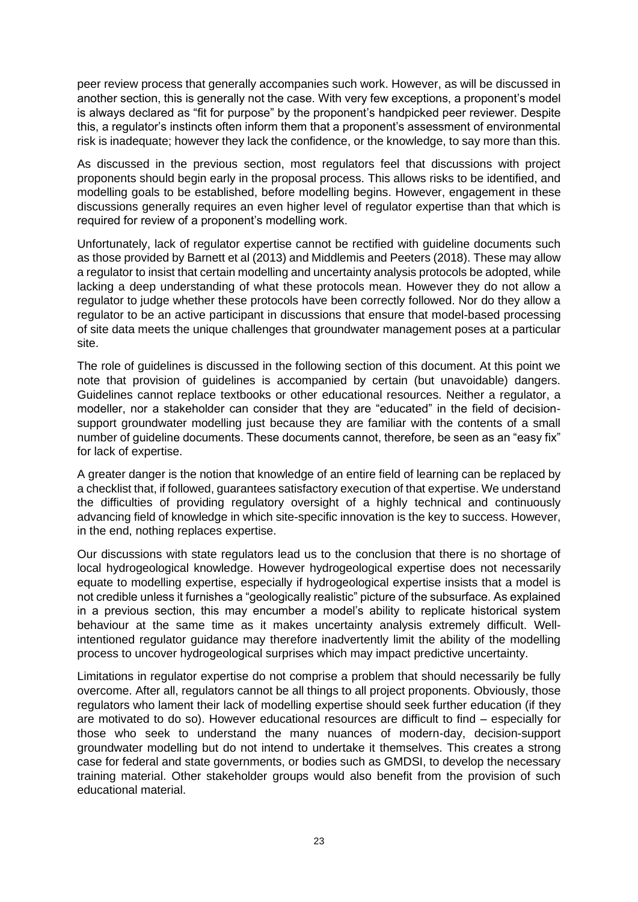peer review process that generally accompanies such work. However, as will be discussed in another section, this is generally not the case. With very few exceptions, a proponent's model is always declared as "fit for purpose" by the proponent's handpicked peer reviewer. Despite this, a regulator's instincts often inform them that a proponent's assessment of environmental risk is inadequate; however they lack the confidence, or the knowledge, to say more than this.

As discussed in the previous section, most regulators feel that discussions with project proponents should begin early in the proposal process. This allows risks to be identified, and modelling goals to be established, before modelling begins. However, engagement in these discussions generally requires an even higher level of regulator expertise than that which is required for review of a proponent's modelling work.

Unfortunately, lack of regulator expertise cannot be rectified with guideline documents such as those provided by Barnett et al (2013) and Middlemis and Peeters (2018). These may allow a regulator to insist that certain modelling and uncertainty analysis protocols be adopted, while lacking a deep understanding of what these protocols mean. However they do not allow a regulator to judge whether these protocols have been correctly followed. Nor do they allow a regulator to be an active participant in discussions that ensure that model-based processing of site data meets the unique challenges that groundwater management poses at a particular site.

The role of guidelines is discussed in the following section of this document. At this point we note that provision of guidelines is accompanied by certain (but unavoidable) dangers. Guidelines cannot replace textbooks or other educational resources. Neither a regulator, a modeller, nor a stakeholder can consider that they are "educated" in the field of decision-support groundwater modelling just because they are familiar with the contents of a small number of guideline documents. These documents cannot, therefore, be seen as an "easy fix" for lack of expertise.

A greater danger is the notion that knowledge of an entire field of learning can be replaced by a checklist that, if followed, guarantees satisfactory execution of that expertise. We understand the difficulties of providing regulatory oversight of a highly technical and continuously advancing field of knowledge in which site-specific innovation is the key to success. However, in the end, nothing replaces expertise.

Our discussions with state regulators lead us to the conclusion that there is no shortage of local hydrogeological knowledge. However hydrogeological expertise does not necessarily equate to modelling expertise, especially if hydrogeological expertise insists that a model is not credible unless it furnishes a "geologically realistic" picture of the subsurface. As explained in a previous section, this may encumber a model's ability to replicate historical system behaviour at the same time as it makes uncertainty analysis extremely difficult. Well-intentioned regulator guidance may therefore inadvertently limit the ability of the modelling process to uncover hydrogeological surprises which may impact predictive uncertainty.

Limitations in regulator expertise do not comprise a problem that should necessarily be fully overcome. After all, regulators cannot be all things to all project proponents. Obviously, those regulators who lament their lack of modelling expertise should seek further education (if they are motivated to do so). However educational resources are difficult to find – especially for those who seek to understand the many nuances of modern-day, decision-support groundwater modelling but do not intend to undertake it themselves. This creates a strong case for federal and state governments, or bodies such as GMDSI, to develop the necessary training material. Other stakeholder groups would also benefit from the provision of such educational material.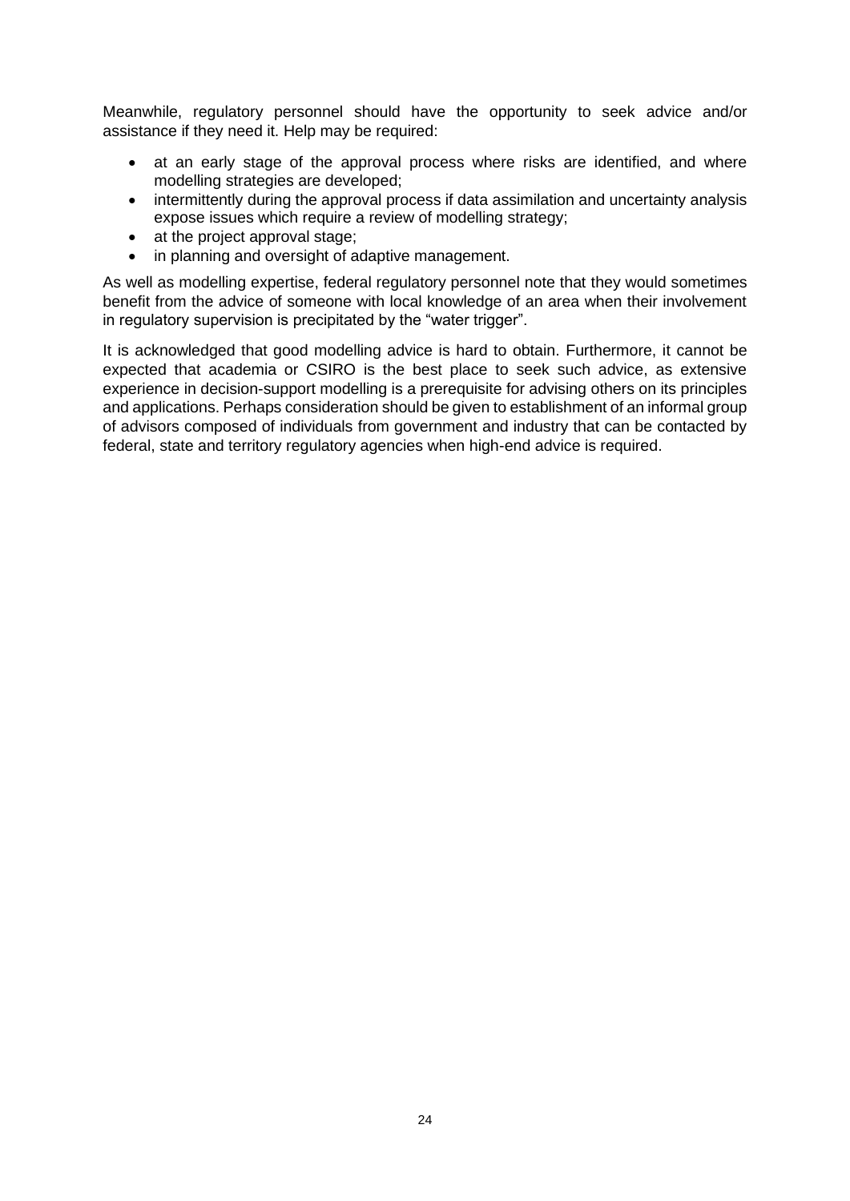Meanwhile, regulatory personnel should have the opportunity to seek advice and/or assistance if they need it. Help may be required:

- at an early stage of the approval process where risks are identified, and where modelling strategies are developed;
- intermittently during the approval process if data assimilation and uncertainty analysis expose issues which require a review of modelling strategy;
- at the project approval stage;
- in planning and oversight of adaptive management.

As well as modelling expertise, federal regulatory personnel note that they would sometimes benefit from the advice of someone with local knowledge of an area when their involvement in regulatory supervision is precipitated by the "water trigger".

It is acknowledged that good modelling advice is hard to obtain. Furthermore, it cannot be expected that academia or CSIRO is the best place to seek such advice, as extensive experience in decision-support modelling is a prerequisite for advising others on its principles and applications. Perhaps consideration should be given to establishment of an informal group of advisors composed of individuals from government and industry that can be contacted by federal, state and territory regulatory agencies when high-end advice is required.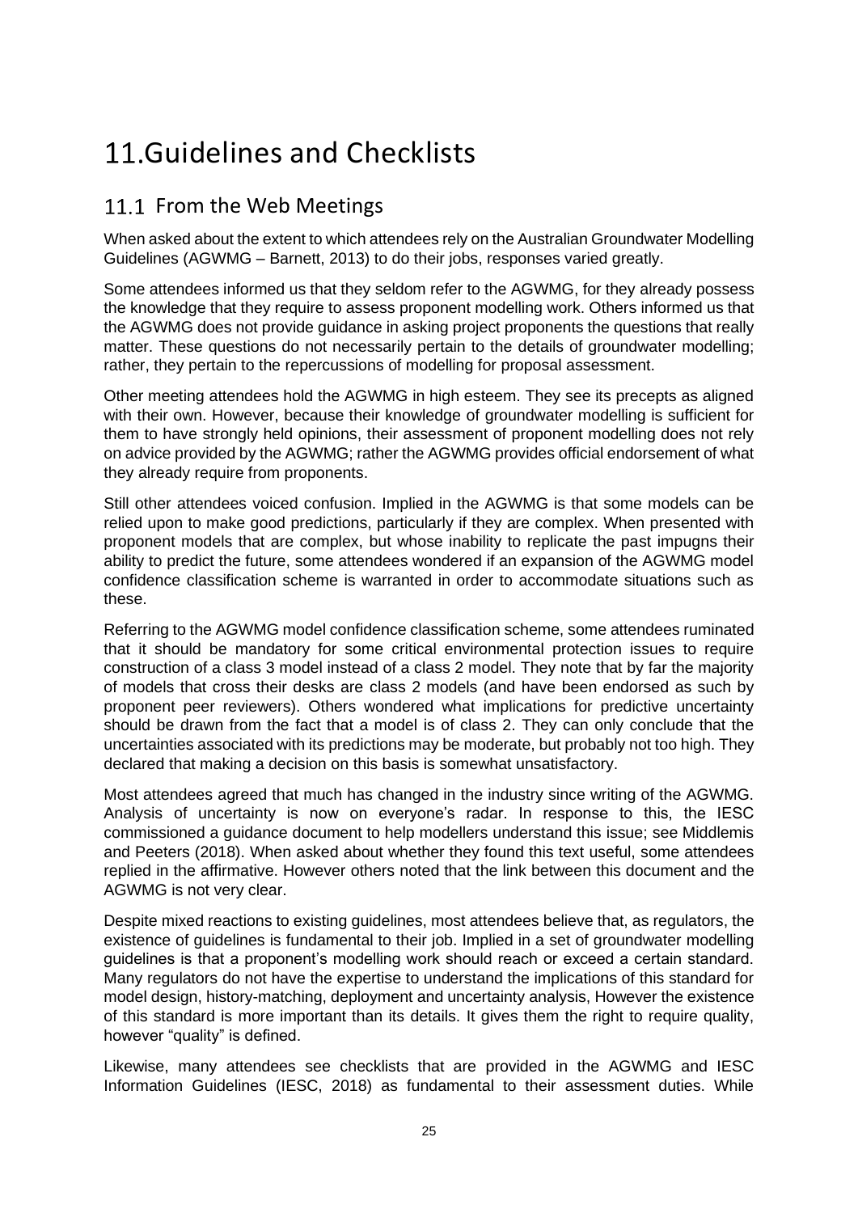# 11. Guidelines and Checklists

## 11.1 From the Web Meetings

When asked about the extent to which attendees rely on the Australian Groundwater Modelling Guidelines (AGWMG – Barnett, 2013) to do their jobs, responses varied greatly.

Some attendees informed us that they seldom refer to the AGWMG, for they already possess the knowledge that they require to assess proponent modelling work. Others informed us that the AGWMG does not provide guidance in asking project proponents the questions that really matter. These questions do not necessarily pertain to the details of groundwater modelling; rather, they pertain to the repercussions of modelling for proposal assessment.

Other meeting attendees hold the AGWMG in high esteem. They see its precepts as aligned with their own. However, because their knowledge of groundwater modelling is sufficient for them to have strongly held opinions, their assessment of proponent modelling does not rely on advice provided by the AGWMG; rather the AGWMG provides official endorsement of what they already require from proponents.

Still other attendees voiced confusion. Implied in the AGWMG is that some models can be relied upon to make good predictions, particularly if they are complex. When presented with proponent models that are complex, but whose inability to replicate the past impugns their ability to predict the future, some attendees wondered if an expansion of the AGWMG model confidence classification scheme is warranted in order to accommodate situations such as these.

Referring to the AGWMG model confidence classification scheme, some attendees ruminated that it should be mandatory for some critical environmental protection issues to require construction of a class 3 model instead of a class 2 model. They note that by far the majority of models that cross their desks are class 2 models (and have been endorsed as such by proponent peer reviewers). Others wondered what implications for predictive uncertainty should be drawn from the fact that a model is of class 2. They can only conclude that the uncertainties associated with its predictions may be moderate, but probably not too high. They declared that making a decision on this basis is somewhat unsatisfactory.

Most attendees agreed that much has changed in the industry since writing of the AGWMG. Analysis of uncertainty is now on everyone's radar. In response to this, the IESC commissioned a guidance document to help modellers understand this issue; see Middlemis and Peeters (2018). When asked about whether they found this text useful, some attendees replied in the affirmative. However others noted that the link between this document and the AGWMG is not very clear.

Despite mixed reactions to existing guidelines, most attendees believe that, as regulators, the existence of guidelines is fundamental to their job. Implied in a set of groundwater modelling guidelines is that a proponent's modelling work should reach or exceed a certain standard. Many regulators do not have the expertise to understand the implications of this standard for model design, history-matching, deployment and uncertainty analysis, However the existence of this standard is more important than its details. It gives them the right to require quality, however "quality" is defined.

Likewise, many attendees see checklists that are provided in the AGWMG and IESC Information Guidelines (IESC, 2018) as fundamental to their assessment duties. While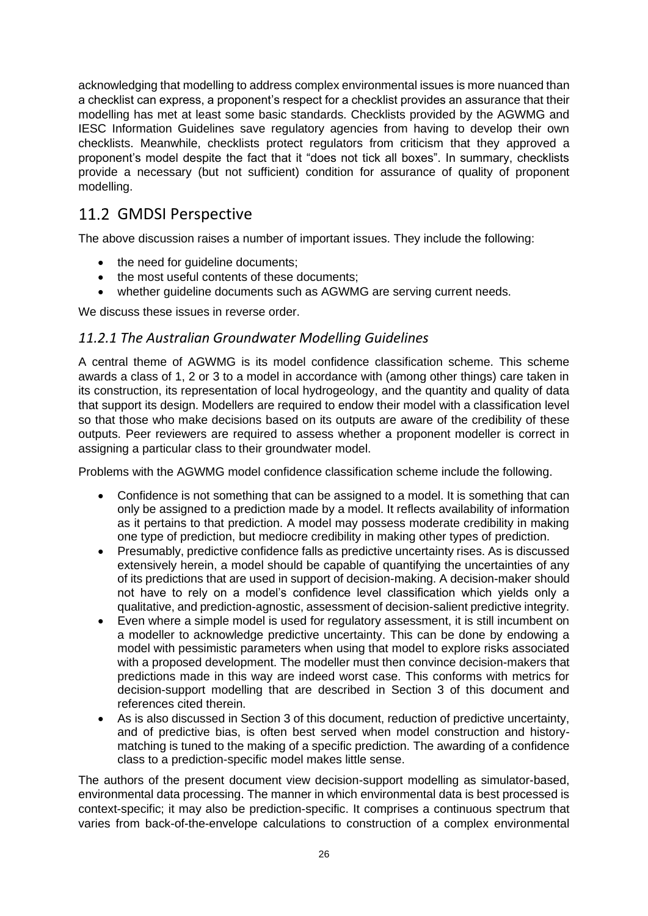acknowledging that modelling to address complex environmental issues is more nuanced than a checklist can express, a proponent's respect for a checklist provides an assurance that their modelling has met at least some basic standards. Checklists provided by the AGWMG and IESC Information Guidelines save regulatory agencies from having to develop their own checklists. Meanwhile, checklists protect regulators from criticism that they approved a proponent's model despite the fact that it "does not tick all boxes". In summary, checklists provide a necessary (but not sufficient) condition for assurance of quality of proponent modelling.

## 11.2 GMDSI Perspective

The above discussion raises a number of important issues. They include the following:

- the need for guideline documents;
- the most useful contents of these documents;
- whether guideline documents such as AGWMG are serving current needs.

We discuss these issues in reverse order.

### *11.2.1 The Australian Groundwater Modelling Guidelines*

A central theme of AGWMG is its model confidence classification scheme. This scheme awards a class of 1, 2 or 3 to a model in accordance with (among other things) care taken in its construction, its representation of local hydrogeology, and the quantity and quality of data that support its design. Modellers are required to endow their model with a classification level so that those who make decisions based on its outputs are aware of the credibility of these outputs. Peer reviewers are required to assess whether a proponent modeller is correct in assigning a particular class to their groundwater model.

Problems with the AGWMG model confidence classification scheme include the following.

- Confidence is not something that can be assigned to a model. It is something that can only be assigned to a prediction made by a model. It reflects availability of information as it pertains to that prediction. A model may possess moderate credibility in making one type of prediction, but mediocre credibility in making other types of prediction.
- Presumably, predictive confidence falls as predictive uncertainty rises. As is discussed extensively herein, a model should be capable of quantifying the uncertainties of any of its predictions that are used in support of decision-making. A decision-maker should not have to rely on a model's confidence level classification which yields only a qualitative, and prediction-agnostic, assessment of decision-salient predictive integrity.
- Even where a simple model is used for regulatory assessment, it is still incumbent on a modeller to acknowledge predictive uncertainty. This can be done by endowing a model with pessimistic parameters when using that model to explore risks associated with a proposed development. The modeller must then convince decision-makers that predictions made in this way are indeed worst case. This conforms with metrics for decision-support modelling that are described in Section 3 of this document and references cited therein.
- As is also discussed in Section 3 of this document, reduction of predictive uncertainty, and of predictive bias, is often best served when model construction and history-matching is tuned to the making of a specific prediction. The awarding of a confidence class to a prediction-specific model makes little sense.

The authors of the present document view decision-support modelling as simulator-based, environmental data processing. The manner in which environmental data is best processed is context-specific; it may also be prediction-specific. It comprises a continuous spectrum that varies from back-of-the-envelope calculations to construction of a complex environmental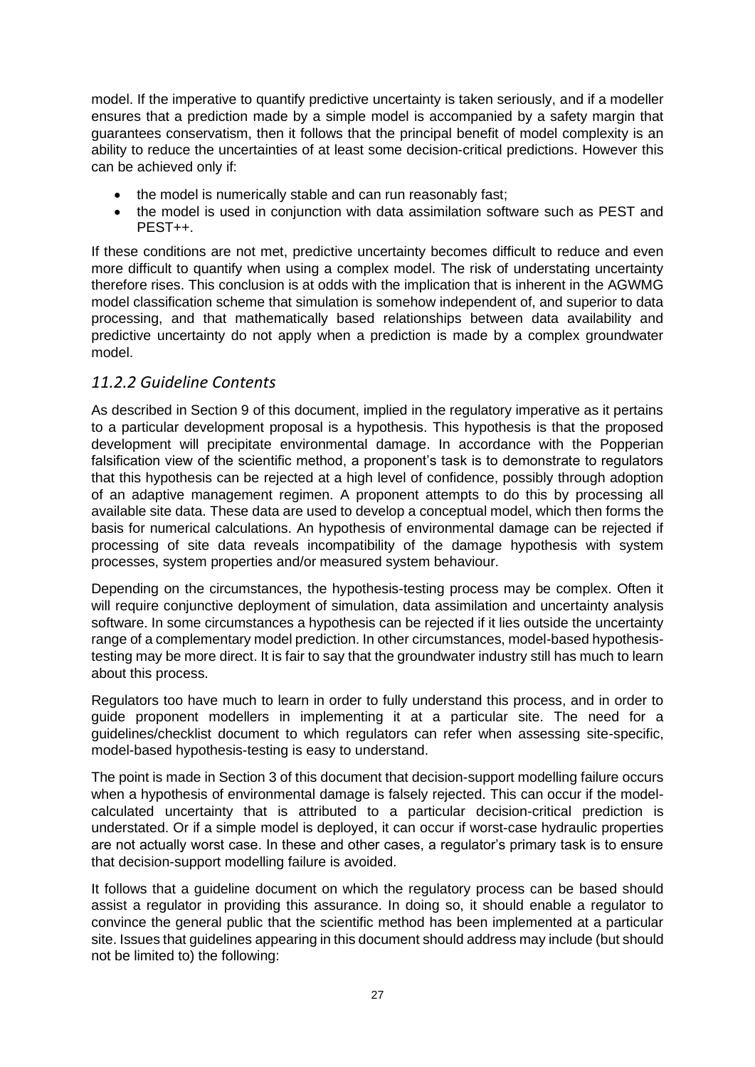model. If the imperative to quantify predictive uncertainty is taken seriously, and if a modeller ensures that a prediction made by a simple model is accompanied by a safety margin that guarantees conservatism, then it follows that the principal benefit of model complexity is an ability to reduce the uncertainties of at least some decision-critical predictions. However this can be achieved only if:

- the model is numerically stable and can run reasonably fast;
- the model is used in conjunction with data assimilation software such as PEST and PEST++.

If these conditions are not met, predictive uncertainty becomes difficult to reduce and even more difficult to quantify when using a complex model. The risk of understating uncertainty therefore rises. This conclusion is at odds with the implication that is inherent in the AGWMG model classification scheme that simulation is somehow independent of, and superior to data processing, and that mathematically based relationships between data availability and predictive uncertainty do not apply when a prediction is made by a complex groundwater model.

### *11.2.2 Guideline Contents*

As described in Section 9 of this document, implied in the regulatory imperative as it pertains to a particular development proposal is a hypothesis. This hypothesis is that the proposed development will precipitate environmental damage. In accordance with the Popperian falsification view of the scientific method, a proponent's task is to demonstrate to regulators that this hypothesis can be rejected at a high level of confidence, possibly through adoption of an adaptive management regimen. A proponent attempts to do this by processing all available site data. These data are used to develop a conceptual model, which then forms the basis for numerical calculations. An hypothesis of environmental damage can be rejected if processing of site data reveals incompatibility of the damage hypothesis with system processes, system properties and/or measured system behaviour.

Depending on the circumstances, the hypothesis-testing process may be complex. Often it will require conjunctive deployment of simulation, data assimilation and uncertainty analysis software. In some circumstances a hypothesis can be rejected if it lies outside the uncertainty range of a complementary model prediction. In other circumstances, model-based hypothesis-testing may be more direct. It is fair to say that the groundwater industry still has much to learn about this process.

Regulators too have much to learn in order to fully understand this process, and in order to guide proponent modellers in implementing it at a particular site. The need for a guidelines/checklist document to which regulators can refer when assessing site-specific, model-based hypothesis-testing is easy to understand.

The point is made in Section 3 of this document that decision-support modelling failure occurs when a hypothesis of environmental damage is falsely rejected. This can occur if the model-calculated uncertainty that is attributed to a particular decision-critical prediction is understated. Or if a simple model is deployed, it can occur if worst-case hydraulic properties are not actually worst case. In these and other cases, a regulator's primary task is to ensure that decision-support modelling failure is avoided.

It follows that a guideline document on which the regulatory process can be based should assist a regulator in providing this assurance. In doing so, it should enable a regulator to convince the general public that the scientific method has been implemented at a particular site. Issues that guidelines appearing in this document should address may include (but should not be limited to) the following: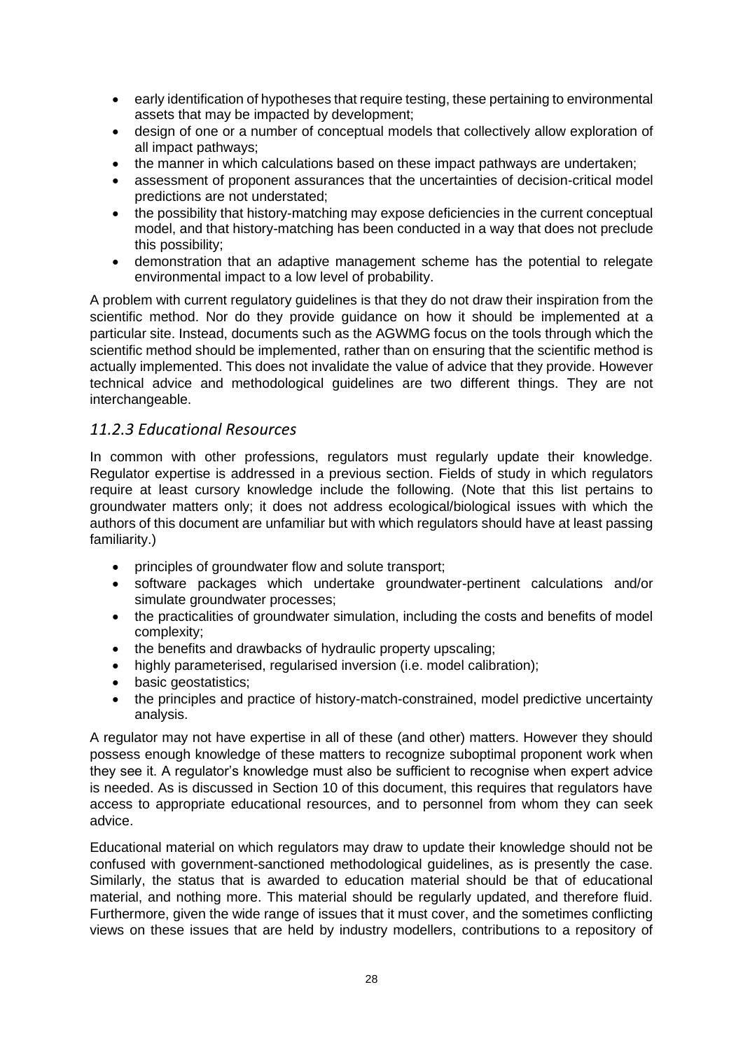- early identification of hypotheses that require testing, these pertaining to environmental assets that may be impacted by development;
- design of one or a number of conceptual models that collectively allow exploration of all impact pathways;
- the manner in which calculations based on these impact pathways are undertaken;
- assessment of proponent assurances that the uncertainties of decision-critical model predictions are not understated;
- the possibility that history-matching may expose deficiencies in the current conceptual model, and that history-matching has been conducted in a way that does not preclude this possibility;
- demonstration that an adaptive management scheme has the potential to relegate environmental impact to a low level of probability.

A problem with current regulatory guidelines is that they do not draw their inspiration from the scientific method. Nor do they provide guidance on how it should be implemented at a particular site. Instead, documents such as the AGWMG focus on the tools through which the scientific method should be implemented, rather than on ensuring that the scientific method is actually implemented. This does not invalidate the value of advice that they provide. However technical advice and methodological guidelines are two different things. They are not interchangeable.

### *11.2.3 Educational Resources*

In common with other professions, regulators must regularly update their knowledge. Regulator expertise is addressed in a previous section. Fields of study in which regulators require at least cursory knowledge include the following. (Note that this list pertains to groundwater matters only; it does not address ecological/biological issues with which the authors of this document are unfamiliar but with which regulators should have at least passing familiarity.)

- principles of groundwater flow and solute transport;
- software packages which undertake groundwater-pertinent calculations and/or simulate groundwater processes;
- the practicalities of groundwater simulation, including the costs and benefits of model complexity;
- the benefits and drawbacks of hydraulic property upscaling;
- highly parameterised, regularised inversion (i.e. model calibration);
- basic geostatistics;
- the principles and practice of history-match-constrained, model predictive uncertainty analysis.

A regulator may not have expertise in all of these (and other) matters. However they should possess enough knowledge of these matters to recognize suboptimal proponent work when they see it. A regulator's knowledge must also be sufficient to recognise when expert advice is needed. As is discussed in Section 10 of this document, this requires that regulators have access to appropriate educational resources, and to personnel from whom they can seek advice.

Educational material on which regulators may draw to update their knowledge should not be confused with government-sanctioned methodological guidelines, as is presently the case. Similarly, the status that is awarded to education material should be that of educational material, and nothing more. This material should be regularly updated, and therefore fluid. Furthermore, given the wide range of issues that it must cover, and the sometimes conflicting views on these issues that are held by industry modellers, contributions to a repository of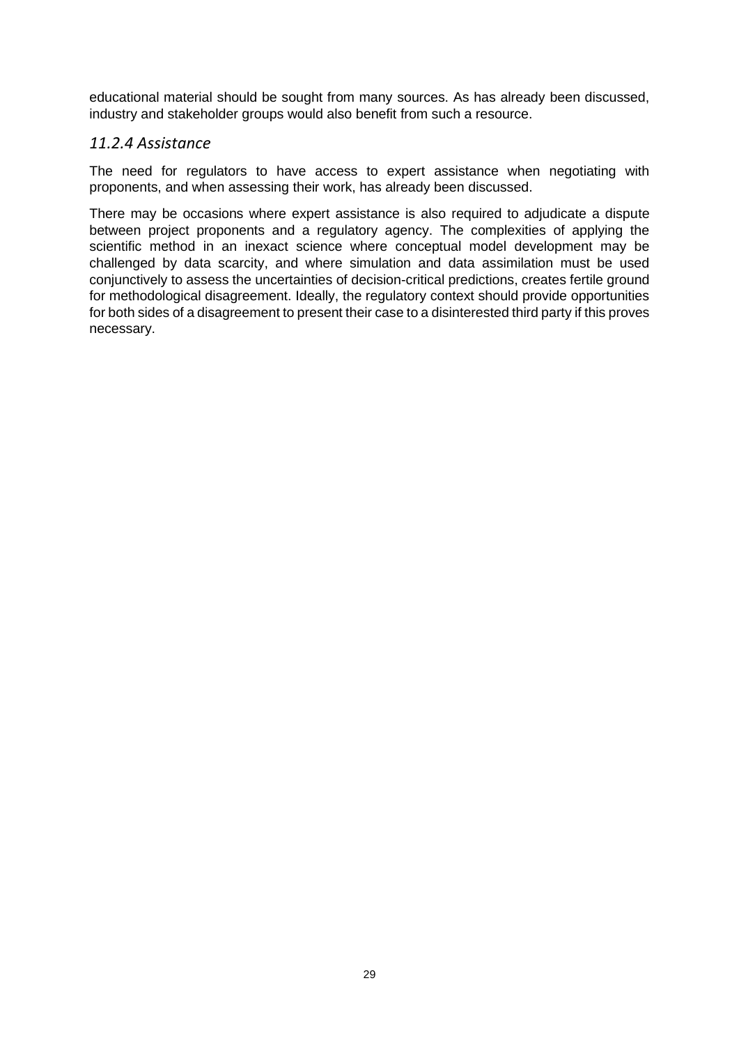educational material should be sought from many sources. As has already been discussed, industry and stakeholder groups would also benefit from such a resource.

### *11.2.4 Assistance*

The need for regulators to have access to expert assistance when negotiating with proponents, and when assessing their work, has already been discussed.

There may be occasions where expert assistance is also required to adjudicate a dispute between project proponents and a regulatory agency. The complexities of applying the scientific method in an inexact science where conceptual model development may be challenged by data scarcity, and where simulation and data assimilation must be used conjunctively to assess the uncertainties of decision-critical predictions, creates fertile ground for methodological disagreement. Ideally, the regulatory context should provide opportunities for both sides of a disagreement to present their case to a disinterested third party if this proves necessary.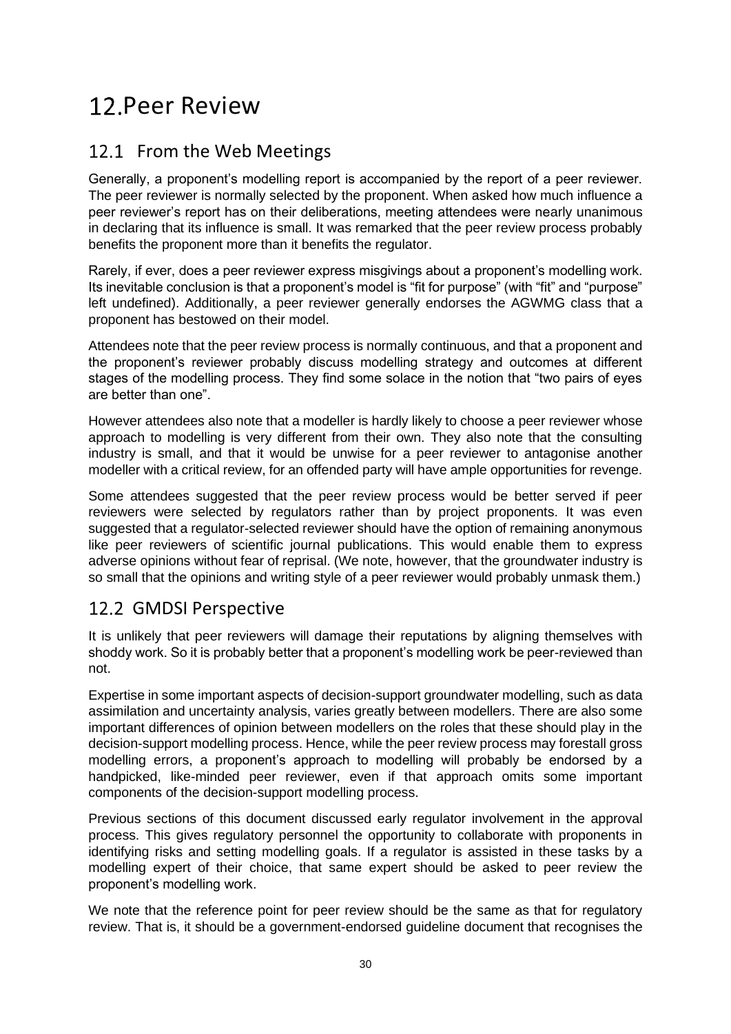# 12. Peer Review

## 12.1 From the Web Meetings

Generally, a proponent's modelling report is accompanied by the report of a peer reviewer. The peer reviewer is normally selected by the proponent. When asked how much influence a peer reviewer's report has on their deliberations, meeting attendees were nearly unanimous in declaring that its influence is small. It was remarked that the peer review process probably benefits the proponent more than it benefits the regulator.

Rarely, if ever, does a peer reviewer express misgivings about a proponent's modelling work. Its inevitable conclusion is that a proponent's model is "fit for purpose" (with "fit" and "purpose" left undefined). Additionally, a peer reviewer generally endorses the AGWMG class that a proponent has bestowed on their model.

Attendees note that the peer review process is normally continuous, and that a proponent and the proponent's reviewer probably discuss modelling strategy and outcomes at different stages of the modelling process. They find some solace in the notion that "two pairs of eyes are better than one".

However attendees also note that a modeller is hardly likely to choose a peer reviewer whose approach to modelling is very different from their own. They also note that the consulting industry is small, and that it would be unwise for a peer reviewer to antagonise another modeller with a critical review, for an offended party will have ample opportunities for revenge.

Some attendees suggested that the peer review process would be better served if peer reviewers were selected by regulators rather than by project proponents. It was even suggested that a regulator-selected reviewer should have the option of remaining anonymous like peer reviewers of scientific journal publications. This would enable them to express adverse opinions without fear of reprisal. (We note, however, that the groundwater industry is so small that the opinions and writing style of a peer reviewer would probably unmask them.)

## 12.2 GMDSI Perspective

It is unlikely that peer reviewers will damage their reputations by aligning themselves with shoddy work. So it is probably better that a proponent's modelling work be peer-reviewed than not.

Expertise in some important aspects of decision-support groundwater modelling, such as data assimilation and uncertainty analysis, varies greatly between modellers. There are also some important differences of opinion between modellers on the roles that these should play in the decision-support modelling process. Hence, while the peer review process may forestall gross modelling errors, a proponent's approach to modelling will probably be endorsed by a handpicked, like-minded peer reviewer, even if that approach omits some important components of the decision-support modelling process.

Previous sections of this document discussed early regulator involvement in the approval process. This gives regulatory personnel the opportunity to collaborate with proponents in identifying risks and setting modelling goals. If a regulator is assisted in these tasks by a modelling expert of their choice, that same expert should be asked to peer review the proponent's modelling work.

We note that the reference point for peer review should be the same as that for regulatory review. That is, it should be a government-endorsed guideline document that recognises the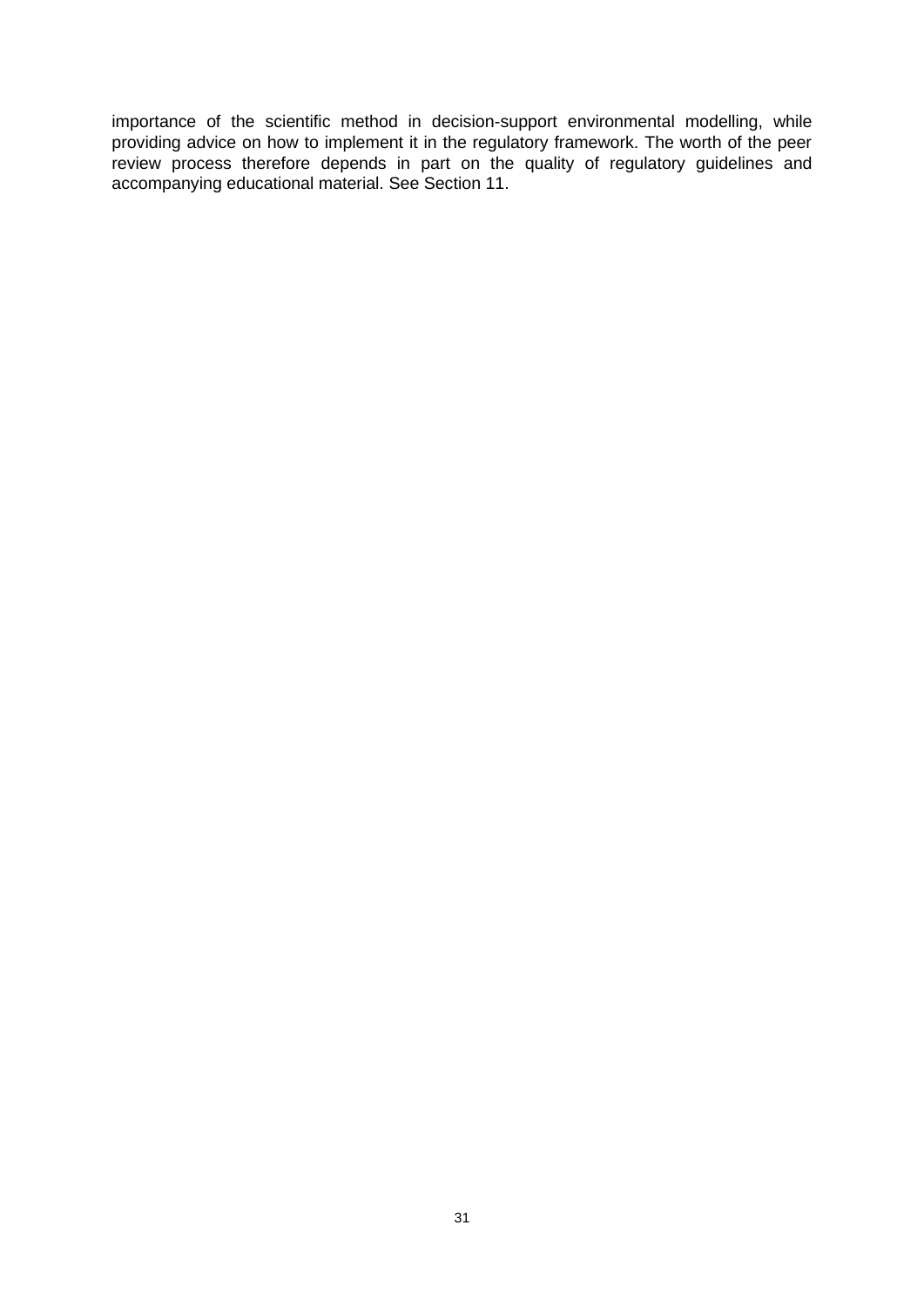importance of the scientific method in decision-support environmental modelling, while providing advice on how to implement it in the regulatory framework. The worth of the peer review process therefore depends in part on the quality of regulatory guidelines and accompanying educational material. See Section 11.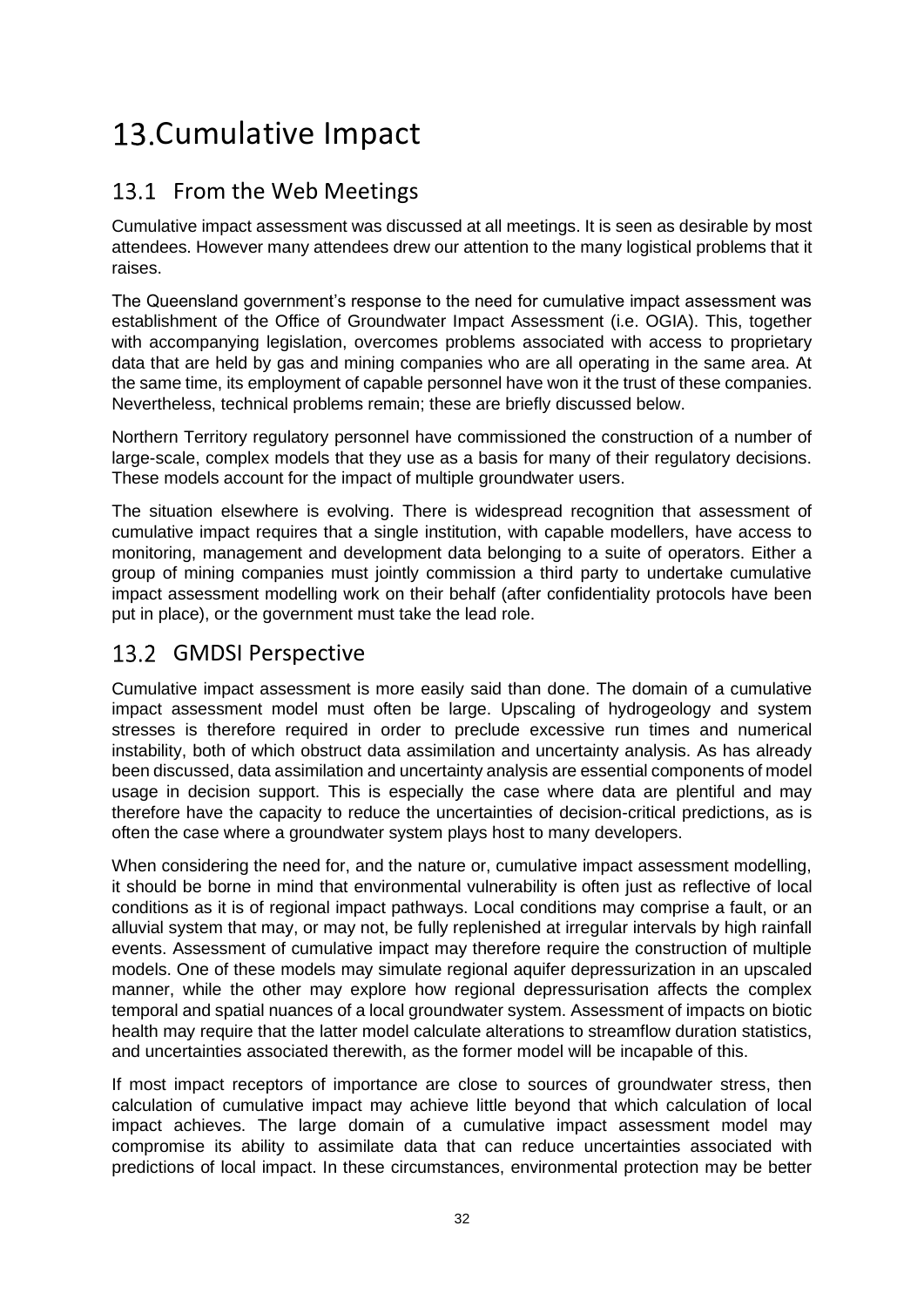# 13. Cumulative Impact

## 13.1 From the Web Meetings

Cumulative impact assessment was discussed at all meetings. It is seen as desirable by most attendees. However many attendees drew our attention to the many logistical problems that it raises.

The Queensland government's response to the need for cumulative impact assessment was establishment of the Office of Groundwater Impact Assessment (i.e. OGIA). This, together with accompanying legislation, overcomes problems associated with access to proprietary data that are held by gas and mining companies who are all operating in the same area. At the same time, its employment of capable personnel have won it the trust of these companies. Nevertheless, technical problems remain; these are briefly discussed below.

Northern Territory regulatory personnel have commissioned the construction of a number of large-scale, complex models that they use as a basis for many of their regulatory decisions. These models account for the impact of multiple groundwater users.

The situation elsewhere is evolving. There is widespread recognition that assessment of cumulative impact requires that a single institution, with capable modellers, have access to monitoring, management and development data belonging to a suite of operators. Either a group of mining companies must jointly commission a third party to undertake cumulative impact assessment modelling work on their behalf (after confidentiality protocols have been put in place), or the government must take the lead role.

## 13.2 GMDSI Perspective

Cumulative impact assessment is more easily said than done. The domain of a cumulative impact assessment model must often be large. Upscaling of hydrogeology and system stresses is therefore required in order to preclude excessive run times and numerical instability, both of which obstruct data assimilation and uncertainty analysis. As has already been discussed, data assimilation and uncertainty analysis are essential components of model usage in decision support. This is especially the case where data are plentiful and may therefore have the capacity to reduce the uncertainties of decision-critical predictions, as is often the case where a groundwater system plays host to many developers.

When considering the need for, and the nature or, cumulative impact assessment modelling, it should be borne in mind that environmental vulnerability is often just as reflective of local conditions as it is of regional impact pathways. Local conditions may comprise a fault, or an alluvial system that may, or may not, be fully replenished at irregular intervals by high rainfall events. Assessment of cumulative impact may therefore require the construction of multiple models. One of these models may simulate regional aquifer depressurization in an upscaled manner, while the other may explore how regional depressurisation affects the complex temporal and spatial nuances of a local groundwater system. Assessment of impacts on biotic health may require that the latter model calculate alterations to streamflow duration statistics, and uncertainties associated therewith, as the former model will be incapable of this.

If most impact receptors of importance are close to sources of groundwater stress, then calculation of cumulative impact may achieve little beyond that which calculation of local impact achieves. The large domain of a cumulative impact assessment model may compromise its ability to assimilate data that can reduce uncertainties associated with predictions of local impact. In these circumstances, environmental protection may be better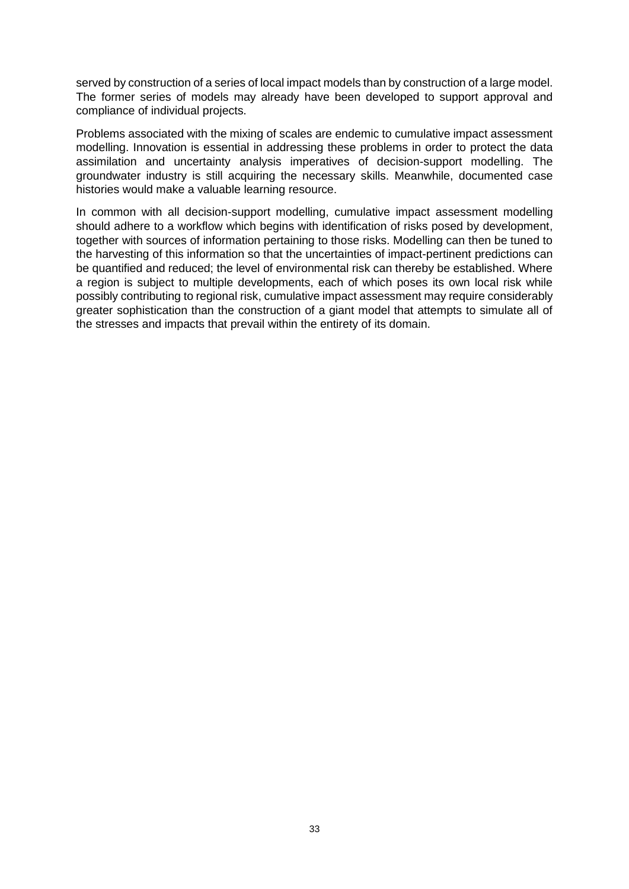served by construction of a series of local impact models than by construction of a large model. The former series of models may already have been developed to support approval and compliance of individual projects.

Problems associated with the mixing of scales are endemic to cumulative impact assessment modelling. Innovation is essential in addressing these problems in order to protect the data assimilation and uncertainty analysis imperatives of decision-support modelling. The groundwater industry is still acquiring the necessary skills. Meanwhile, documented case histories would make a valuable learning resource.

In common with all decision-support modelling, cumulative impact assessment modelling should adhere to a workflow which begins with identification of risks posed by development, together with sources of information pertaining to those risks. Modelling can then be tuned to the harvesting of this information so that the uncertainties of impact-pertinent predictions can be quantified and reduced; the level of environmental risk can thereby be established. Where a region is subject to multiple developments, each of which poses its own local risk while possibly contributing to regional risk, cumulative impact assessment may require considerably greater sophistication than the construction of a giant model that attempts to simulate all of the stresses and impacts that prevail within the entirety of its domain.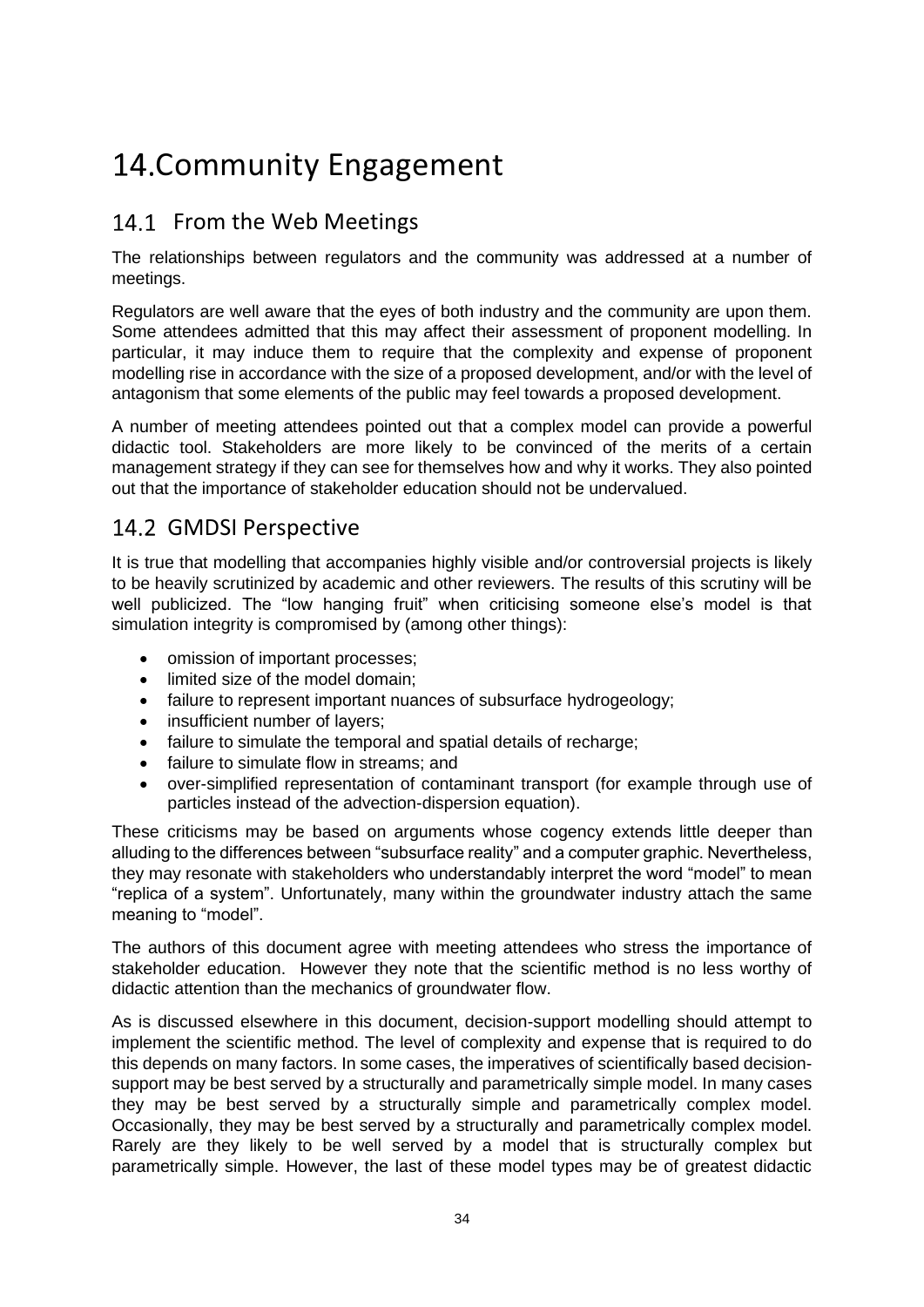# 14. Community Engagement

## 14.1 From the Web Meetings

The relationships between regulators and the community was addressed at a number of meetings.

Regulators are well aware that the eyes of both industry and the community are upon them. Some attendees admitted that this may affect their assessment of proponent modelling. In particular, it may induce them to require that the complexity and expense of proponent modelling rise in accordance with the size of a proposed development, and/or with the level of antagonism that some elements of the public may feel towards a proposed development.

A number of meeting attendees pointed out that a complex model can provide a powerful didactic tool. Stakeholders are more likely to be convinced of the merits of a certain management strategy if they can see for themselves how and why it works. They also pointed out that the importance of stakeholder education should not be undervalued.

## 14.2 GMDSI Perspective

It is true that modelling that accompanies highly visible and/or controversial projects is likely to be heavily scrutinized by academic and other reviewers. The results of this scrutiny will be well publicized. The "low hanging fruit" when criticising someone else's model is that simulation integrity is compromised by (among other things):

- omission of important processes;
- limited size of the model domain;
- failure to represent important nuances of subsurface hydrogeology;
- insufficient number of layers;
- failure to simulate the temporal and spatial details of recharge;
- failure to simulate flow in streams; and
- over-simplified representation of contaminant transport (for example through use of particles instead of the advection-dispersion equation).

These criticisms may be based on arguments whose cogency extends little deeper than alluding to the differences between "subsurface reality" and a computer graphic. Nevertheless, they may resonate with stakeholders who understandably interpret the word "model" to mean "replica of a system". Unfortunately, many within the groundwater industry attach the same meaning to "model".

The authors of this document agree with meeting attendees who stress the importance of stakeholder education. However they note that the scientific method is no less worthy of didactic attention than the mechanics of groundwater flow.

As is discussed elsewhere in this document, decision-support modelling should attempt to implement the scientific method. The level of complexity and expense that is required to do this depends on many factors. In some cases, the imperatives of scientifically based decision-support may be best served by a structurally and parametrically simple model. In many cases they may be best served by a structurally simple and parametrically complex model. Occasionally, they may be best served by a structurally and parametrically complex model. Rarely are they likely to be well served by a model that is structurally complex but parametrically simple. However, the last of these model types may be of greatest didactic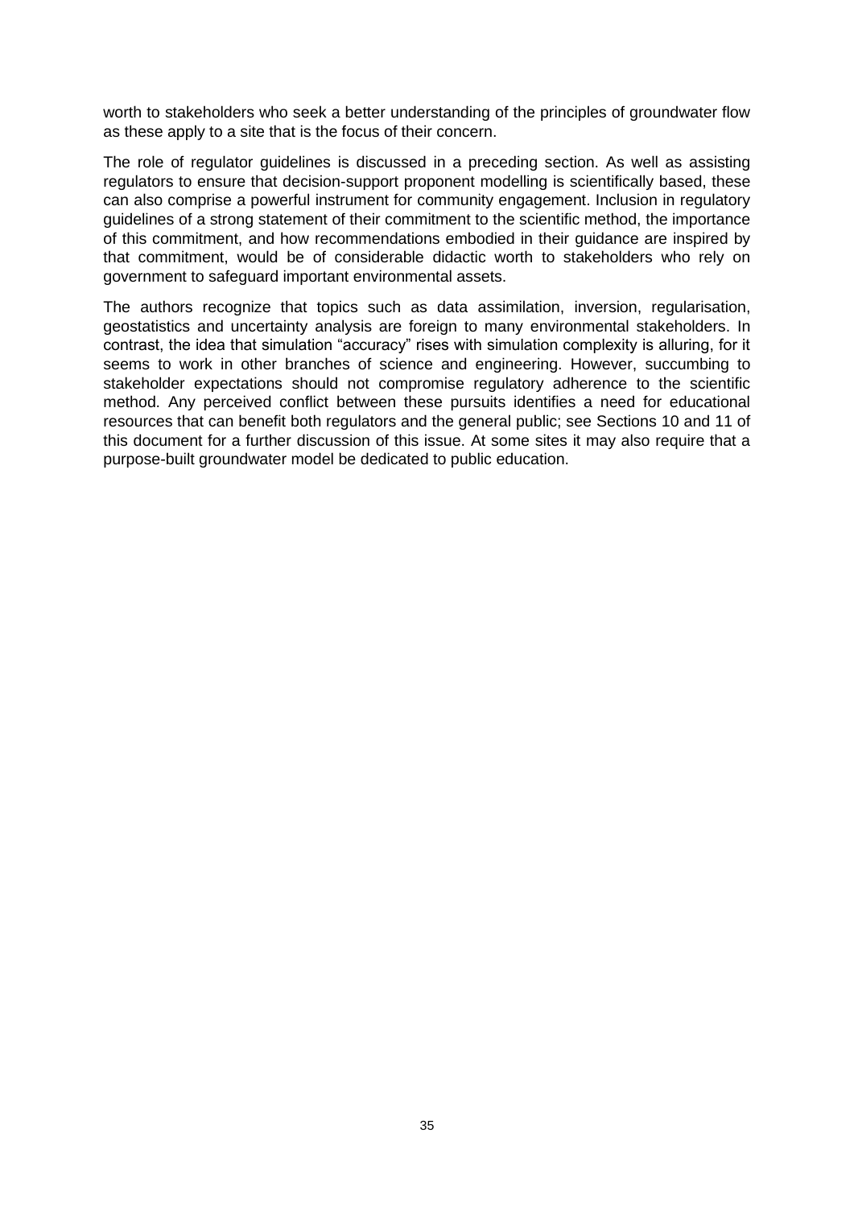worth to stakeholders who seek a better understanding of the principles of groundwater flow as these apply to a site that is the focus of their concern.

The role of regulator guidelines is discussed in a preceding section. As well as assisting regulators to ensure that decision-support proponent modelling is scientifically based, these can also comprise a powerful instrument for community engagement. Inclusion in regulatory guidelines of a strong statement of their commitment to the scientific method, the importance of this commitment, and how recommendations embodied in their guidance are inspired by that commitment, would be of considerable didactic worth to stakeholders who rely on government to safeguard important environmental assets.

The authors recognize that topics such as data assimilation, inversion, regularisation, geostatistics and uncertainty analysis are foreign to many environmental stakeholders. In contrast, the idea that simulation "accuracy" rises with simulation complexity is alluring, for it seems to work in other branches of science and engineering. However, succumbing to stakeholder expectations should not compromise regulatory adherence to the scientific method. Any perceived conflict between these pursuits identifies a need for educational resources that can benefit both regulators and the general public; see Sections 10 and 11 of this document for a further discussion of this issue. At some sites it may also require that a purpose-built groundwater model be dedicated to public education.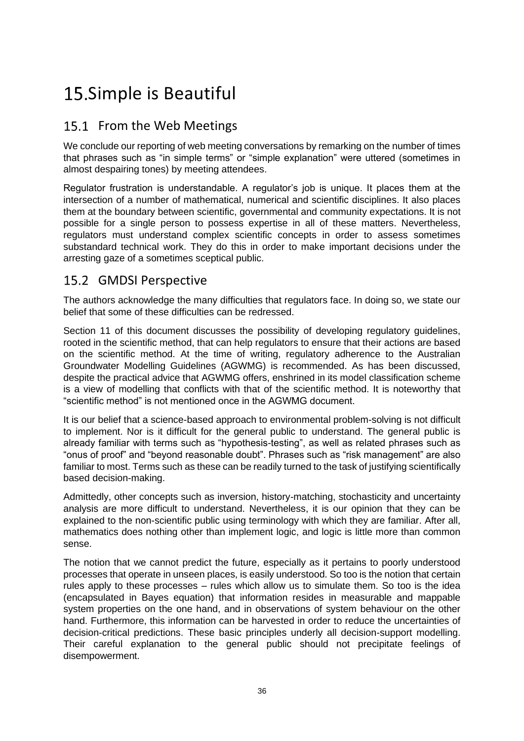# 15. Simple is Beautiful

## 15.1 From the Web Meetings

We conclude our reporting of web meeting conversations by remarking on the number of times that phrases such as "in simple terms" or "simple explanation" were uttered (sometimes in almost despairing tones) by meeting attendees.

Regulator frustration is understandable. A regulator's job is unique. It places them at the intersection of a number of mathematical, numerical and scientific disciplines. It also places them at the boundary between scientific, governmental and community expectations. It is not possible for a single person to possess expertise in all of these matters. Nevertheless, regulators must understand complex scientific concepts in order to assess sometimes substandard technical work. They do this in order to make important decisions under the arresting gaze of a sometimes sceptical public.

## 15.2 GMDSI Perspective

The authors acknowledge the many difficulties that regulators face. In doing so, we state our belief that some of these difficulties can be redressed.

Section 11 of this document discusses the possibility of developing regulatory guidelines, rooted in the scientific method, that can help regulators to ensure that their actions are based on the scientific method. At the time of writing, regulatory adherence to the Australian Groundwater Modelling Guidelines (AGWMG) is recommended. As has been discussed, despite the practical advice that AGWMG offers, enshrined in its model classification scheme is a view of modelling that conflicts with that of the scientific method. It is noteworthy that "scientific method" is not mentioned once in the AGWMG document.

It is our belief that a science-based approach to environmental problem-solving is not difficult to implement. Nor is it difficult for the general public to understand. The general public is already familiar with terms such as "hypothesis-testing", as well as related phrases such as "onus of proof" and "beyond reasonable doubt". Phrases such as "risk management" are also familiar to most. Terms such as these can be readily turned to the task of justifying scientifically based decision-making.

Admittedly, other concepts such as inversion, history-matching, stochasticity and uncertainty analysis are more difficult to understand. Nevertheless, it is our opinion that they can be explained to the non-scientific public using terminology with which they are familiar. After all, mathematics does nothing other than implement logic, and logic is little more than common sense.

The notion that we cannot predict the future, especially as it pertains to poorly understood processes that operate in unseen places, is easily understood. So too is the notion that certain rules apply to these processes – rules which allow us to simulate them. So too is the idea (encapsulated in Bayes equation) that information resides in measurable and mappable system properties on the one hand, and in observations of system behaviour on the other hand. Furthermore, this information can be harvested in order to reduce the uncertainties of decision-critical predictions. These basic principles underly all decision-support modelling. Their careful explanation to the general public should not precipitate feelings of disempowerment.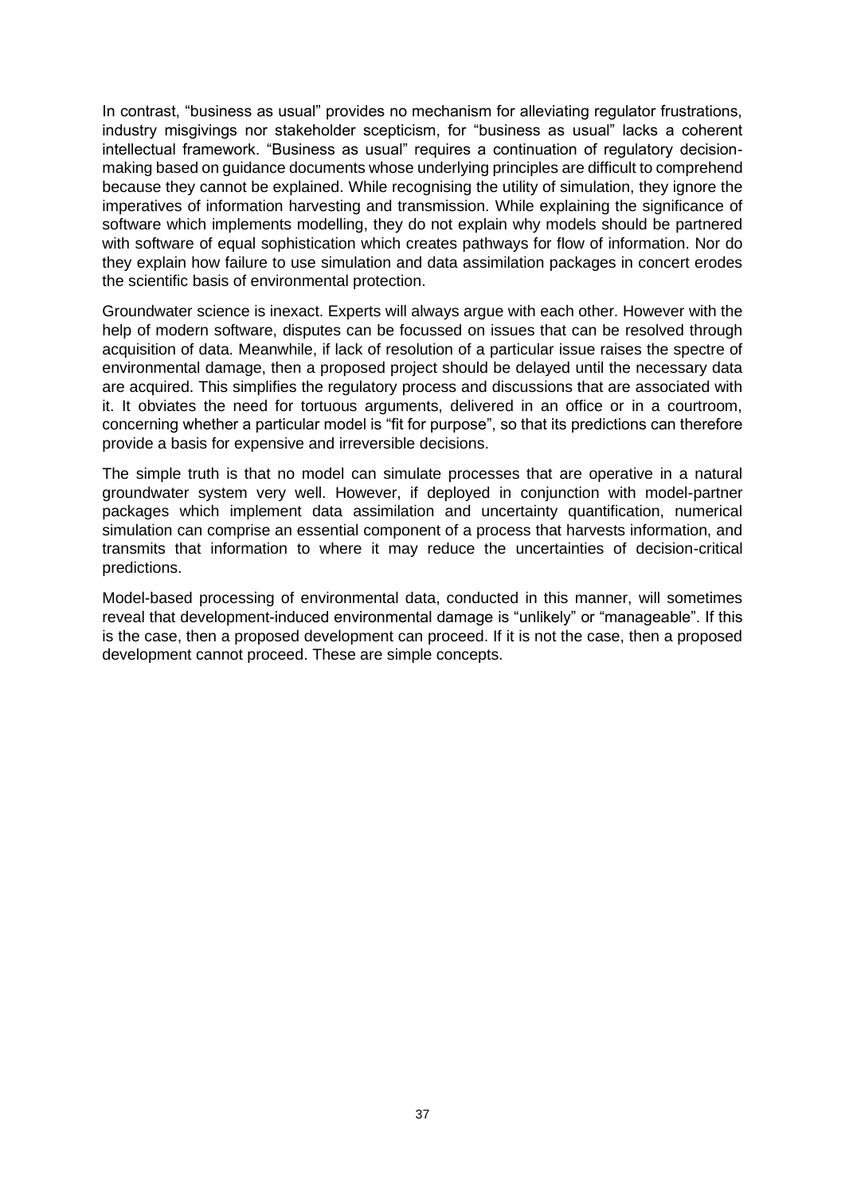In contrast, "business as usual" provides no mechanism for alleviating regulator frustrations, industry misgivings nor stakeholder scepticism, for "business as usual" lacks a coherent intellectual framework. "Business as usual" requires a continuation of regulatory decision-making based on guidance documents whose underlying principles are difficult to comprehend because they cannot be explained. While recognising the utility of simulation, they ignore the imperatives of information harvesting and transmission. While explaining the significance of software which implements modelling, they do not explain why models should be partnered with software of equal sophistication which creates pathways for flow of information. Nor do they explain how failure to use simulation and data assimilation packages in concert erodes the scientific basis of environmental protection.

Groundwater science is inexact. Experts will always argue with each other. However with the help of modern software, disputes can be focussed on issues that can be resolved through acquisition of data. Meanwhile, if lack of resolution of a particular issue raises the spectre of environmental damage, then a proposed project should be delayed until the necessary data are acquired. This simplifies the regulatory process and discussions that are associated with it. It obviates the need for tortuous arguments, delivered in an office or in a courtroom, concerning whether a particular model is "fit for purpose", so that its predictions can therefore provide a basis for expensive and irreversible decisions.

The simple truth is that no model can simulate processes that are operative in a natural groundwater system very well. However, if deployed in conjunction with model-partner packages which implement data assimilation and uncertainty quantification, numerical simulation can comprise an essential component of a process that harvests information, and transmits that information to where it may reduce the uncertainties of decision-critical predictions.

Model-based processing of environmental data, conducted in this manner, will sometimes reveal that development-induced environmental damage is "unlikely" or "manageable". If this is the case, then a proposed development can proceed. If it is not the case, then a proposed development cannot proceed. These are simple concepts.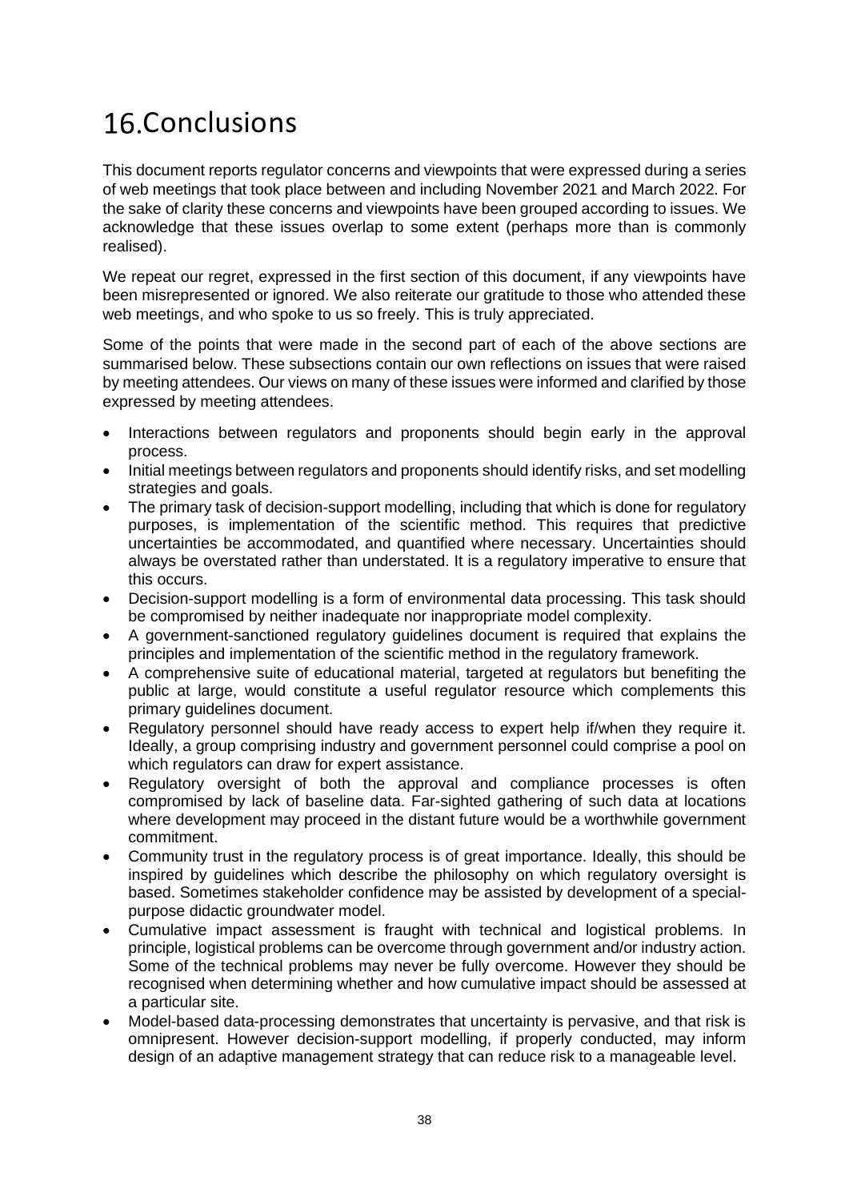# 16. Conclusions

This document reports regulator concerns and viewpoints that were expressed during a series of web meetings that took place between and including November 2021 and March 2022. For the sake of clarity these concerns and viewpoints have been grouped according to issues. We acknowledge that these issues overlap to some extent (perhaps more than is commonly realised).

We repeat our regret, expressed in the first section of this document, if any viewpoints have been misrepresented or ignored. We also reiterate our gratitude to those who attended these web meetings, and who spoke to us so freely. This is truly appreciated.

Some of the points that were made in the second part of each of the above sections are summarised below. These subsections contain our own reflections on issues that were raised by meeting attendees. Our views on many of these issues were informed and clarified by those expressed by meeting attendees.

- Interactions between regulators and proponents should begin early in the approval process.
- Initial meetings between regulators and proponents should identify risks, and set modelling strategies and goals.
- The primary task of decision-support modelling, including that which is done for regulatory purposes, is implementation of the scientific method. This requires that predictive uncertainties be accommodated, and quantified where necessary. Uncertainties should always be overstated rather than understated. It is a regulatory imperative to ensure that this occurs.
- Decision-support modelling is a form of environmental data processing. This task should be compromised by neither inadequate nor inappropriate model complexity.
- A government-sanctioned regulatory guidelines document is required that explains the principles and implementation of the scientific method in the regulatory framework.
- A comprehensive suite of educational material, targeted at regulators but benefiting the public at large, would constitute a useful regulator resource which complements this primary guidelines document.
- Regulatory personnel should have ready access to expert help if/when they require it. Ideally, a group comprising industry and government personnel could comprise a pool on which regulators can draw for expert assistance.
- Regulatory oversight of both the approval and compliance processes is often compromised by lack of baseline data. Far-sighted gathering of such data at locations where development may proceed in the distant future would be a worthwhile government commitment.
- Community trust in the regulatory process is of great importance. Ideally, this should be inspired by guidelines which describe the philosophy on which regulatory oversight is based. Sometimes stakeholder confidence may be assisted by development of a special-purpose didactic groundwater model.
- Cumulative impact assessment is fraught with technical and logistical problems. In principle, logistical problems can be overcome through government and/or industry action. Some of the technical problems may never be fully overcome. However they should be recognised when determining whether and how cumulative impact should be assessed at a particular site.
- Model-based data-processing demonstrates that uncertainty is pervasive, and that risk is omnipresent. However decision-support modelling, if properly conducted, may inform design of an adaptive management strategy that can reduce risk to a manageable level.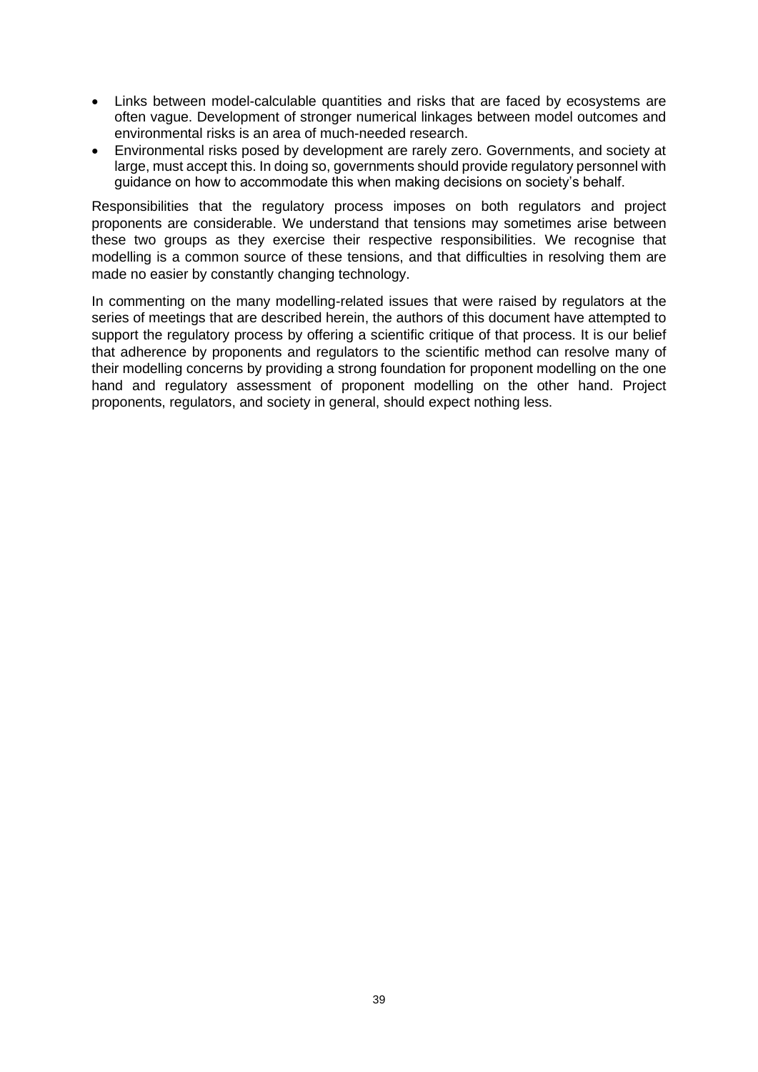- Links between model-calculable quantities and risks that are faced by ecosystems are often vague. Development of stronger numerical linkages between model outcomes and environmental risks is an area of much-needed research.
- Environmental risks posed by development are rarely zero. Governments, and society at large, must accept this. In doing so, governments should provide regulatory personnel with guidance on how to accommodate this when making decisions on society's behalf.

Responsibilities that the regulatory process imposes on both regulators and project proponents are considerable. We understand that tensions may sometimes arise between these two groups as they exercise their respective responsibilities. We recognise that modelling is a common source of these tensions, and that difficulties in resolving them are made no easier by constantly changing technology.

In commenting on the many modelling-related issues that were raised by regulators at the series of meetings that are described herein, the authors of this document have attempted to support the regulatory process by offering a scientific critique of that process. It is our belief that adherence by proponents and regulators to the scientific method can resolve many of their modelling concerns by providing a strong foundation for proponent modelling on the one hand and regulatory assessment of proponent modelling on the other hand. Project proponents, regulators, and society in general, should expect nothing less.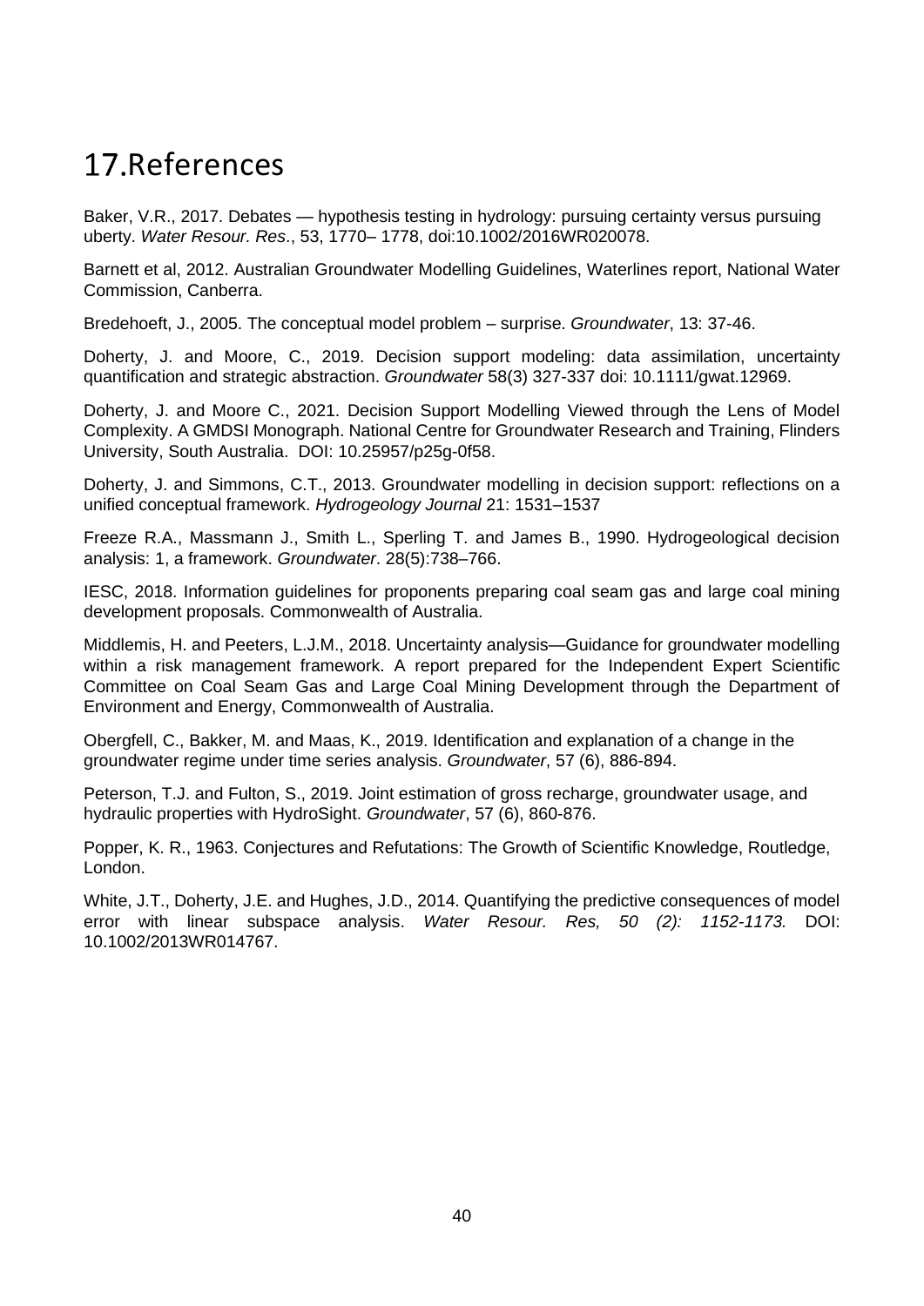# 17.References

Baker, V.R., 2017. Debates — hypothesis testing in hydrology: pursuing certainty versus pursuing uberty. *Water Resour. Res*., 53, 1770– 1778, doi:10.1002/2016WR020078.

Barnett et al, 2012. Australian Groundwater Modelling Guidelines, Waterlines report, National Water Commission, Canberra.

Bredehoeft, J., 2005. The conceptual model problem – surprise. *Groundwater*, 13: 37-46.

Doherty, J. and Moore, C., 2019. Decision support modeling: data assimilation, uncertainty quantification and strategic abstraction. *Groundwater* 58(3) 327-337 doi: 10.1111/gwat.12969.

Doherty, J. and Moore C., 2021. Decision Support Modelling Viewed through the Lens of Model Complexity. A GMDSI Monograph. National Centre for Groundwater Research and Training, Flinders University, South Australia. DOI: 10.25957/p25g-0f58.

Doherty, J. and Simmons, C.T., 2013. Groundwater modelling in decision support: reflections on a unified conceptual framework. *Hydrogeology Journal* 21: 1531–1537

Freeze R.A., Massmann J., Smith L., Sperling T. and James B., 1990. Hydrogeological decision analysis: 1, a framework. *Groundwater*. 28(5):738–766.

IESC, 2018. Information guidelines for proponents preparing coal seam gas and large coal mining development proposals. Commonwealth of Australia.

Middlemis, H. and Peeters, L.J.M., 2018. Uncertainty analysis—Guidance for groundwater modelling within a risk management framework. A report prepared for the Independent Expert Scientific Committee on Coal Seam Gas and Large Coal Mining Development through the Department of Environment and Energy, Commonwealth of Australia.

Obergfell, C., Bakker, M. and Maas, K., 2019. Identification and explanation of a change in the groundwater regime under time series analysis. *Groundwater*, 57 (6), 886-894.

Peterson, T.J. and Fulton, S., 2019. Joint estimation of gross recharge, groundwater usage, and hydraulic properties with HydroSight. *Groundwater*, 57 (6), 860-876.

Popper, K. R., 1963. Conjectures and Refutations: The Growth of Scientific Knowledge, Routledge, London.

White, J.T., Doherty, J.E. and Hughes, J.D., 2014. Quantifying the predictive consequences of model error with linear subspace analysis. *Water Resour. Res, 50 (2): 1152-1173.* DOI: 10.1002/2013WR014767.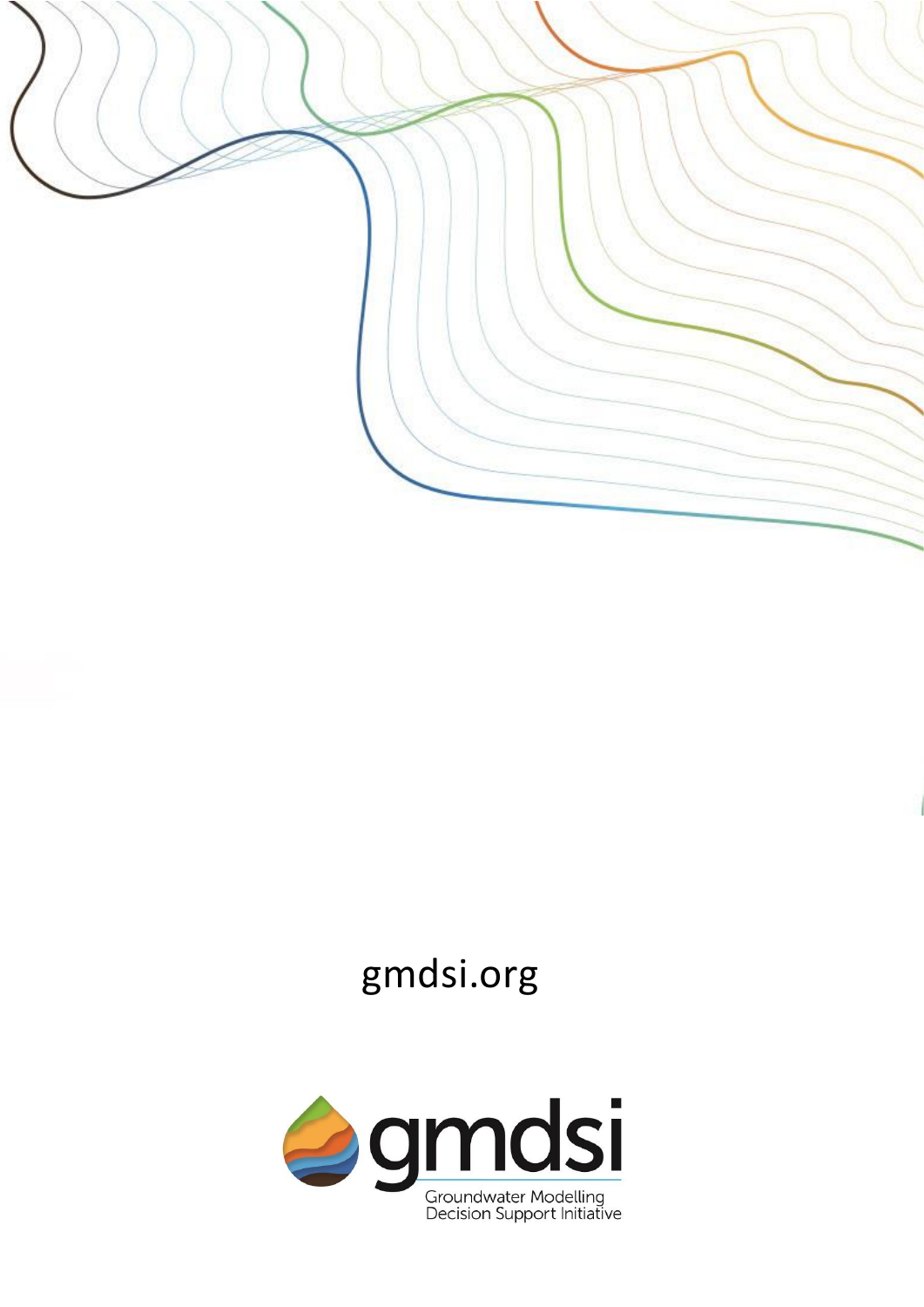gmdsi.org

gmdsi

Groundwater Modelling
Decision Support Initiative